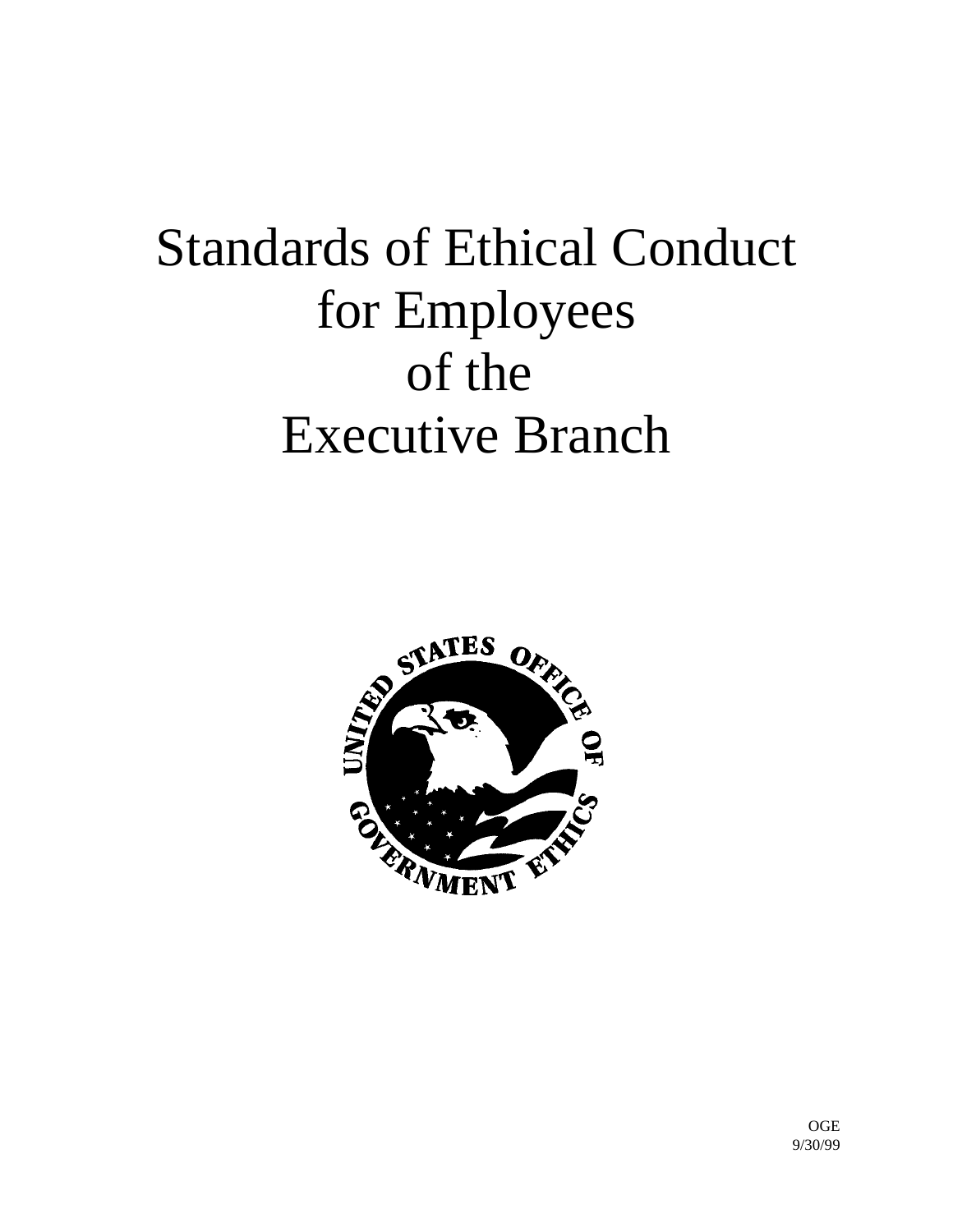# Standards of Ethical Conduct for Employees of the Executive Branch

UNITED STATES OFFICE OF GOVERNMENT ETHICS

OGE
9/30/99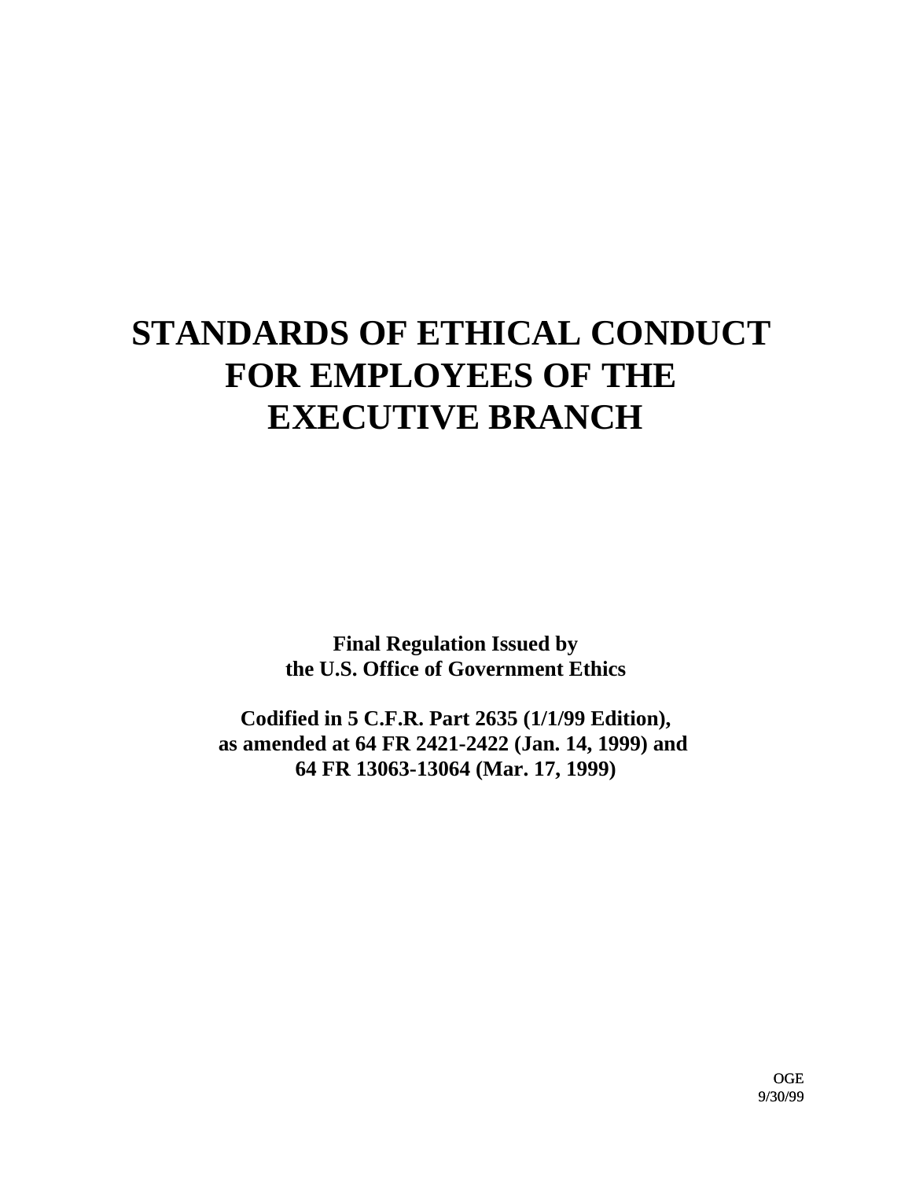# STANDARDS OF ETHICAL CONDUCT FOR EMPLOYEES OF THE EXECUTIVE BRANCH

**Final Regulation Issued by the U.S. Office of Government Ethics**

**Codified in 5 C.F.R. Part 2635 (1/1/99 Edition), as amended at 64 FR 2421-2422 (Jan. 14, 1999) and 64 FR 13063-13064 (Mar. 17, 1999)**

OGE
9/30/99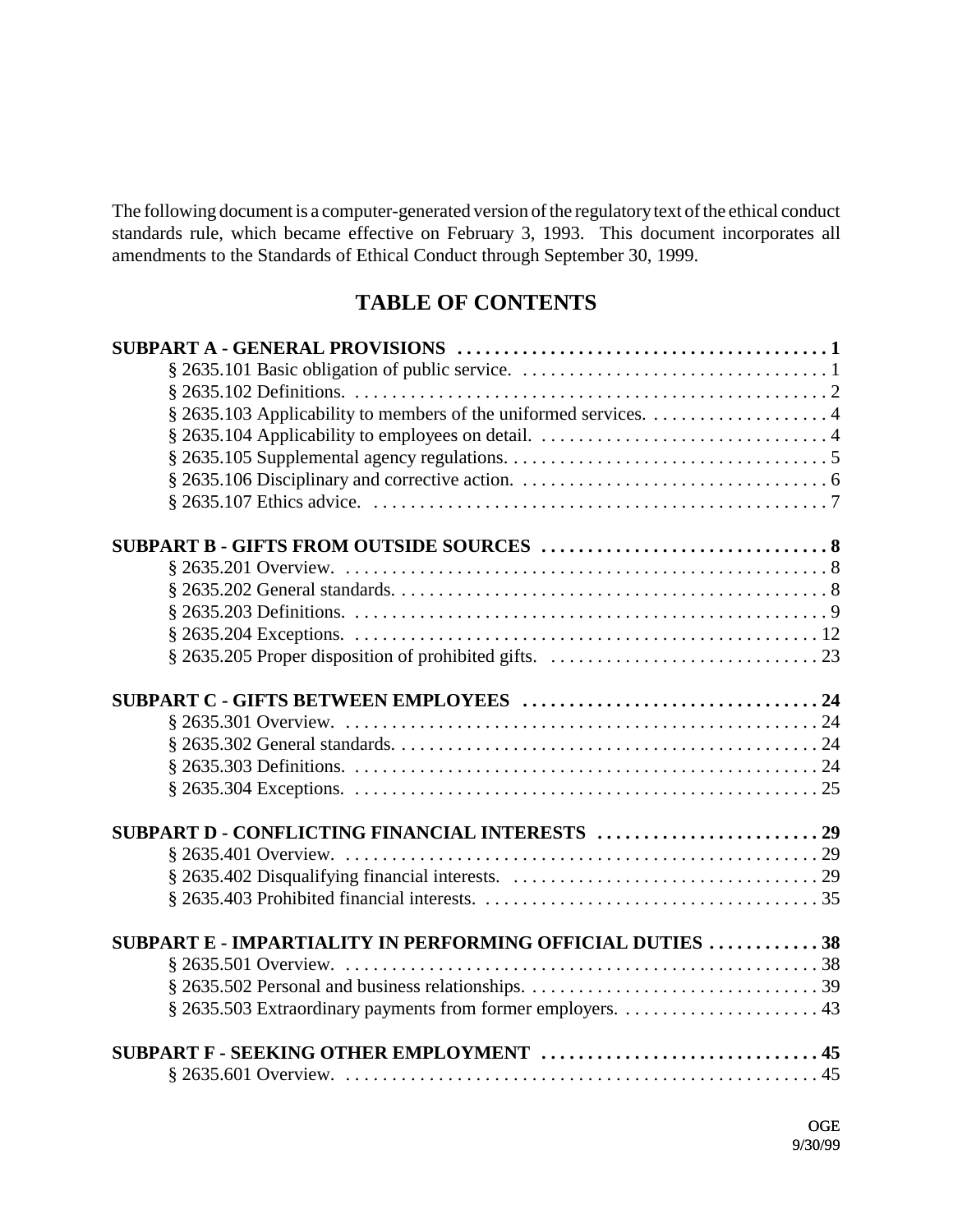The following document is a computer-generated version of the regulatory text of the ethical conduct standards rule, which became effective on February 3, 1993. This document incorporates all amendments to the Standards of Ethical Conduct through September 30, 1999.

## TABLE OF CONTENTS

**SUBPART A - GENERAL PROVISIONS . . . . . . . . . . . . . . . . . . . . . . . . . . . . . . . . . . . . . . . . 1**
- § 2635.101 Basic obligation of public service. . . . . . . . . . . . . . . . . . . . . . . . . . . . . . . . . 1
- § 2635.102 Definitions. . . . . . . . . . . . . . . . . . . . . . . . . . . . . . . . . . . . . . . . . . . . . . . . . . 2
- § 2635.103 Applicability to members of the uniformed services. . . . . . . . . . . . . . . . . . . . 4
- § 2635.104 Applicability to employees on detail. . . . . . . . . . . . . . . . . . . . . . . . . . . . . . . . 4
- § 2635.105 Supplemental agency regulations. . . . . . . . . . . . . . . . . . . . . . . . . . . . . . . . . . . 5
- § 2635.106 Disciplinary and corrective action. . . . . . . . . . . . . . . . . . . . . . . . . . . . . . . . . . 6
- § 2635.107 Ethics advice. . . . . . . . . . . . . . . . . . . . . . . . . . . . . . . . . . . . . . . . . . . . . . . . . 7

**SUBPART B - GIFTS FROM OUTSIDE SOURCES . . . . . . . . . . . . . . . . . . . . . . . . . . . . . . . 8**
- § 2635.201 Overview. . . . . . . . . . . . . . . . . . . . . . . . . . . . . . . . . . . . . . . . . . . . . . . . . . . . 8
- § 2635.202 General standards. . . . . . . . . . . . . . . . . . . . . . . . . . . . . . . . . . . . . . . . . . . . . . 8
- § 2635.203 Definitions. . . . . . . . . . . . . . . . . . . . . . . . . . . . . . . . . . . . . . . . . . . . . . . . . . 9
- § 2635.204 Exceptions. . . . . . . . . . . . . . . . . . . . . . . . . . . . . . . . . . . . . . . . . . . . . . . . . . 12
- § 2635.205 Proper disposition of prohibited gifts. . . . . . . . . . . . . . . . . . . . . . . . . . . . . . 23

**SUBPART C - GIFTS BETWEEN EMPLOYEES . . . . . . . . . . . . . . . . . . . . . . . . . . . . . . . . 24**
- § 2635.301 Overview. . . . . . . . . . . . . . . . . . . . . . . . . . . . . . . . . . . . . . . . . . . . . . . . . . . 24
- § 2635.302 General standards. . . . . . . . . . . . . . . . . . . . . . . . . . . . . . . . . . . . . . . . . . . . . 24
- § 2635.303 Definitions. . . . . . . . . . . . . . . . . . . . . . . . . . . . . . . . . . . . . . . . . . . . . . . . . . 24
- § 2635.304 Exceptions. . . . . . . . . . . . . . . . . . . . . . . . . . . . . . . . . . . . . . . . . . . . . . . . . . 25

**SUBPART D - CONFLICTING FINANCIAL INTERESTS . . . . . . . . . . . . . . . . . . . . . . . . 29**
- § 2635.401 Overview. . . . . . . . . . . . . . . . . . . . . . . . . . . . . . . . . . . . . . . . . . . . . . . . . . . 29
- § 2635.402 Disqualifying financial interests. . . . . . . . . . . . . . . . . . . . . . . . . . . . . . . . . . 29
- § 2635.403 Prohibited financial interests. . . . . . . . . . . . . . . . . . . . . . . . . . . . . . . . . . . . . 35

**SUBPART E - IMPARTIALITY IN PERFORMING OFFICIAL DUTIES . . . . . . . . . . . . 38**
- § 2635.501 Overview. . . . . . . . . . . . . . . . . . . . . . . . . . . . . . . . . . . . . . . . . . . . . . . . . . . 38
- § 2635.502 Personal and business relationships. . . . . . . . . . . . . . . . . . . . . . . . . . . . . . . . 39
- § 2635.503 Extraordinary payments from former employers. . . . . . . . . . . . . . . . . . . . . . 43

**SUBPART F - SEEKING OTHER EMPLOYMENT . . . . . . . . . . . . . . . . . . . . . . . . . . . . . . 45**
- § 2635.601 Overview. . . . . . . . . . . . . . . . . . . . . . . . . . . . . . . . . . . . . . . . . . . . . . . . . . . 45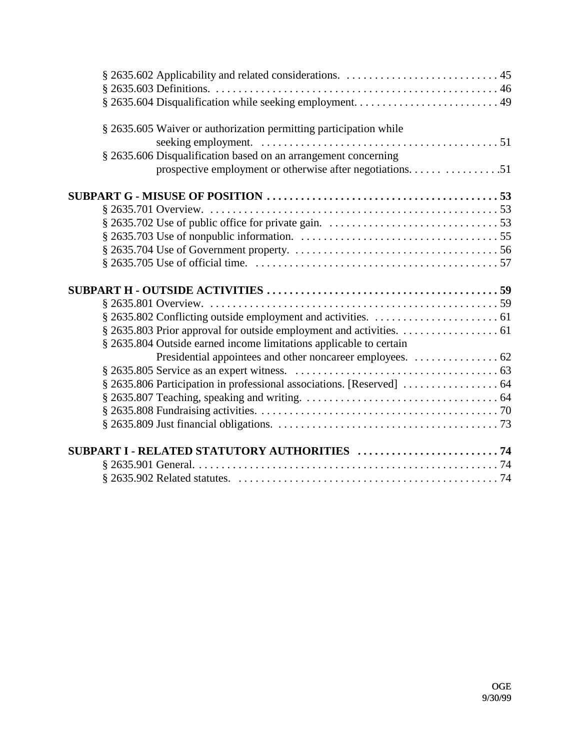§ 2635.602 Applicability and related considerations. . . . . . . . . . . . . . . . . . . . . . . . . . . . 45
§ 2635.603 Definitions. . . . . . . . . . . . . . . . . . . . . . . . . . . . . . . . . . . . . . . . . . . . . . . . . . . 46
§ 2635.604 Disqualification while seeking employment. . . . . . . . . . . . . . . . . . . . . . . . . . 49

§ 2635.605 Waiver or authorization permitting participation while seeking employment. . . . . . . . . . . . . . . . . . . . . . . . . . . . . . . . . . . . . . . . . . 51
§ 2635.606 Disqualification based on an arrangement concerning prospective employment or otherwise after negotiations. . . . . . . . . . . . . . . . . . .51

**SUBPART G - MISUSE OF POSITION . . . . . . . . . . . . . . . . . . . . . . . . . . . . . . . . . . . . . . . . . 53**

§ 2635.701 Overview. . . . . . . . . . . . . . . . . . . . . . . . . . . . . . . . . . . . . . . . . . . . . . . . . . . . 53
§ 2635.702 Use of public office for private gain. . . . . . . . . . . . . . . . . . . . . . . . . . . . . . . 53
§ 2635.703 Use of nonpublic information. . . . . . . . . . . . . . . . . . . . . . . . . . . . . . . . . . . . 55
§ 2635.704 Use of Government property. . . . . . . . . . . . . . . . . . . . . . . . . . . . . . . . . . . . . 56
§ 2635.705 Use of official time. . . . . . . . . . . . . . . . . . . . . . . . . . . . . . . . . . . . . . . . . . . . 57

**SUBPART H - OUTSIDE ACTIVITIES . . . . . . . . . . . . . . . . . . . . . . . . . . . . . . . . . . . . . . . . . 59**

§ 2635.801 Overview. . . . . . . . . . . . . . . . . . . . . . . . . . . . . . . . . . . . . . . . . . . . . . . . . . . . 59
§ 2635.802 Conflicting outside employment and activities. . . . . . . . . . . . . . . . . . . . . . . 61
§ 2635.803 Prior approval for outside employment and activities. . . . . . . . . . . . . . . . . . 61
§ 2635.804 Outside earned income limitations applicable to certain Presidential appointees and other noncareer employees. . . . . . . . . . . . . . . . 62
§ 2635.805 Service as an expert witness. . . . . . . . . . . . . . . . . . . . . . . . . . . . . . . . . . . . . 63
§ 2635.806 Participation in professional associations. [Reserved] . . . . . . . . . . . . . . . . . 64
§ 2635.807 Teaching, speaking and writing. . . . . . . . . . . . . . . . . . . . . . . . . . . . . . . . . . . 64
§ 2635.808 Fundraising activities. . . . . . . . . . . . . . . . . . . . . . . . . . . . . . . . . . . . . . . . . . . 70
§ 2635.809 Just financial obligations. . . . . . . . . . . . . . . . . . . . . . . . . . . . . . . . . . . . . . . . 73

**SUBPART I - RELATED STATUTORY AUTHORITIES . . . . . . . . . . . . . . . . . . . . . . . . . 74**

§ 2635.901 General. . . . . . . . . . . . . . . . . . . . . . . . . . . . . . . . . . . . . . . . . . . . . . . . . . . . . 74
§ 2635.902 Related statutes. . . . . . . . . . . . . . . . . . . . . . . . . . . . . . . . . . . . . . . . . . . . . . . 74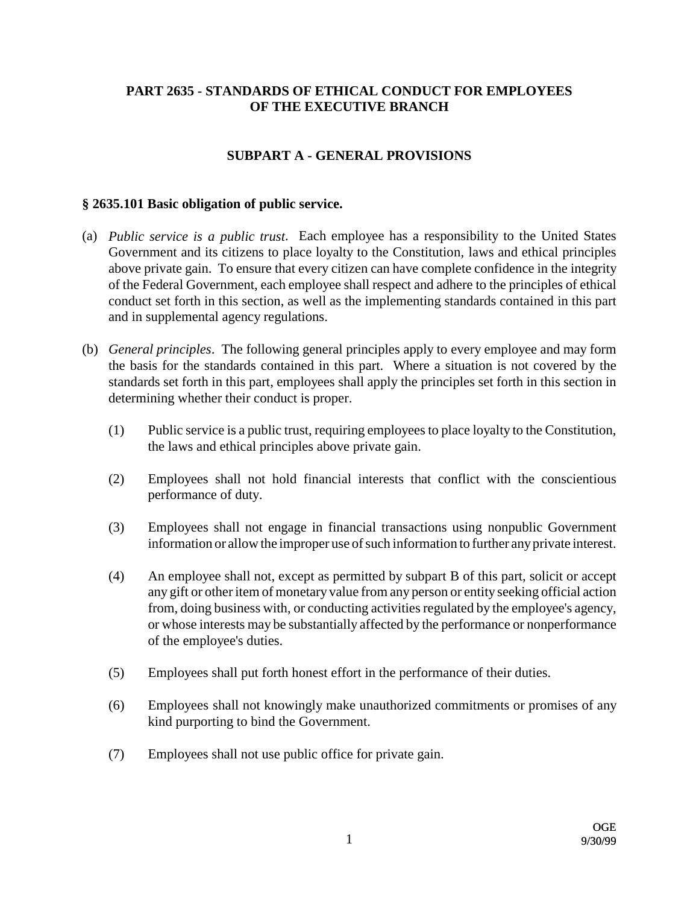# PART 2635 - STANDARDS OF ETHICAL CONDUCT FOR EMPLOYEES OF THE EXECUTIVE BRANCH

## SUBPART A - GENERAL PROVISIONS

### § 2635.101 Basic obligation of public service.

(a) *Public service is a public trust*. Each employee has a responsibility to the United States Government and its citizens to place loyalty to the Constitution, laws and ethical principles above private gain. To ensure that every citizen can have complete confidence in the integrity of the Federal Government, each employee shall respect and adhere to the principles of ethical conduct set forth in this section, as well as the implementing standards contained in this part and in supplemental agency regulations.

(b) *General principles*. The following general principles apply to every employee and may form the basis for the standards contained in this part. Where a situation is not covered by the standards set forth in this part, employees shall apply the principles set forth in this section in determining whether their conduct is proper.

(1) Public service is a public trust, requiring employees to place loyalty to the Constitution, the laws and ethical principles above private gain.

(2) Employees shall not hold financial interests that conflict with the conscientious performance of duty.

(3) Employees shall not engage in financial transactions using nonpublic Government information or allow the improper use of such information to further any private interest.

(4) An employee shall not, except as permitted by subpart B of this part, solicit or accept any gift or other item of monetary value from any person or entity seeking official action from, doing business with, or conducting activities regulated by the employee's agency, or whose interests may be substantially affected by the performance or nonperformance of the employee's duties.

(5) Employees shall put forth honest effort in the performance of their duties.

(6) Employees shall not knowingly make unauthorized commitments or promises of any kind purporting to bind the Government.

(7) Employees shall not use public office for private gain.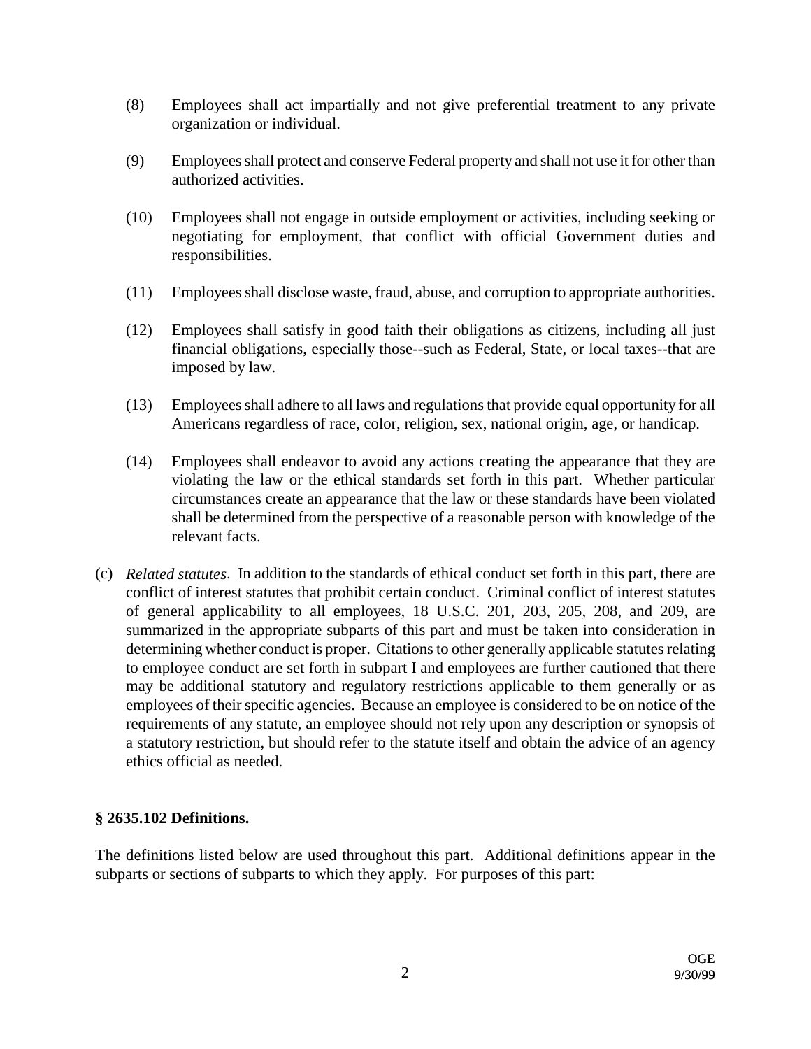(8) Employees shall act impartially and not give preferential treatment to any private organization or individual.

(9) Employees shall protect and conserve Federal property and shall not use it for other than authorized activities.

(10) Employees shall not engage in outside employment or activities, including seeking or negotiating for employment, that conflict with official Government duties and responsibilities.

(11) Employees shall disclose waste, fraud, abuse, and corruption to appropriate authorities.

(12) Employees shall satisfy in good faith their obligations as citizens, including all just financial obligations, especially those--such as Federal, State, or local taxes--that are imposed by law.

(13) Employees shall adhere to all laws and regulations that provide equal opportunity for all Americans regardless of race, color, religion, sex, national origin, age, or handicap.

(14) Employees shall endeavor to avoid any actions creating the appearance that they are violating the law or the ethical standards set forth in this part. Whether particular circumstances create an appearance that the law or these standards have been violated shall be determined from the perspective of a reasonable person with knowledge of the relevant facts.

(c) *Related statutes*. In addition to the standards of ethical conduct set forth in this part, there are conflict of interest statutes that prohibit certain conduct. Criminal conflict of interest statutes of general applicability to all employees, 18 U.S.C. 201, 203, 205, 208, and 209, are summarized in the appropriate subparts of this part and must be taken into consideration in determining whether conduct is proper. Citations to other generally applicable statutes relating to employee conduct are set forth in subpart I and employees are further cautioned that there may be additional statutory and regulatory restrictions applicable to them generally or as employees of their specific agencies. Because an employee is considered to be on notice of the requirements of any statute, an employee should not rely upon any description or synopsis of a statutory restriction, but should refer to the statute itself and obtain the advice of an agency ethics official as needed.

**§ 2635.102 Definitions.**

The definitions listed below are used throughout this part. Additional definitions appear in the subparts or sections of subparts to which they apply. For purposes of this part: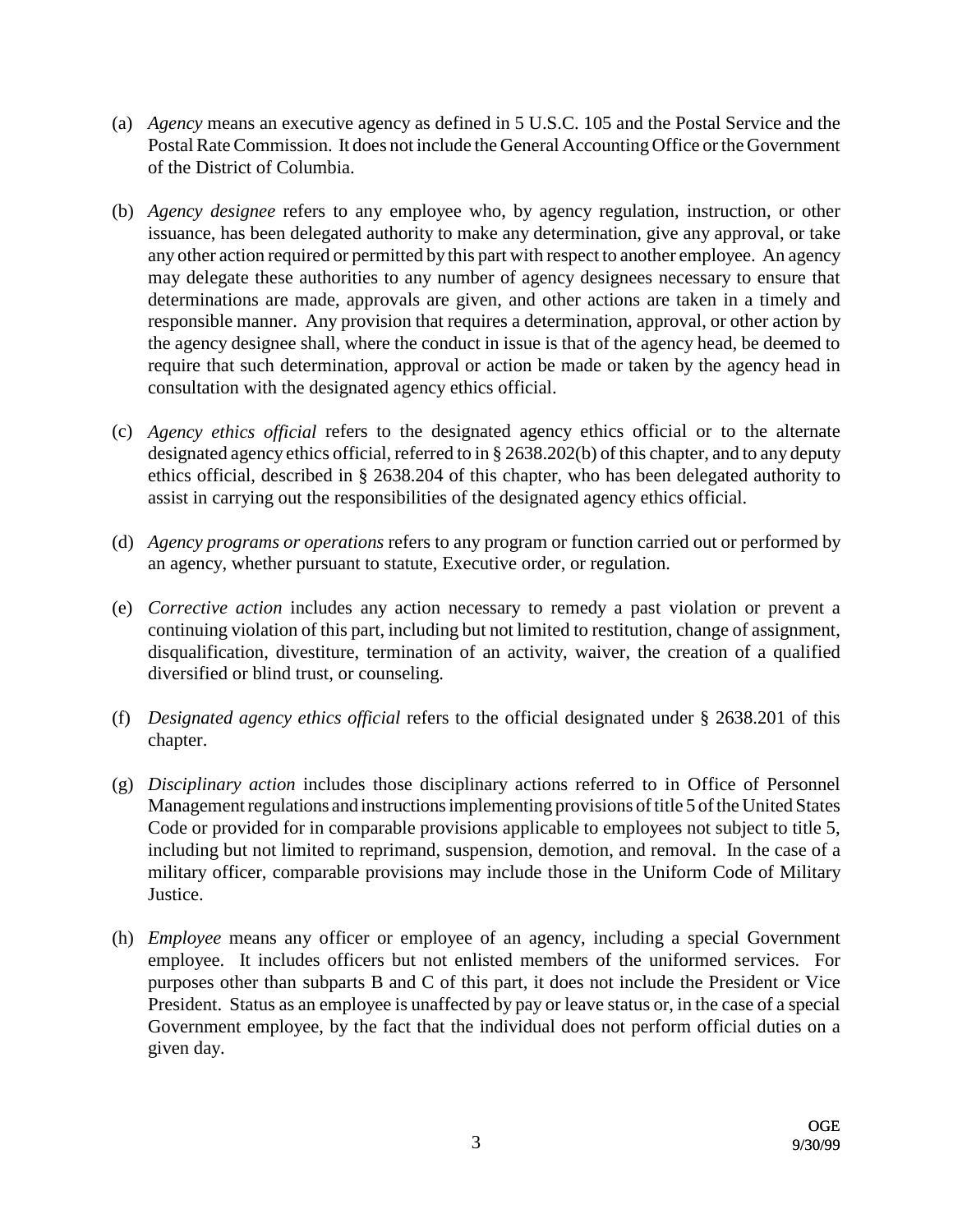(a) *Agency* means an executive agency as defined in 5 U.S.C. 105 and the Postal Service and the Postal Rate Commission. It does not include the General Accounting Office or the Government of the District of Columbia.

(b) *Agency designee* refers to any employee who, by agency regulation, instruction, or other issuance, has been delegated authority to make any determination, give any approval, or take any other action required or permitted by this part with respect to another employee. An agency may delegate these authorities to any number of agency designees necessary to ensure that determinations are made, approvals are given, and other actions are taken in a timely and responsible manner. Any provision that requires a determination, approval, or other action by the agency designee shall, where the conduct in issue is that of the agency head, be deemed to require that such determination, approval or action be made or taken by the agency head in consultation with the designated agency ethics official.

(c) *Agency ethics official* refers to the designated agency ethics official or to the alternate designated agency ethics official, referred to in § 2638.202(b) of this chapter, and to any deputy ethics official, described in § 2638.204 of this chapter, who has been delegated authority to assist in carrying out the responsibilities of the designated agency ethics official.

(d) *Agency programs or operations* refers to any program or function carried out or performed by an agency, whether pursuant to statute, Executive order, or regulation.

(e) *Corrective action* includes any action necessary to remedy a past violation or prevent a continuing violation of this part, including but not limited to restitution, change of assignment, disqualification, divestiture, termination of an activity, waiver, the creation of a qualified diversified or blind trust, or counseling.

(f) *Designated agency ethics official* refers to the official designated under § 2638.201 of this chapter.

(g) *Disciplinary action* includes those disciplinary actions referred to in Office of Personnel Management regulations and instructions implementing provisions of title 5 of the United States Code or provided for in comparable provisions applicable to employees not subject to title 5, including but not limited to reprimand, suspension, demotion, and removal. In the case of a military officer, comparable provisions may include those in the Uniform Code of Military Justice.

(h) *Employee* means any officer or employee of an agency, including a special Government employee. It includes officers but not enlisted members of the uniformed services. For purposes other than subparts B and C of this part, it does not include the President or Vice President. Status as an employee is unaffected by pay or leave status or, in the case of a special Government employee, by the fact that the individual does not perform official duties on a given day.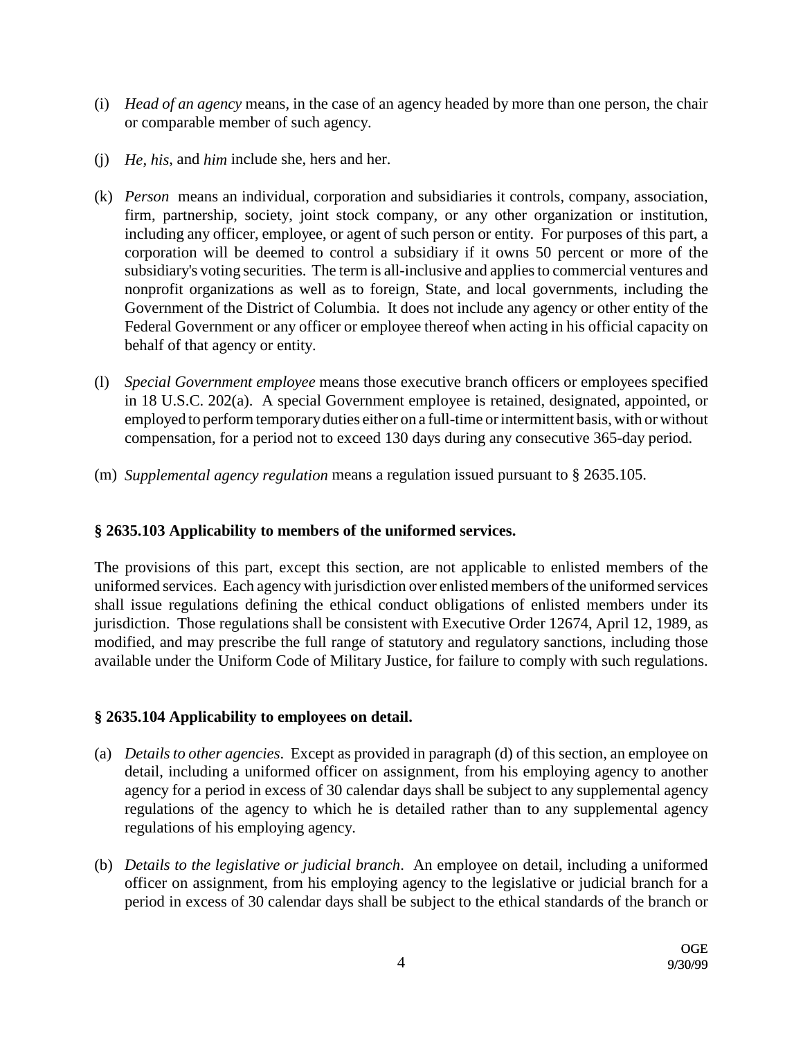(i) *Head of an agency* means, in the case of an agency headed by more than one person, the chair or comparable member of such agency.

(j) *He, his,* and *him* include she, hers and her.

(k) *Person* means an individual, corporation and subsidiaries it controls, company, association, firm, partnership, society, joint stock company, or any other organization or institution, including any officer, employee, or agent of such person or entity. For purposes of this part, a corporation will be deemed to control a subsidiary if it owns 50 percent or more of the subsidiary's voting securities. The term is all-inclusive and applies to commercial ventures and nonprofit organizations as well as to foreign, State, and local governments, including the Government of the District of Columbia. It does not include any agency or other entity of the Federal Government or any officer or employee thereof when acting in his official capacity on behalf of that agency or entity.

(l) *Special Government employee* means those executive branch officers or employees specified in 18 U.S.C. 202(a). A special Government employee is retained, designated, appointed, or employed to perform temporary duties either on a full-time or intermittent basis, with or without compensation, for a period not to exceed 130 days during any consecutive 365-day period.

(m) *Supplemental agency regulation* means a regulation issued pursuant to § 2635.105.

**§ 2635.103 Applicability to members of the uniformed services.**

The provisions of this part, except this section, are not applicable to enlisted members of the uniformed services. Each agency with jurisdiction over enlisted members of the uniformed services shall issue regulations defining the ethical conduct obligations of enlisted members under its jurisdiction. Those regulations shall be consistent with Executive Order 12674, April 12, 1989, as modified, and may prescribe the full range of statutory and regulatory sanctions, including those available under the Uniform Code of Military Justice, for failure to comply with such regulations.

**§ 2635.104 Applicability to employees on detail.**

(a) *Details to other agencies*. Except as provided in paragraph (d) of this section, an employee on detail, including a uniformed officer on assignment, from his employing agency to another agency for a period in excess of 30 calendar days shall be subject to any supplemental agency regulations of the agency to which he is detailed rather than to any supplemental agency regulations of his employing agency.

(b) *Details to the legislative or judicial branch*. An employee on detail, including a uniformed officer on assignment, from his employing agency to the legislative or judicial branch for a period in excess of 30 calendar days shall be subject to the ethical standards of the branch or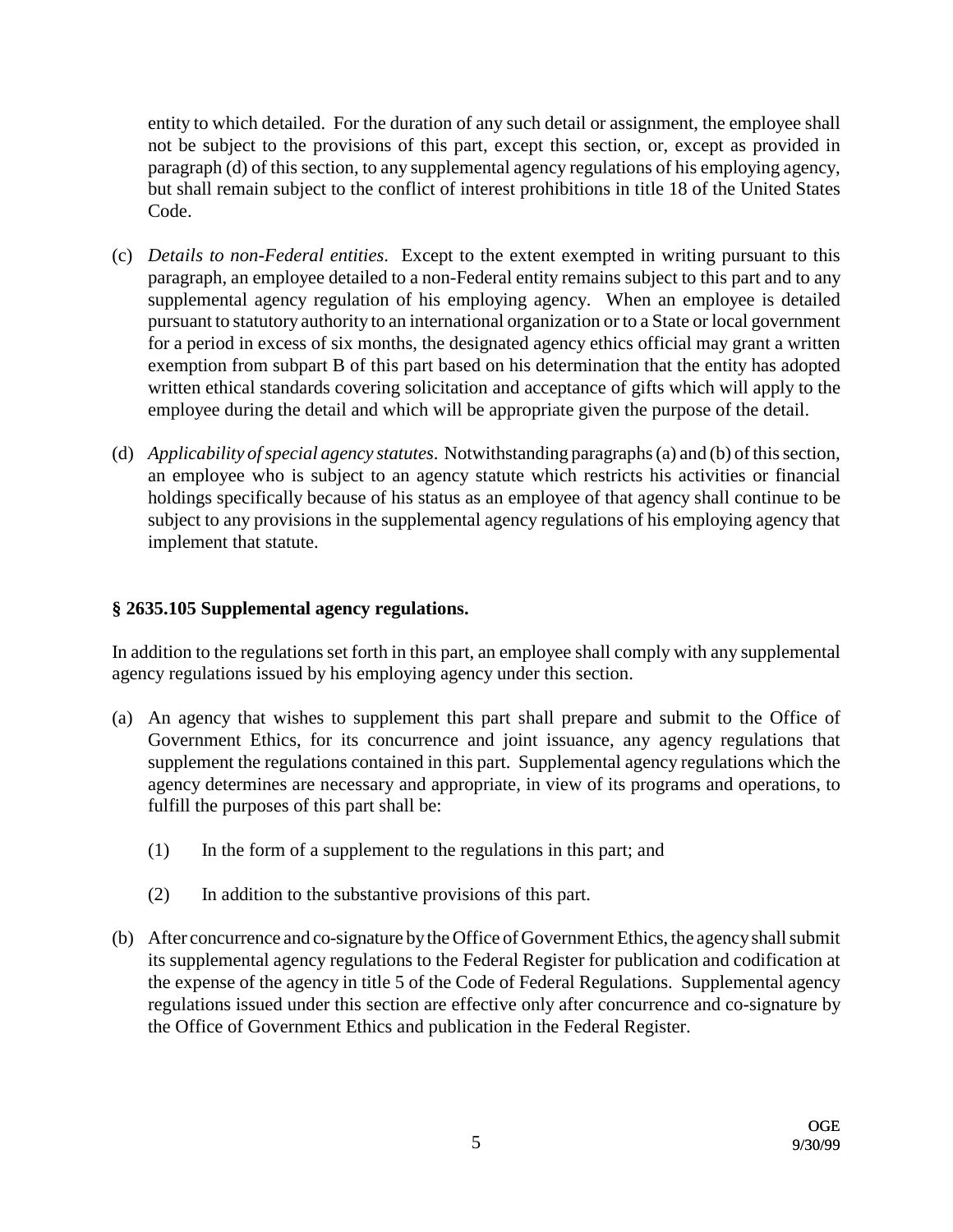entity to which detailed. For the duration of any such detail or assignment, the employee shall not be subject to the provisions of this part, except this section, or, except as provided in paragraph (d) of this section, to any supplemental agency regulations of his employing agency, but shall remain subject to the conflict of interest prohibitions in title 18 of the United States Code.

(c) *Details to non-Federal entities*. Except to the extent exempted in writing pursuant to this paragraph, an employee detailed to a non-Federal entity remains subject to this part and to any supplemental agency regulation of his employing agency. When an employee is detailed pursuant to statutory authority to an international organization or to a State or local government for a period in excess of six months, the designated agency ethics official may grant a written exemption from subpart B of this part based on his determination that the entity has adopted written ethical standards covering solicitation and acceptance of gifts which will apply to the employee during the detail and which will be appropriate given the purpose of the detail.

(d) *Applicability of special agency statutes*. Notwithstanding paragraphs (a) and (b) of this section, an employee who is subject to an agency statute which restricts his activities or financial holdings specifically because of his status as an employee of that agency shall continue to be subject to any provisions in the supplemental agency regulations of his employing agency that implement that statute.

### § 2635.105 Supplemental agency regulations.

In addition to the regulations set forth in this part, an employee shall comply with any supplemental agency regulations issued by his employing agency under this section.

(a) An agency that wishes to supplement this part shall prepare and submit to the Office of Government Ethics, for its concurrence and joint issuance, any agency regulations that supplement the regulations contained in this part. Supplemental agency regulations which the agency determines are necessary and appropriate, in view of its programs and operations, to fulfill the purposes of this part shall be:

    (1) In the form of a supplement to the regulations in this part; and

    (2) In addition to the substantive provisions of this part.

(b) After concurrence and co-signature by the Office of Government Ethics, the agency shall submit its supplemental agency regulations to the Federal Register for publication and codification at the expense of the agency in title 5 of the Code of Federal Regulations. Supplemental agency regulations issued under this section are effective only after concurrence and co-signature by the Office of Government Ethics and publication in the Federal Register.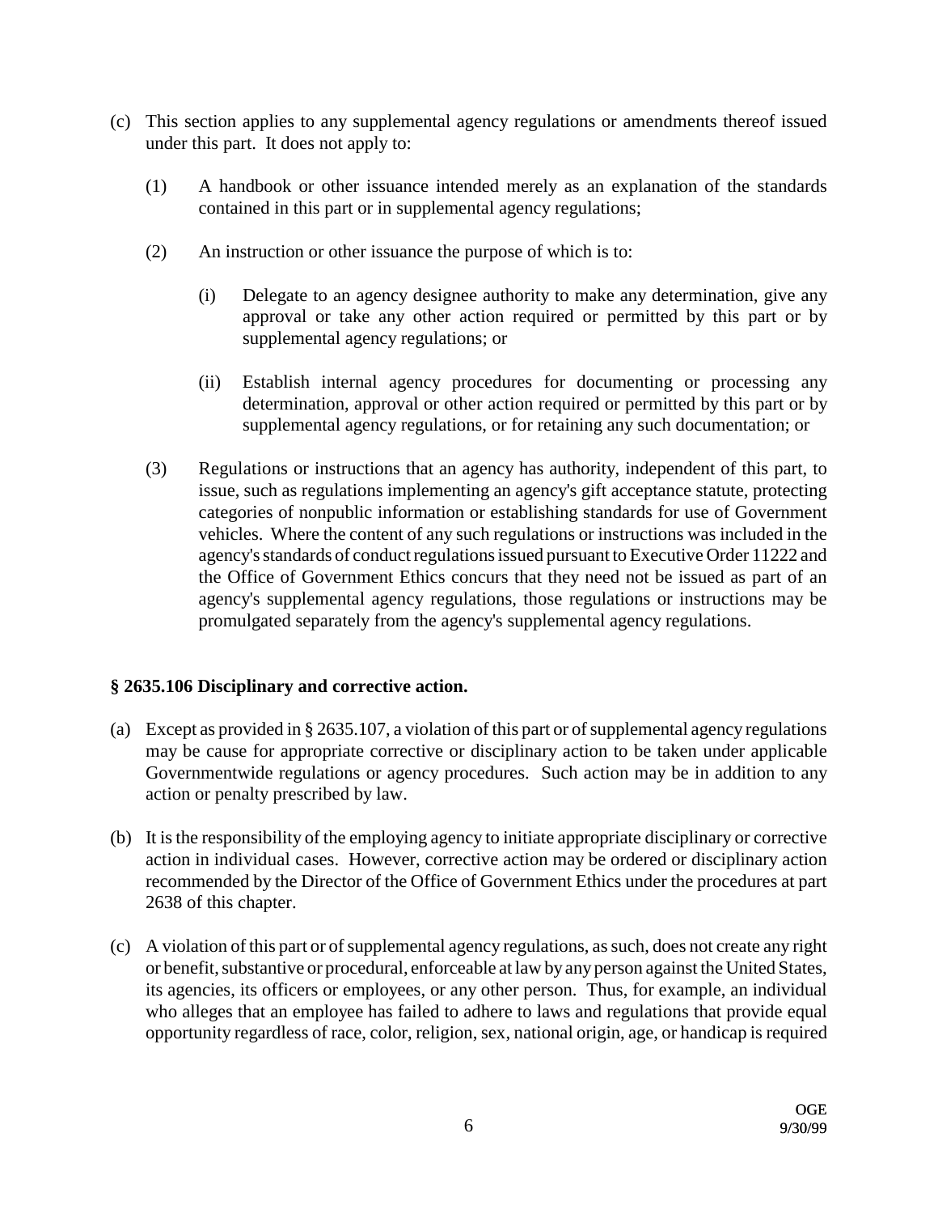(c) This section applies to any supplemental agency regulations or amendments thereof issued under this part. It does not apply to:

   (1) A handbook or other issuance intended merely as an explanation of the standards contained in this part or in supplemental agency regulations;

   (2) An instruction or other issuance the purpose of which is to:

      (i) Delegate to an agency designee authority to make any determination, give any approval or take any other action required or permitted by this part or by supplemental agency regulations; or

      (ii) Establish internal agency procedures for documenting or processing any determination, approval or other action required or permitted by this part or by supplemental agency regulations, or for retaining any such documentation; or

   (3) Regulations or instructions that an agency has authority, independent of this part, to issue, such as regulations implementing an agency's gift acceptance statute, protecting categories of nonpublic information or establishing standards for use of Government vehicles. Where the content of any such regulations or instructions was included in the agency's standards of conduct regulations issued pursuant to Executive Order 11222 and the Office of Government Ethics concurs that they need not be issued as part of an agency's supplemental agency regulations, those regulations or instructions may be promulgated separately from the agency's supplemental agency regulations.

### § 2635.106 Disciplinary and corrective action.

(a) Except as provided in § 2635.107, a violation of this part or of supplemental agency regulations may be cause for appropriate corrective or disciplinary action to be taken under applicable Governmentwide regulations or agency procedures. Such action may be in addition to any action or penalty prescribed by law.

(b) It is the responsibility of the employing agency to initiate appropriate disciplinary or corrective action in individual cases. However, corrective action may be ordered or disciplinary action recommended by the Director of the Office of Government Ethics under the procedures at part 2638 of this chapter.

(c) A violation of this part or of supplemental agency regulations, as such, does not create any right or benefit, substantive or procedural, enforceable at law by any person against the United States, its agencies, its officers or employees, or any other person. Thus, for example, an individual who alleges that an employee has failed to adhere to laws and regulations that provide equal opportunity regardless of race, color, religion, sex, national origin, age, or handicap is required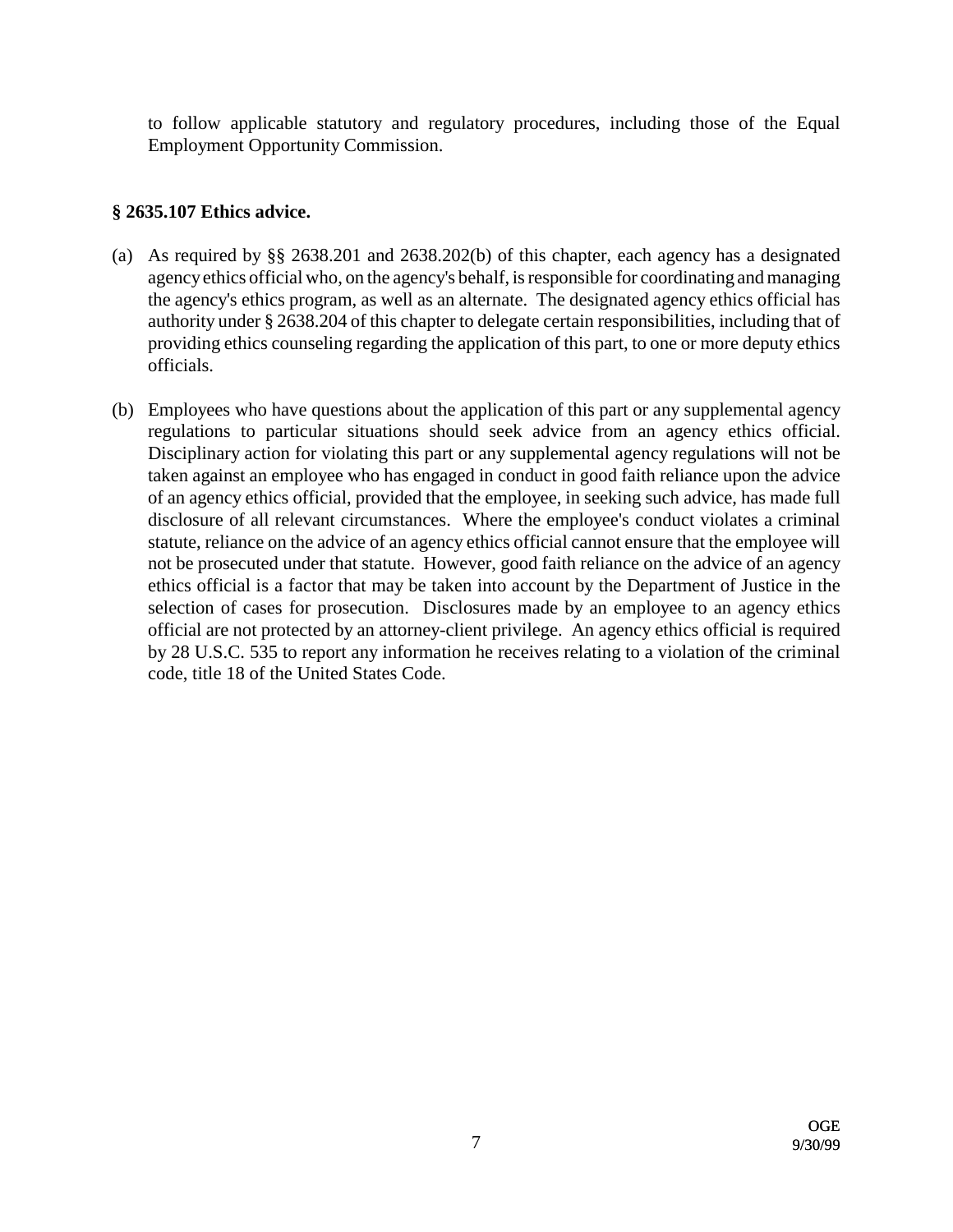to follow applicable statutory and regulatory procedures, including those of the Equal Employment Opportunity Commission.

### § 2635.107 Ethics advice.

(a) As required by §§ 2638.201 and 2638.202(b) of this chapter, each agency has a designated agency ethics official who, on the agency's behalf, is responsible for coordinating and managing the agency's ethics program, as well as an alternate. The designated agency ethics official has authority under § 2638.204 of this chapter to delegate certain responsibilities, including that of providing ethics counseling regarding the application of this part, to one or more deputy ethics officials.

(b) Employees who have questions about the application of this part or any supplemental agency regulations to particular situations should seek advice from an agency ethics official. Disciplinary action for violating this part or any supplemental agency regulations will not be taken against an employee who has engaged in conduct in good faith reliance upon the advice of an agency ethics official, provided that the employee, in seeking such advice, has made full disclosure of all relevant circumstances. Where the employee's conduct violates a criminal statute, reliance on the advice of an agency ethics official cannot ensure that the employee will not be prosecuted under that statute. However, good faith reliance on the advice of an agency ethics official is a factor that may be taken into account by the Department of Justice in the selection of cases for prosecution. Disclosures made by an employee to an agency ethics official are not protected by an attorney-client privilege. An agency ethics official is required by 28 U.S.C. 535 to report any information he receives relating to a violation of the criminal code, title 18 of the United States Code.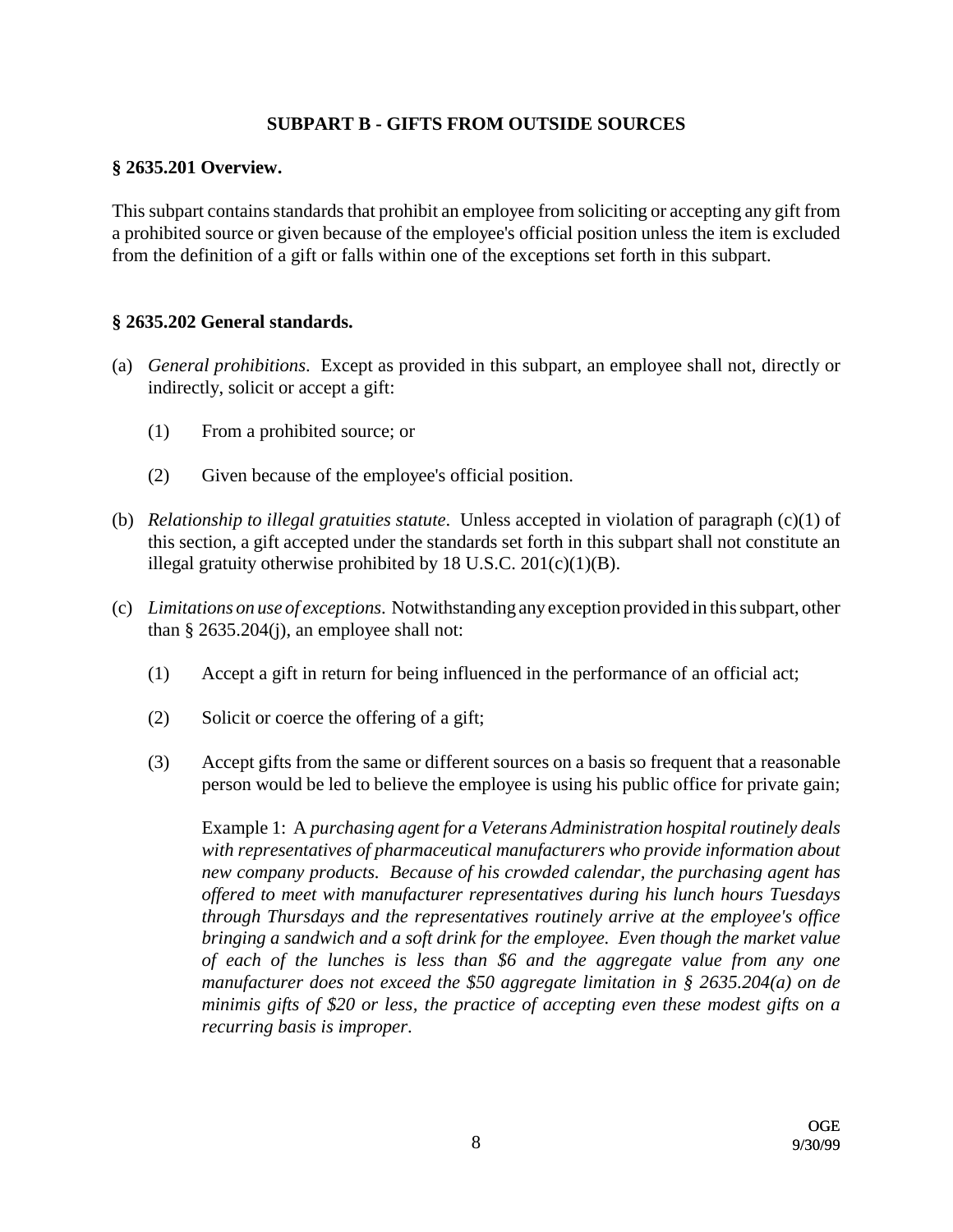## SUBPART B - GIFTS FROM OUTSIDE SOURCES

### § 2635.201 Overview.

This subpart contains standards that prohibit an employee from soliciting or accepting any gift from a prohibited source or given because of the employee's official position unless the item is excluded from the definition of a gift or falls within one of the exceptions set forth in this subpart.

### § 2635.202 General standards.

(a) *General prohibitions*. Except as provided in this subpart, an employee shall not, directly or indirectly, solicit or accept a gift:

(1) From a prohibited source; or

(2) Given because of the employee's official position.

(b) *Relationship to illegal gratuities statute*. Unless accepted in violation of paragraph (c)(1) of this section, a gift accepted under the standards set forth in this subpart shall not constitute an illegal gratuity otherwise prohibited by 18 U.S.C. 201(c)(1)(B).

(c) *Limitations on use of exceptions*. Notwithstanding any exception provided in this subpart, other than § 2635.204(j), an employee shall not:

(1) Accept a gift in return for being influenced in the performance of an official act;

(2) Solicit or coerce the offering of a gift;

(3) Accept gifts from the same or different sources on a basis so frequent that a reasonable person would be led to believe the employee is using his public office for private gain;

Example 1: A *purchasing agent for a Veterans Administration hospital routinely deals with representatives of pharmaceutical manufacturers who provide information about new company products. Because of his crowded calendar, the purchasing agent has offered to meet with manufacturer representatives during his lunch hours Tuesdays through Thursdays and the representatives routinely arrive at the employee's office bringing a sandwich and a soft drink for the employee. Even though the market value of each of the lunches is less than $6 and the aggregate value from any one manufacturer does not exceed the $50 aggregate limitation in § 2635.204(a) on de minimis gifts of $20 or less, the practice of accepting even these modest gifts on a recurring basis is improper.*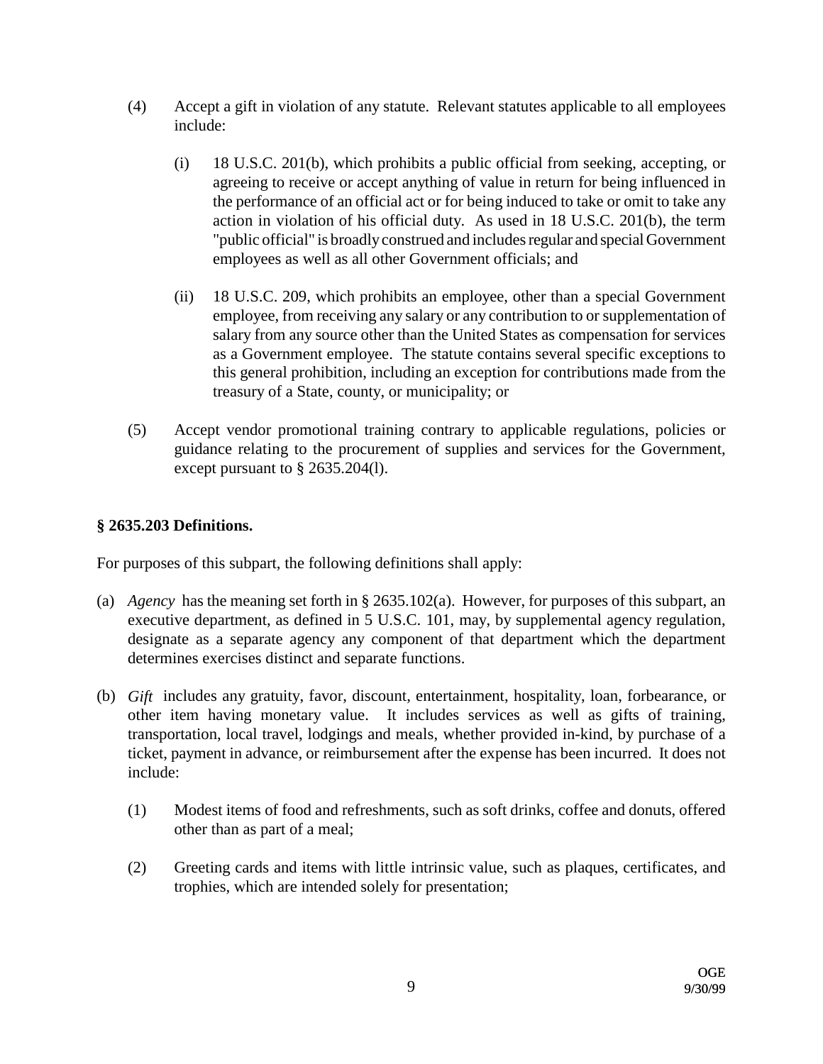(4) Accept a gift in violation of any statute. Relevant statutes applicable to all employees include:

   (i) 18 U.S.C. 201(b), which prohibits a public official from seeking, accepting, or agreeing to receive or accept anything of value in return for being influenced in the performance of an official act or for being induced to take or omit to take any action in violation of his official duty. As used in 18 U.S.C. 201(b), the term "public official" is broadly construed and includes regular and special Government employees as well as all other Government officials; and

   (ii) 18 U.S.C. 209, which prohibits an employee, other than a special Government employee, from receiving any salary or any contribution to or supplementation of salary from any source other than the United States as compensation for services as a Government employee. The statute contains several specific exceptions to this general prohibition, including an exception for contributions made from the treasury of a State, county, or municipality; or

(5) Accept vendor promotional training contrary to applicable regulations, policies or guidance relating to the procurement of supplies and services for the Government, except pursuant to § 2635.204(l).

### § 2635.203 Definitions.

For purposes of this subpart, the following definitions shall apply:

(a) *Agency* has the meaning set forth in § 2635.102(a). However, for purposes of this subpart, an executive department, as defined in 5 U.S.C. 101, may, by supplemental agency regulation, designate as a separate agency any component of that department which the department determines exercises distinct and separate functions.

(b) *Gift* includes any gratuity, favor, discount, entertainment, hospitality, loan, forbearance, or other item having monetary value. It includes services as well as gifts of training, transportation, local travel, lodgings and meals, whether provided in-kind, by purchase of a ticket, payment in advance, or reimbursement after the expense has been incurred. It does not include:

   (1) Modest items of food and refreshments, such as soft drinks, coffee and donuts, offered other than as part of a meal;

   (2) Greeting cards and items with little intrinsic value, such as plaques, certificates, and trophies, which are intended solely for presentation;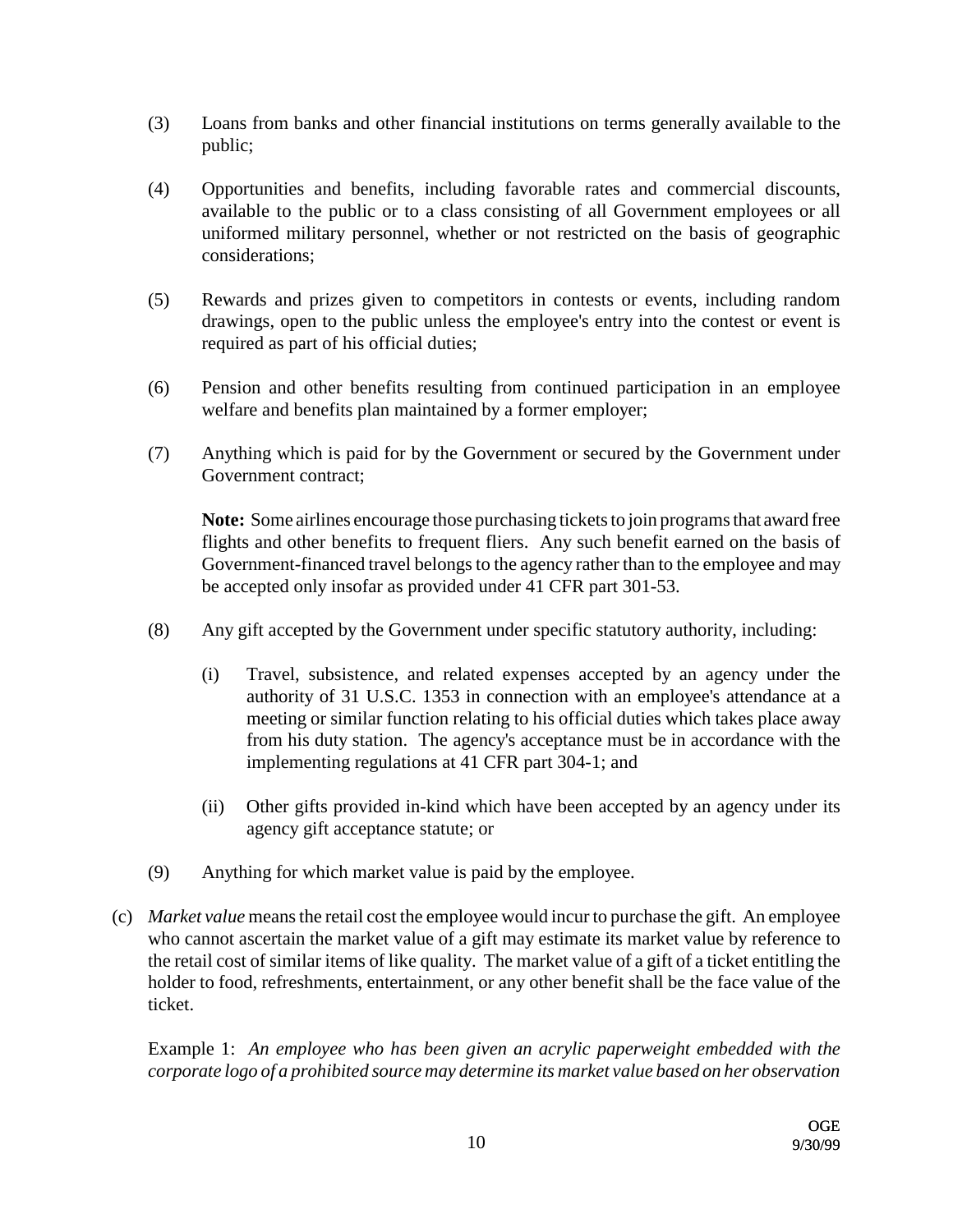(3) Loans from banks and other financial institutions on terms generally available to the public;

(4) Opportunities and benefits, including favorable rates and commercial discounts, available to the public or to a class consisting of all Government employees or all uniformed military personnel, whether or not restricted on the basis of geographic considerations;

(5) Rewards and prizes given to competitors in contests or events, including random drawings, open to the public unless the employee's entry into the contest or event is required as part of his official duties;

(6) Pension and other benefits resulting from continued participation in an employee welfare and benefits plan maintained by a former employer;

(7) Anything which is paid for by the Government or secured by the Government under Government contract;

**Note:** Some airlines encourage those purchasing tickets to join programs that award free flights and other benefits to frequent fliers. Any such benefit earned on the basis of Government-financed travel belongs to the agency rather than to the employee and may be accepted only insofar as provided under 41 CFR part 301-53.

(8) Any gift accepted by the Government under specific statutory authority, including:

(i) Travel, subsistence, and related expenses accepted by an agency under the authority of 31 U.S.C. 1353 in connection with an employee's attendance at a meeting or similar function relating to his official duties which takes place away from his duty station. The agency's acceptance must be in accordance with the implementing regulations at 41 CFR part 304-1; and

(ii) Other gifts provided in-kind which have been accepted by an agency under its agency gift acceptance statute; or

(9) Anything for which market value is paid by the employee.

(c) *Market value* means the retail cost the employee would incur to purchase the gift. An employee who cannot ascertain the market value of a gift may estimate its market value by reference to the retail cost of similar items of like quality. The market value of a gift of a ticket entitling the holder to food, refreshments, entertainment, or any other benefit shall be the face value of the ticket.

Example 1: *An employee who has been given an acrylic paperweight embedded with the corporate logo of a prohibited source may determine its market value based on her observation*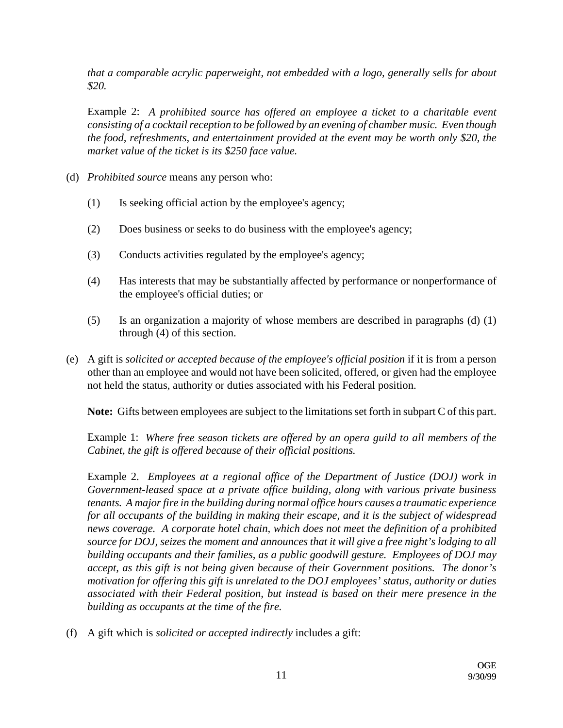*that a comparable acrylic paperweight, not embedded with a logo, generally sells for about $20.*

Example 2: *A prohibited source has offered an employee a ticket to a charitable event consisting of a cocktail reception to be followed by an evening of chamber music. Even though the food, refreshments, and entertainment provided at the event may be worth only $20, the market value of the ticket is its $250 face value.*

(d) *Prohibited source* means any person who:

(1) Is seeking official action by the employee's agency;

(2) Does business or seeks to do business with the employee's agency;

(3) Conducts activities regulated by the employee's agency;

(4) Has interests that may be substantially affected by performance or nonperformance of the employee's official duties; or

(5) Is an organization a majority of whose members are described in paragraphs (d) (1) through (4) of this section.

(e) A gift is *solicited or accepted because of the employee's official position* if it is from a person other than an employee and would not have been solicited, offered, or given had the employee not held the status, authority or duties associated with his Federal position.

**Note:** Gifts between employees are subject to the limitations set forth in subpart C of this part.

Example 1: *Where free season tickets are offered by an opera guild to all members of the Cabinet, the gift is offered because of their official positions.*

Example 2. *Employees at a regional office of the Department of Justice (DOJ) work in Government-leased space at a private office building, along with various private business tenants. A major fire in the building during normal office hours causes a traumatic experience for all occupants of the building in making their escape, and it is the subject of widespread news coverage. A corporate hotel chain, which does not meet the definition of a prohibited source for DOJ, seizes the moment and announces that it will give a free night's lodging to all building occupants and their families, as a public goodwill gesture. Employees of DOJ may accept, as this gift is not being given because of their Government positions. The donor's motivation for offering this gift is unrelated to the DOJ employees' status, authority or duties associated with their Federal position, but instead is based on their mere presence in the building as occupants at the time of the fire.*

(f) A gift which is *solicited or accepted indirectly* includes a gift: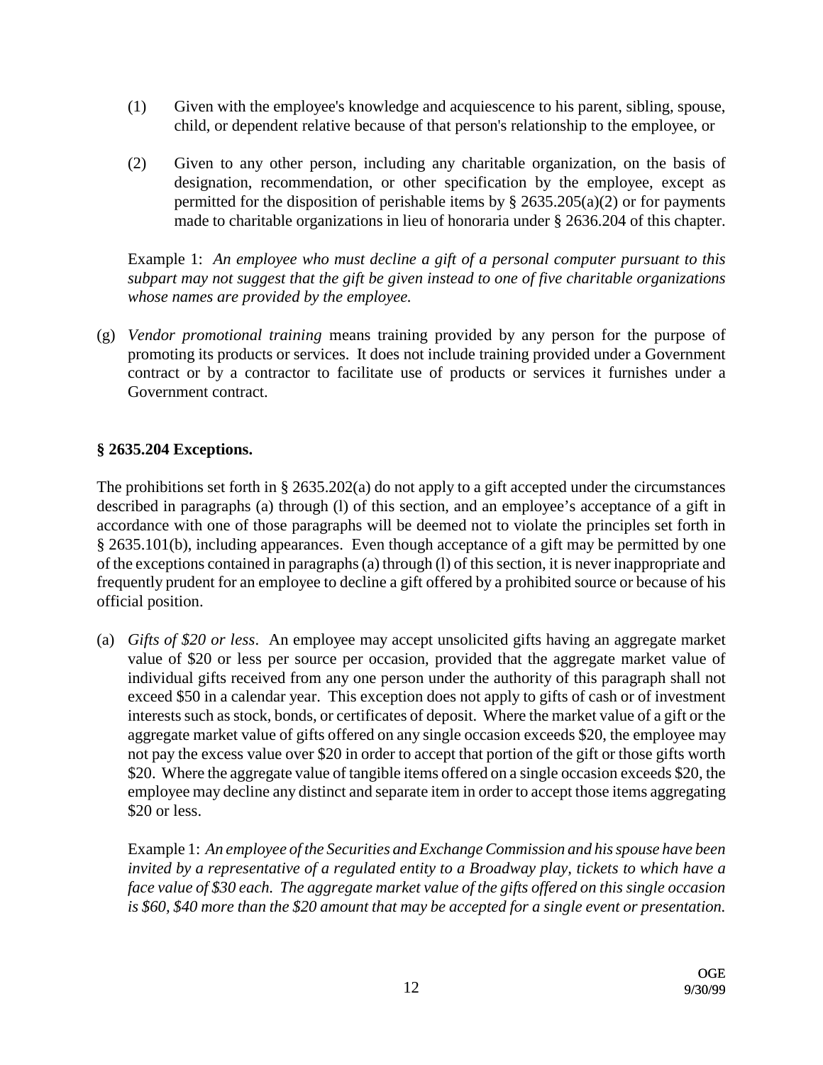(1) Given with the employee's knowledge and acquiescence to his parent, sibling, spouse, child, or dependent relative because of that person's relationship to the employee, or

(2) Given to any other person, including any charitable organization, on the basis of designation, recommendation, or other specification by the employee, except as permitted for the disposition of perishable items by § 2635.205(a)(2) or for payments made to charitable organizations in lieu of honoraria under § 2636.204 of this chapter.

Example 1: *An employee who must decline a gift of a personal computer pursuant to this subpart may not suggest that the gift be given instead to one of five charitable organizations whose names are provided by the employee.*

(g) *Vendor promotional training* means training provided by any person for the purpose of promoting its products or services. It does not include training provided under a Government contract or by a contractor to facilitate use of products or services it furnishes under a Government contract.

**§ 2635.204 Exceptions.**

The prohibitions set forth in § 2635.202(a) do not apply to a gift accepted under the circumstances described in paragraphs (a) through (l) of this section, and an employee's acceptance of a gift in accordance with one of those paragraphs will be deemed not to violate the principles set forth in § 2635.101(b), including appearances. Even though acceptance of a gift may be permitted by one of the exceptions contained in paragraphs (a) through (l) of this section, it is never inappropriate and frequently prudent for an employee to decline a gift offered by a prohibited source or because of his official position.

(a) *Gifts of $20 or less*. An employee may accept unsolicited gifts having an aggregate market value of $20 or less per source per occasion, provided that the aggregate market value of individual gifts received from any one person under the authority of this paragraph shall not exceed $50 in a calendar year. This exception does not apply to gifts of cash or of investment interests such as stock, bonds, or certificates of deposit. Where the market value of a gift or the aggregate market value of gifts offered on any single occasion exceeds $20, the employee may not pay the excess value over $20 in order to accept that portion of the gift or those gifts worth $20. Where the aggregate value of tangible items offered on a single occasion exceeds $20, the employee may decline any distinct and separate item in order to accept those items aggregating $20 or less.

Example 1: *An employee of the Securities and Exchange Commission and his spouse have been invited by a representative of a regulated entity to a Broadway play, tickets to which have a face value of $30 each. The aggregate market value of the gifts offered on this single occasion is $60, $40 more than the $20 amount that may be accepted for a single event or presentation.*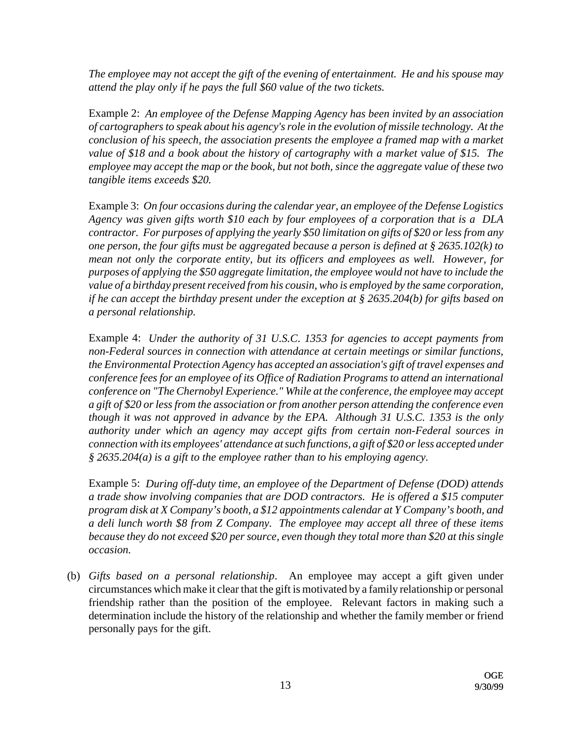*The employee may not accept the gift of the evening of entertainment. He and his spouse may attend the play only if he pays the full $60 value of the two tickets.*

Example 2: *An employee of the Defense Mapping Agency has been invited by an association of cartographers to speak about his agency's role in the evolution of missile technology. At the conclusion of his speech, the association presents the employee a framed map with a market value of $18 and a book about the history of cartography with a market value of $15. The employee may accept the map or the book, but not both, since the aggregate value of these two tangible items exceeds $20.*

Example 3: *On four occasions during the calendar year, an employee of the Defense Logistics Agency was given gifts worth $10 each by four employees of a corporation that is a DLA contractor. For purposes of applying the yearly $50 limitation on gifts of $20 or less from any one person, the four gifts must be aggregated because a person is defined at § 2635.102(k) to mean not only the corporate entity, but its officers and employees as well. However, for purposes of applying the $50 aggregate limitation, the employee would not have to include the value of a birthday present received from his cousin, who is employed by the same corporation, if he can accept the birthday present under the exception at § 2635.204(b) for gifts based on a personal relationship.*

Example 4: *Under the authority of 31 U.S.C. 1353 for agencies to accept payments from non-Federal sources in connection with attendance at certain meetings or similar functions, the Environmental Protection Agency has accepted an association's gift of travel expenses and conference fees for an employee of its Office of Radiation Programs to attend an international conference on "The Chernobyl Experience." While at the conference, the employee may accept a gift of $20 or less from the association or from another person attending the conference even though it was not approved in advance by the EPA. Although 31 U.S.C. 1353 is the only authority under which an agency may accept gifts from certain non-Federal sources in connection with its employees' attendance at such functions, a gift of $20 or less accepted under § 2635.204(a) is a gift to the employee rather than to his employing agency.*

Example 5: *During off-duty time, an employee of the Department of Defense (DOD) attends a trade show involving companies that are DOD contractors. He is offered a $15 computer program disk at X Company's booth, a $12 appointments calendar at Y Company's booth, and a deli lunch worth $8 from Z Company. The employee may accept all three of these items because they do not exceed $20 per source, even though they total more than $20 at this single occasion.*

(b) *Gifts based on a personal relationship*. An employee may accept a gift given under circumstances which make it clear that the gift is motivated by a family relationship or personal friendship rather than the position of the employee. Relevant factors in making such a determination include the history of the relationship and whether the family member or friend personally pays for the gift.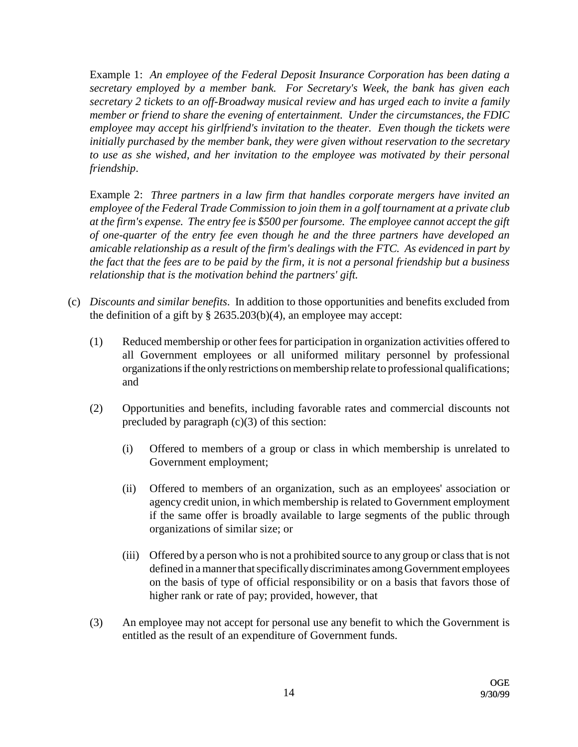Example 1: *An employee of the Federal Deposit Insurance Corporation has been dating a secretary employed by a member bank. For Secretary's Week, the bank has given each secretary 2 tickets to an off-Broadway musical review and has urged each to invite a family member or friend to share the evening of entertainment. Under the circumstances, the FDIC employee may accept his girlfriend's invitation to the theater. Even though the tickets were initially purchased by the member bank, they were given without reservation to the secretary to use as she wished, and her invitation to the employee was motivated by their personal friendship*.

Example 2: *Three partners in a law firm that handles corporate mergers have invited an employee of the Federal Trade Commission to join them in a golf tournament at a private club at the firm's expense. The entry fee is $500 per foursome. The employee cannot accept the gift of one-quarter of the entry fee even though he and the three partners have developed an amicable relationship as a result of the firm's dealings with the FTC. As evidenced in part by the fact that the fees are to be paid by the firm, it is not a personal friendship but a business relationship that is the motivation behind the partners' gift.*

(c) *Discounts and similar benefits*. In addition to those opportunities and benefits excluded from the definition of a gift by § 2635.203(b)(4), an employee may accept:

(1) Reduced membership or other fees for participation in organization activities offered to all Government employees or all uniformed military personnel by professional organizations if the only restrictions on membership relate to professional qualifications; and

(2) Opportunities and benefits, including favorable rates and commercial discounts not precluded by paragraph (c)(3) of this section:

(i) Offered to members of a group or class in which membership is unrelated to Government employment;

(ii) Offered to members of an organization, such as an employees' association or agency credit union, in which membership is related to Government employment if the same offer is broadly available to large segments of the public through organizations of similar size; or

(iii) Offered by a person who is not a prohibited source to any group or class that is not defined in a manner that specifically discriminates among Government employees on the basis of type of official responsibility or on a basis that favors those of higher rank or rate of pay; provided, however, that

(3) An employee may not accept for personal use any benefit to which the Government is entitled as the result of an expenditure of Government funds.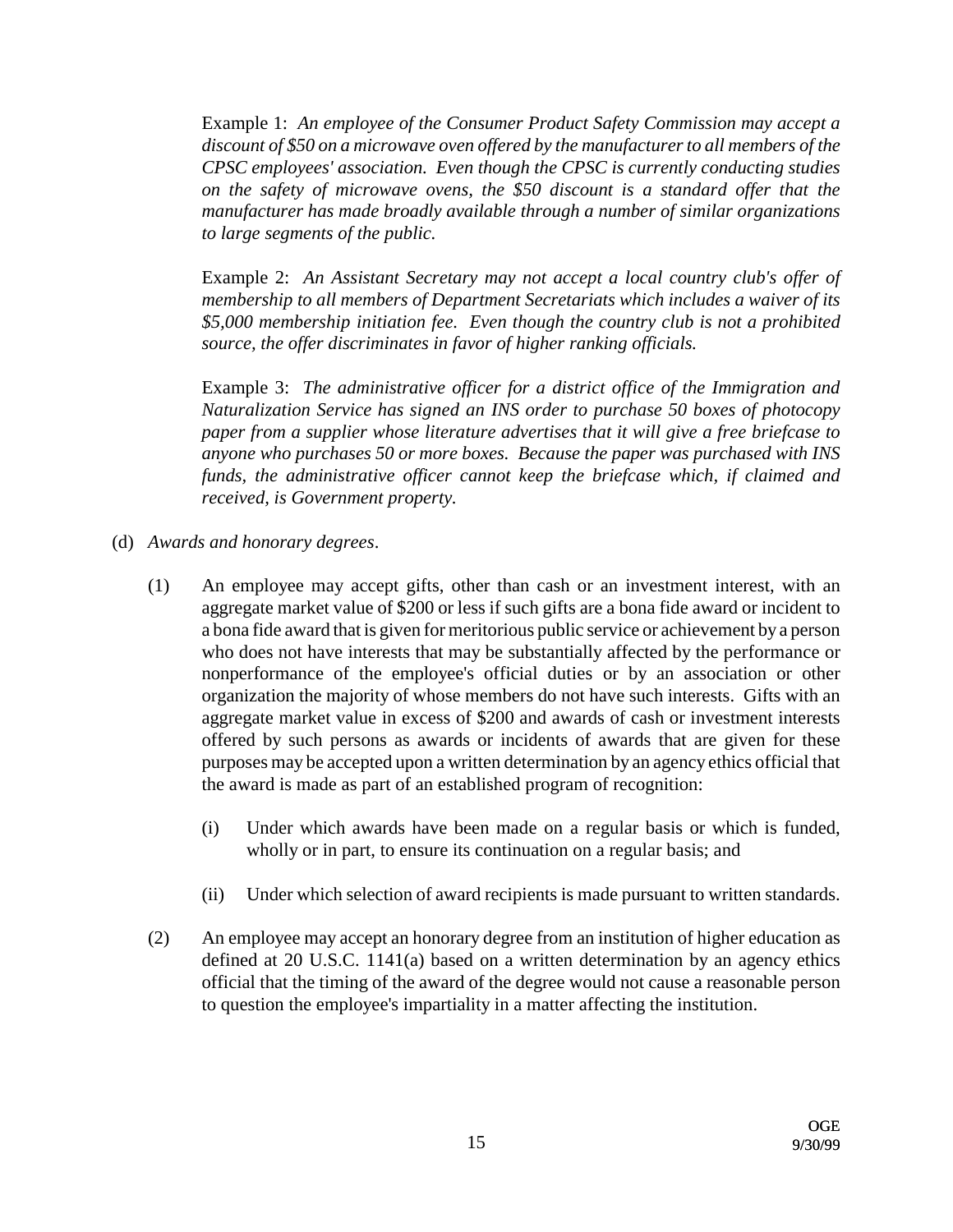Example 1: *An employee of the Consumer Product Safety Commission may accept a discount of $50 on a microwave oven offered by the manufacturer to all members of the CPSC employees' association. Even though the CPSC is currently conducting studies on the safety of microwave ovens, the $50 discount is a standard offer that the manufacturer has made broadly available through a number of similar organizations to large segments of the public.*

Example 2: *An Assistant Secretary may not accept a local country club's offer of membership to all members of Department Secretariats which includes a waiver of its $5,000 membership initiation fee. Even though the country club is not a prohibited source, the offer discriminates in favor of higher ranking officials.*

Example 3: *The administrative officer for a district office of the Immigration and Naturalization Service has signed an INS order to purchase 50 boxes of photocopy paper from a supplier whose literature advertises that it will give a free briefcase to anyone who purchases 50 or more boxes. Because the paper was purchased with INS funds, the administrative officer cannot keep the briefcase which, if claimed and received, is Government property.*

(d) *Awards and honorary degrees*.

(1) An employee may accept gifts, other than cash or an investment interest, with an aggregate market value of $200 or less if such gifts are a bona fide award or incident to a bona fide award that is given for meritorious public service or achievement by a person who does not have interests that may be substantially affected by the performance or nonperformance of the employee's official duties or by an association or other organization the majority of whose members do not have such interests. Gifts with an aggregate market value in excess of $200 and awards of cash or investment interests offered by such persons as awards or incidents of awards that are given for these purposes may be accepted upon a written determination by an agency ethics official that the award is made as part of an established program of recognition:

(i) Under which awards have been made on a regular basis or which is funded, wholly or in part, to ensure its continuation on a regular basis; and

(ii) Under which selection of award recipients is made pursuant to written standards.

(2) An employee may accept an honorary degree from an institution of higher education as defined at 20 U.S.C. 1141(a) based on a written determination by an agency ethics official that the timing of the award of the degree would not cause a reasonable person to question the employee's impartiality in a matter affecting the institution.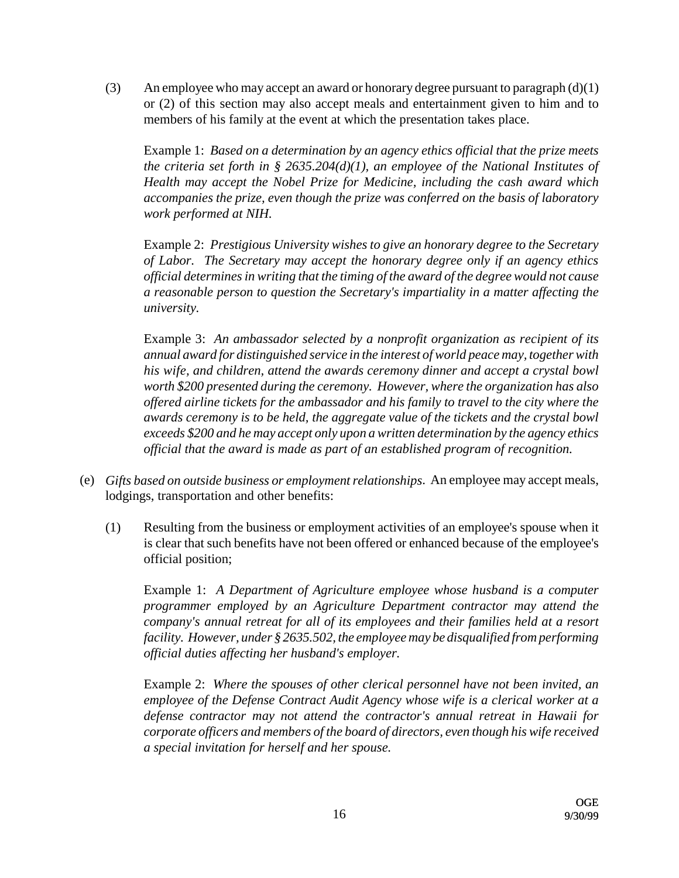(3) An employee who may accept an award or honorary degree pursuant to paragraph (d)(1) or (2) of this section may also accept meals and entertainment given to him and to members of his family at the event at which the presentation takes place.

Example 1: *Based on a determination by an agency ethics official that the prize meets the criteria set forth in § 2635.204(d)(1), an employee of the National Institutes of Health may accept the Nobel Prize for Medicine, including the cash award which accompanies the prize, even though the prize was conferred on the basis of laboratory work performed at NIH.*

Example 2: *Prestigious University wishes to give an honorary degree to the Secretary of Labor. The Secretary may accept the honorary degree only if an agency ethics official determines in writing that the timing of the award of the degree would not cause a reasonable person to question the Secretary's impartiality in a matter affecting the university.*

Example 3: *An ambassador selected by a nonprofit organization as recipient of its annual award for distinguished service in the interest of world peace may, together with his wife, and children, attend the awards ceremony dinner and accept a crystal bowl worth $200 presented during the ceremony. However, where the organization has also offered airline tickets for the ambassador and his family to travel to the city where the awards ceremony is to be held, the aggregate value of the tickets and the crystal bowl exceeds $200 and he may accept only upon a written determination by the agency ethics official that the award is made as part of an established program of recognition.*

(e) *Gifts based on outside business or employment relationships*. An employee may accept meals, lodgings, transportation and other benefits:

(1) Resulting from the business or employment activities of an employee's spouse when it is clear that such benefits have not been offered or enhanced because of the employee's official position;

Example 1: *A Department of Agriculture employee whose husband is a computer programmer employed by an Agriculture Department contractor may attend the company's annual retreat for all of its employees and their families held at a resort facility. However, under § 2635.502, the employee may be disqualified from performing official duties affecting her husband's employer.*

Example 2: *Where the spouses of other clerical personnel have not been invited, an employee of the Defense Contract Audit Agency whose wife is a clerical worker at a defense contractor may not attend the contractor's annual retreat in Hawaii for corporate officers and members of the board of directors, even though his wife received a special invitation for herself and her spouse.*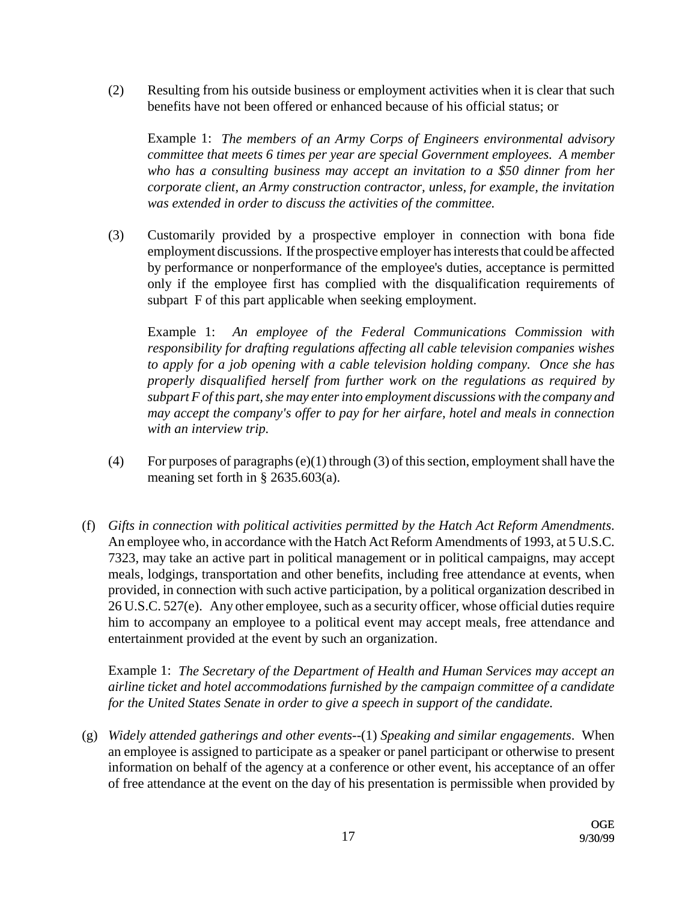(2) Resulting from his outside business or employment activities when it is clear that such benefits have not been offered or enhanced because of his official status; or

Example 1: *The members of an Army Corps of Engineers environmental advisory committee that meets 6 times per year are special Government employees. A member who has a consulting business may accept an invitation to a $50 dinner from her corporate client, an Army construction contractor, unless, for example, the invitation was extended in order to discuss the activities of the committee.*

(3) Customarily provided by a prospective employer in connection with bona fide employment discussions. If the prospective employer has interests that could be affected by performance or nonperformance of the employee's duties, acceptance is permitted only if the employee first has complied with the disqualification requirements of subpart F of this part applicable when seeking employment.

Example 1: *An employee of the Federal Communications Commission with responsibility for drafting regulations affecting all cable television companies wishes to apply for a job opening with a cable television holding company. Once she has properly disqualified herself from further work on the regulations as required by subpart F of this part, she may enter into employment discussions with the company and may accept the company's offer to pay for her airfare, hotel and meals in connection with an interview trip.*

(4) For purposes of paragraphs (e)(1) through (3) of this section, employment shall have the meaning set forth in § 2635.603(a).

(f) *Gifts in connection with political activities permitted by the Hatch Act Reform Amendments.* An employee who, in accordance with the Hatch Act Reform Amendments of 1993, at 5 U.S.C. 7323, may take an active part in political management or in political campaigns, may accept meals, lodgings, transportation and other benefits, including free attendance at events, when provided, in connection with such active participation, by a political organization described in 26 U.S.C. 527(e). Any other employee, such as a security officer, whose official duties require him to accompany an employee to a political event may accept meals, free attendance and entertainment provided at the event by such an organization.

Example 1: *The Secretary of the Department of Health and Human Services may accept an airline ticket and hotel accommodations furnished by the campaign committee of a candidate for the United States Senate in order to give a speech in support of the candidate.*

(g) *Widely attended gatherings and other events*--(1) *Speaking and similar engagements*. When an employee is assigned to participate as a speaker or panel participant or otherwise to present information on behalf of the agency at a conference or other event, his acceptance of an offer of free attendance at the event on the day of his presentation is permissible when provided by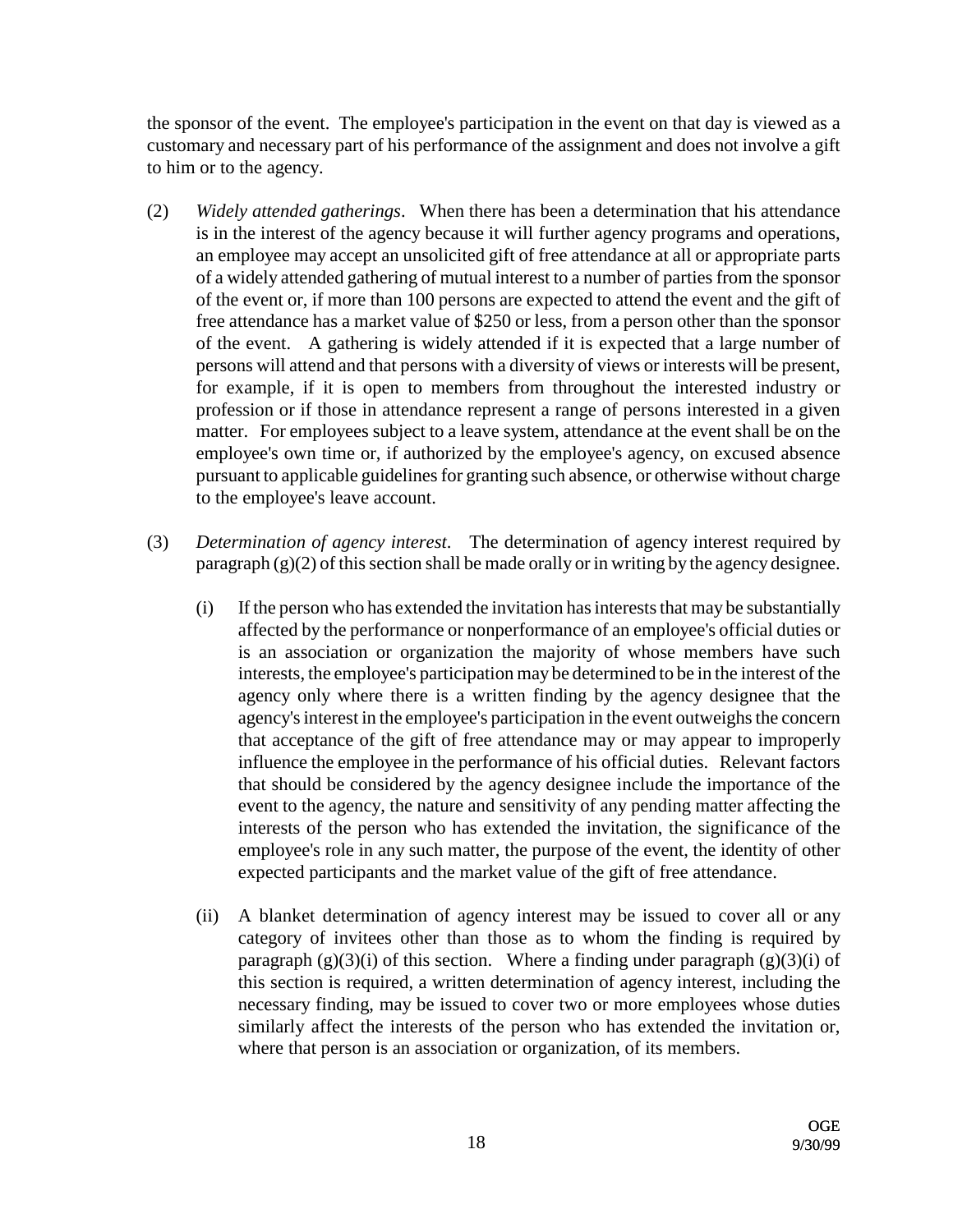the sponsor of the event. The employee's participation in the event on that day is viewed as a customary and necessary part of his performance of the assignment and does not involve a gift to him or to the agency.

(2) *Widely attended gatherings*. When there has been a determination that his attendance is in the interest of the agency because it will further agency programs and operations, an employee may accept an unsolicited gift of free attendance at all or appropriate parts of a widely attended gathering of mutual interest to a number of parties from the sponsor of the event or, if more than 100 persons are expected to attend the event and the gift of free attendance has a market value of $250 or less, from a person other than the sponsor of the event. A gathering is widely attended if it is expected that a large number of persons will attend and that persons with a diversity of views or interests will be present, for example, if it is open to members from throughout the interested industry or profession or if those in attendance represent a range of persons interested in a given matter. For employees subject to a leave system, attendance at the event shall be on the employee's own time or, if authorized by the employee's agency, on excused absence pursuant to applicable guidelines for granting such absence, or otherwise without charge to the employee's leave account.

(3) *Determination of agency interest*. The determination of agency interest required by paragraph (g)(2) of this section shall be made orally or in writing by the agency designee.

(i) If the person who has extended the invitation has interests that may be substantially affected by the performance or nonperformance of an employee's official duties or is an association or organization the majority of whose members have such interests, the employee's participation may be determined to be in the interest of the agency only where there is a written finding by the agency designee that the agency's interest in the employee's participation in the event outweighs the concern that acceptance of the gift of free attendance may or may appear to improperly influence the employee in the performance of his official duties. Relevant factors that should be considered by the agency designee include the importance of the event to the agency, the nature and sensitivity of any pending matter affecting the interests of the person who has extended the invitation, the significance of the employee's role in any such matter, the purpose of the event, the identity of other expected participants and the market value of the gift of free attendance.

(ii) A blanket determination of agency interest may be issued to cover all or any category of invitees other than those as to whom the finding is required by paragraph (g)(3)(i) of this section. Where a finding under paragraph (g)(3)(i) of this section is required, a written determination of agency interest, including the necessary finding, may be issued to cover two or more employees whose duties similarly affect the interests of the person who has extended the invitation or, where that person is an association or organization, of its members.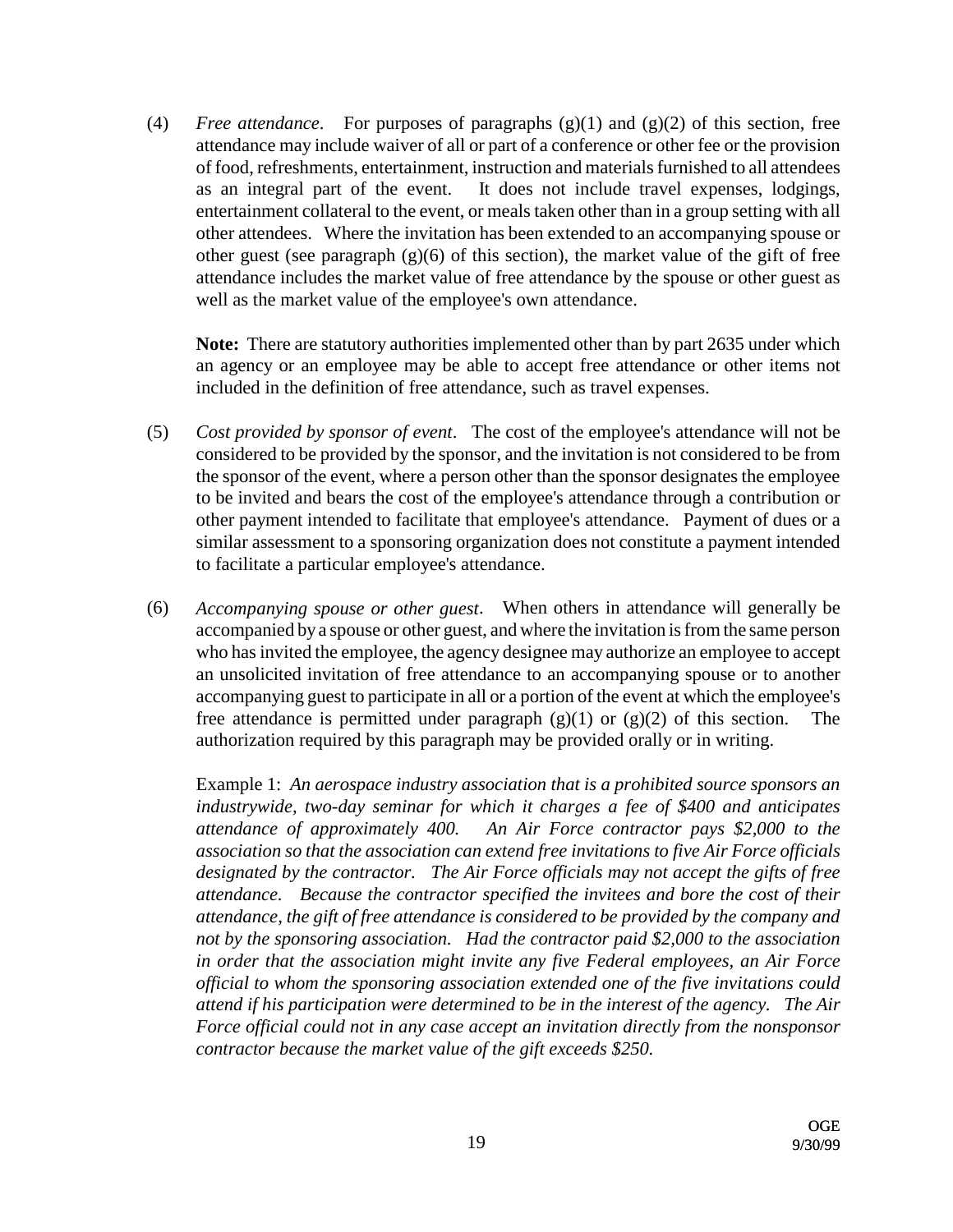(4) *Free attendance*. For purposes of paragraphs (g)(1) and (g)(2) of this section, free attendance may include waiver of all or part of a conference or other fee or the provision of food, refreshments, entertainment, instruction and materials furnished to all attendees as an integral part of the event. It does not include travel expenses, lodgings, entertainment collateral to the event, or meals taken other than in a group setting with all other attendees. Where the invitation has been extended to an accompanying spouse or other guest (see paragraph (g)(6) of this section), the market value of the gift of free attendance includes the market value of free attendance by the spouse or other guest as well as the market value of the employee's own attendance.

**Note:** There are statutory authorities implemented other than by part 2635 under which an agency or an employee may be able to accept free attendance or other items not included in the definition of free attendance, such as travel expenses.

(5) *Cost provided by sponsor of event*. The cost of the employee's attendance will not be considered to be provided by the sponsor, and the invitation is not considered to be from the sponsor of the event, where a person other than the sponsor designates the employee to be invited and bears the cost of the employee's attendance through a contribution or other payment intended to facilitate that employee's attendance. Payment of dues or a similar assessment to a sponsoring organization does not constitute a payment intended to facilitate a particular employee's attendance.

(6) *Accompanying spouse or other guest*. When others in attendance will generally be accompanied by a spouse or other guest, and where the invitation is from the same person who has invited the employee, the agency designee may authorize an employee to accept an unsolicited invitation of free attendance to an accompanying spouse or to another accompanying guest to participate in all or a portion of the event at which the employee's free attendance is permitted under paragraph (g)(1) or (g)(2) of this section. The authorization required by this paragraph may be provided orally or in writing.

Example 1: *An aerospace industry association that is a prohibited source sponsors an industrywide, two-day seminar for which it charges a fee of $400 and anticipates attendance of approximately 400. An Air Force contractor pays $2,000 to the association so that the association can extend free invitations to five Air Force officials designated by the contractor. The Air Force officials may not accept the gifts of free attendance. Because the contractor specified the invitees and bore the cost of their attendance, the gift of free attendance is considered to be provided by the company and not by the sponsoring association. Had the contractor paid $2,000 to the association in order that the association might invite any five Federal employees, an Air Force official to whom the sponsoring association extended one of the five invitations could attend if his participation were determined to be in the interest of the agency. The Air Force official could not in any case accept an invitation directly from the nonsponsor contractor because the market value of the gift exceeds $250.*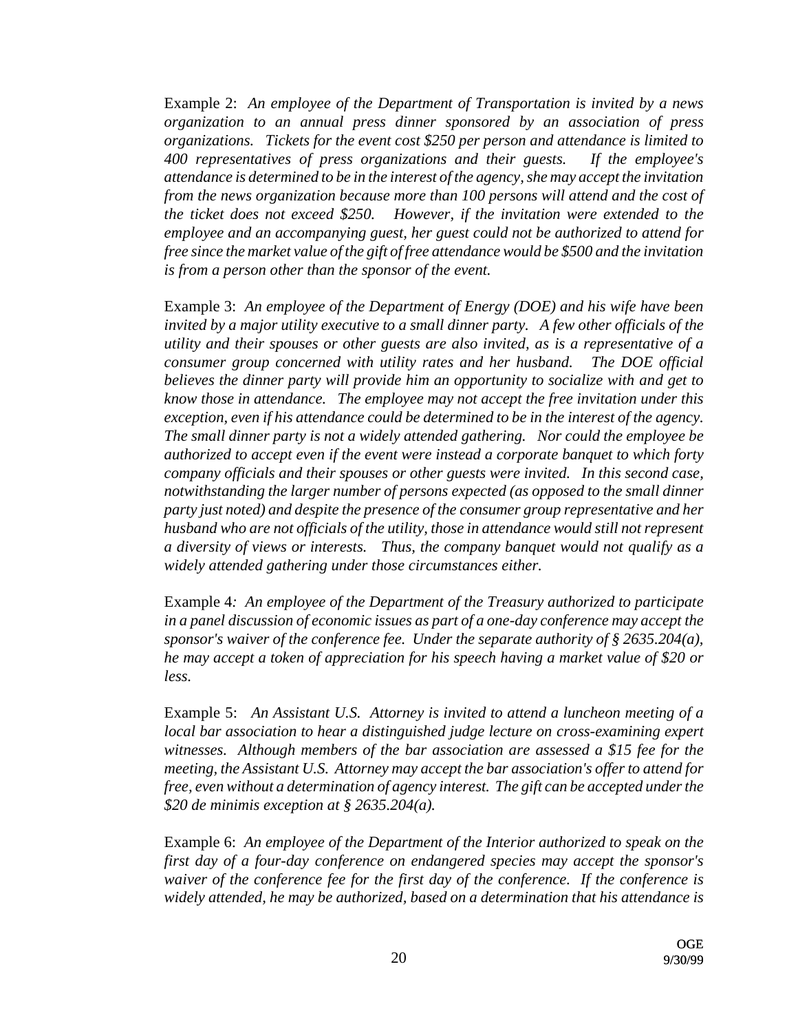Example 2: *An employee of the Department of Transportation is invited by a news organization to an annual press dinner sponsored by an association of press organizations. Tickets for the event cost $250 per person and attendance is limited to 400 representatives of press organizations and their guests. If the employee's attendance is determined to be in the interest of the agency, she may accept the invitation from the news organization because more than 100 persons will attend and the cost of the ticket does not exceed $250. However, if the invitation were extended to the employee and an accompanying guest, her guest could not be authorized to attend for free since the market value of the gift of free attendance would be $500 and the invitation is from a person other than the sponsor of the event.*

Example 3: *An employee of the Department of Energy (DOE) and his wife have been invited by a major utility executive to a small dinner party. A few other officials of the utility and their spouses or other guests are also invited, as is a representative of a consumer group concerned with utility rates and her husband. The DOE official believes the dinner party will provide him an opportunity to socialize with and get to know those in attendance. The employee may not accept the free invitation under this exception, even if his attendance could be determined to be in the interest of the agency. The small dinner party is not a widely attended gathering. Nor could the employee be authorized to accept even if the event were instead a corporate banquet to which forty company officials and their spouses or other guests were invited. In this second case, notwithstanding the larger number of persons expected (as opposed to the small dinner party just noted) and despite the presence of the consumer group representative and her husband who are not officials of the utility, those in attendance would still not represent a diversity of views or interests. Thus, the company banquet would not qualify as a widely attended gathering under those circumstances either.*

Example 4*: An employee of the Department of the Treasury authorized to participate in a panel discussion of economic issues as part of a one-day conference may accept the sponsor's waiver of the conference fee. Under the separate authority of § 2635.204(a), he may accept a token of appreciation for his speech having a market value of $20 or less.*

Example 5: *An Assistant U.S. Attorney is invited to attend a luncheon meeting of a local bar association to hear a distinguished judge lecture on cross-examining expert witnesses. Although members of the bar association are assessed a $15 fee for the meeting, the Assistant U.S. Attorney may accept the bar association's offer to attend for free, even without a determination of agency interest. The gift can be accepted under the $20 de minimis exception at § 2635.204(a).*

Example 6: *An employee of the Department of the Interior authorized to speak on the first day of a four-day conference on endangered species may accept the sponsor's waiver of the conference fee for the first day of the conference. If the conference is widely attended, he may be authorized, based on a determination that his attendance is*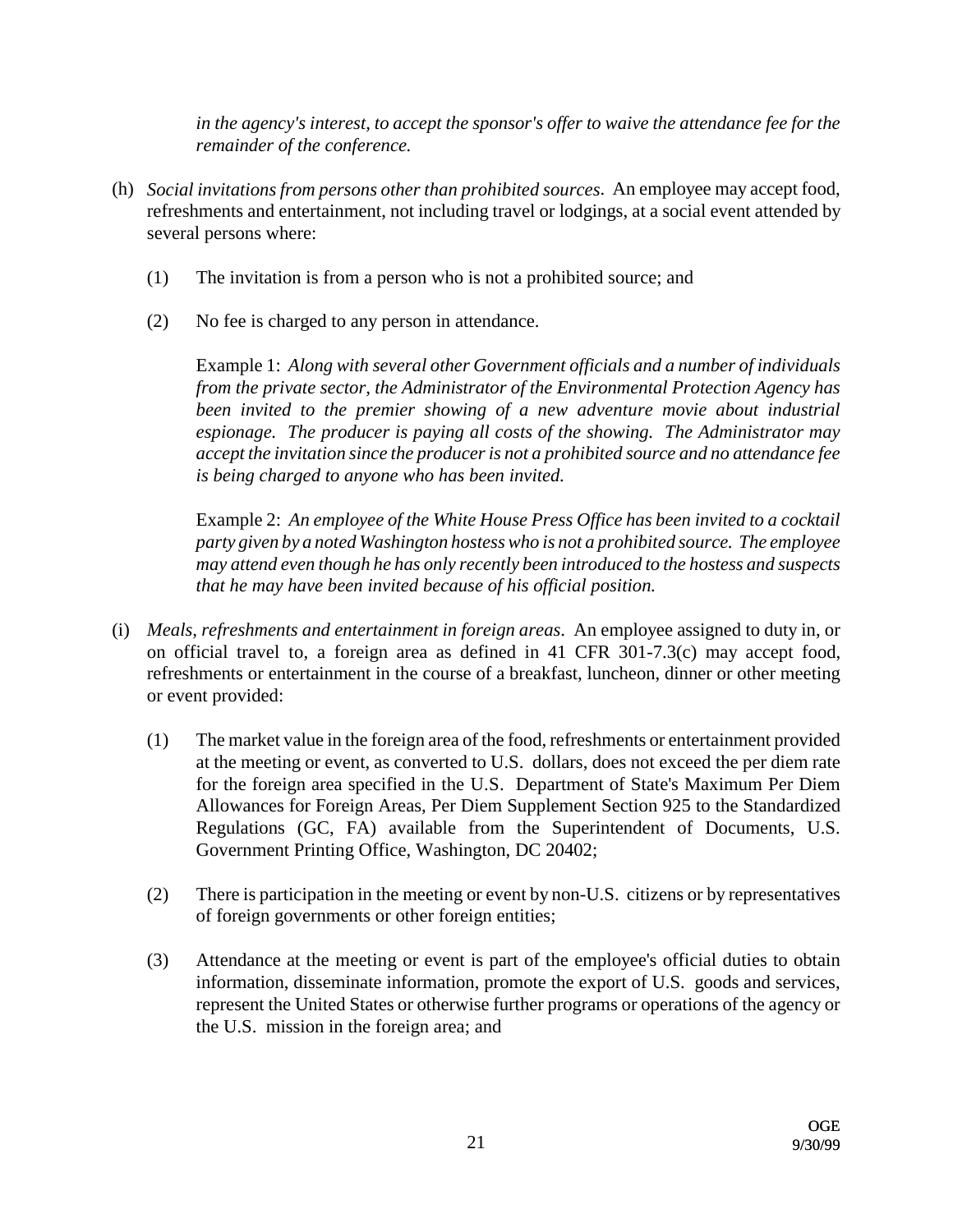*in the agency's interest, to accept the sponsor's offer to waive the attendance fee for the remainder of the conference.*

(h) *Social invitations from persons other than prohibited sources*. An employee may accept food, refreshments and entertainment, not including travel or lodgings, at a social event attended by several persons where:

(1) The invitation is from a person who is not a prohibited source; and

(2) No fee is charged to any person in attendance.

Example 1: *Along with several other Government officials and a number of individuals from the private sector, the Administrator of the Environmental Protection Agency has been invited to the premier showing of a new adventure movie about industrial espionage. The producer is paying all costs of the showing. The Administrator may accept the invitation since the producer is not a prohibited source and no attendance fee is being charged to anyone who has been invited.*

Example 2: *An employee of the White House Press Office has been invited to a cocktail party given by a noted Washington hostess who is not a prohibited source. The employee may attend even though he has only recently been introduced to the hostess and suspects that he may have been invited because of his official position.*

(i) *Meals, refreshments and entertainment in foreign areas*. An employee assigned to duty in, or on official travel to, a foreign area as defined in 41 CFR 301-7.3(c) may accept food, refreshments or entertainment in the course of a breakfast, luncheon, dinner or other meeting or event provided:

(1) The market value in the foreign area of the food, refreshments or entertainment provided at the meeting or event, as converted to U.S. dollars, does not exceed the per diem rate for the foreign area specified in the U.S. Department of State's Maximum Per Diem Allowances for Foreign Areas, Per Diem Supplement Section 925 to the Standardized Regulations (GC, FA) available from the Superintendent of Documents, U.S. Government Printing Office, Washington, DC 20402;

(2) There is participation in the meeting or event by non-U.S. citizens or by representatives of foreign governments or other foreign entities;

(3) Attendance at the meeting or event is part of the employee's official duties to obtain information, disseminate information, promote the export of U.S. goods and services, represent the United States or otherwise further programs or operations of the agency or the U.S. mission in the foreign area; and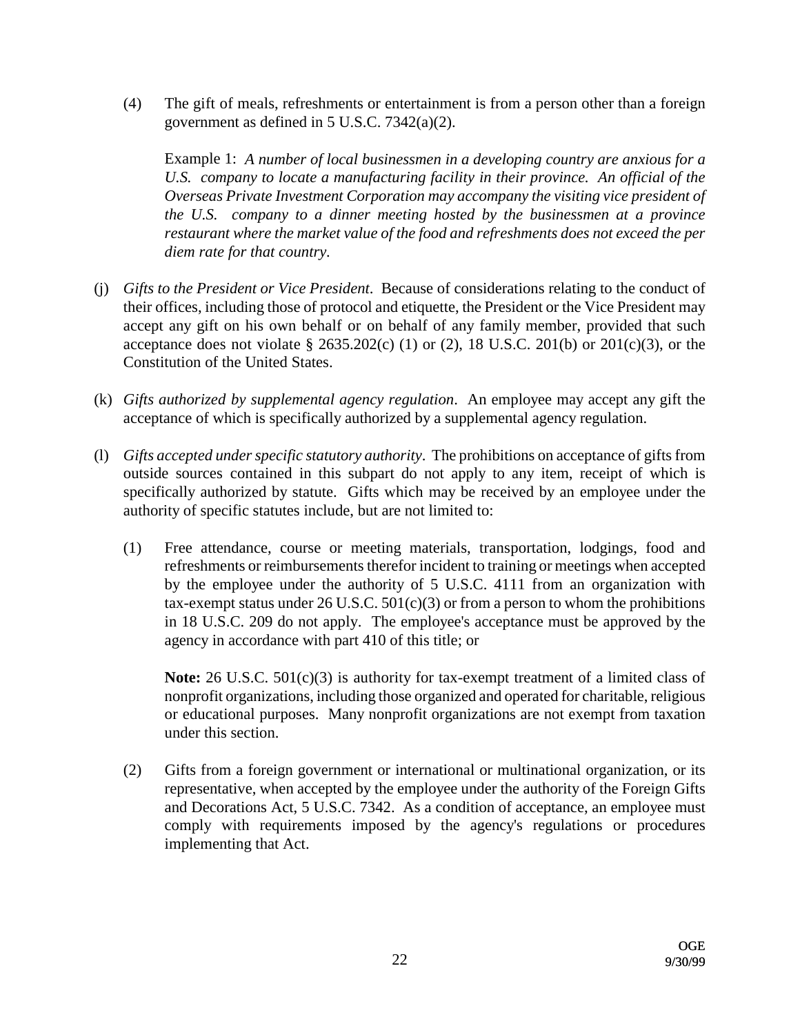(4) The gift of meals, refreshments or entertainment is from a person other than a foreign government as defined in 5 U.S.C. 7342(a)(2).

Example 1: *A number of local businessmen in a developing country are anxious for a U.S. company to locate a manufacturing facility in their province. An official of the Overseas Private Investment Corporation may accompany the visiting vice president of the U.S. company to a dinner meeting hosted by the businessmen at a province restaurant where the market value of the food and refreshments does not exceed the per diem rate for that country.*

(j) *Gifts to the President or Vice President*. Because of considerations relating to the conduct of their offices, including those of protocol and etiquette, the President or the Vice President may accept any gift on his own behalf or on behalf of any family member, provided that such acceptance does not violate § 2635.202(c) (1) or (2), 18 U.S.C. 201(b) or 201(c)(3), or the Constitution of the United States.

(k) *Gifts authorized by supplemental agency regulation*. An employee may accept any gift the acceptance of which is specifically authorized by a supplemental agency regulation.

(l) *Gifts accepted under specific statutory authority*. The prohibitions on acceptance of gifts from outside sources contained in this subpart do not apply to any item, receipt of which is specifically authorized by statute. Gifts which may be received by an employee under the authority of specific statutes include, but are not limited to:

(1) Free attendance, course or meeting materials, transportation, lodgings, food and refreshments or reimbursements therefor incident to training or meetings when accepted by the employee under the authority of 5 U.S.C. 4111 from an organization with tax-exempt status under 26 U.S.C. 501(c)(3) or from a person to whom the prohibitions in 18 U.S.C. 209 do not apply. The employee's acceptance must be approved by the agency in accordance with part 410 of this title; or

**Note:** 26 U.S.C. 501(c)(3) is authority for tax-exempt treatment of a limited class of nonprofit organizations, including those organized and operated for charitable, religious or educational purposes. Many nonprofit organizations are not exempt from taxation under this section.

(2) Gifts from a foreign government or international or multinational organization, or its representative, when accepted by the employee under the authority of the Foreign Gifts and Decorations Act, 5 U.S.C. 7342. As a condition of acceptance, an employee must comply with requirements imposed by the agency's regulations or procedures implementing that Act.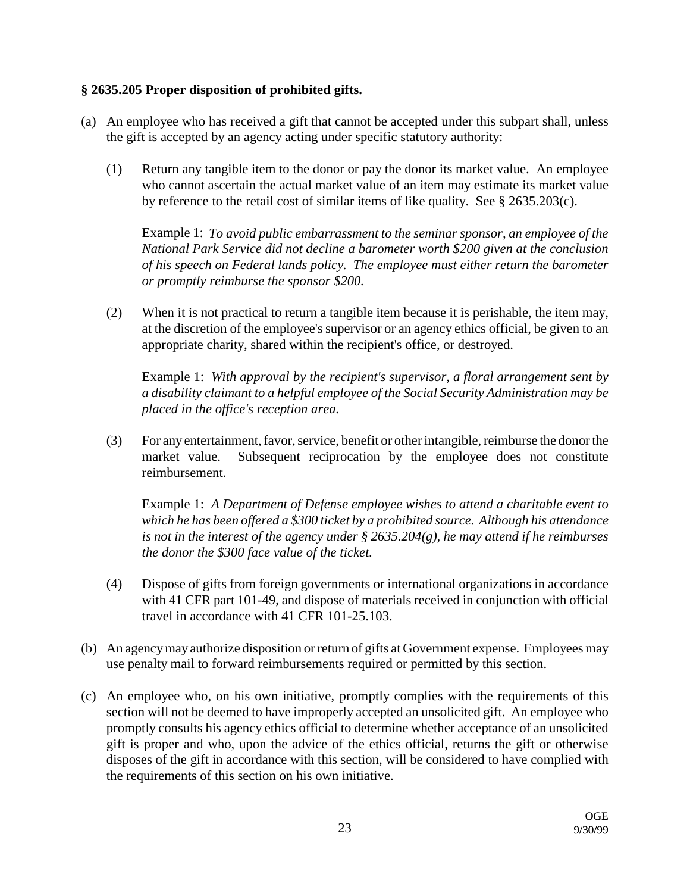**§ 2635.205 Proper disposition of prohibited gifts.**

(a) An employee who has received a gift that cannot be accepted under this subpart shall, unless the gift is accepted by an agency acting under specific statutory authority:

(1) Return any tangible item to the donor or pay the donor its market value. An employee who cannot ascertain the actual market value of an item may estimate its market value by reference to the retail cost of similar items of like quality. See § 2635.203(c).

Example 1: *To avoid public embarrassment to the seminar sponsor, an employee of the National Park Service did not decline a barometer worth $200 given at the conclusion of his speech on Federal lands policy. The employee must either return the barometer or promptly reimburse the sponsor $200.*

(2) When it is not practical to return a tangible item because it is perishable, the item may, at the discretion of the employee's supervisor or an agency ethics official, be given to an appropriate charity, shared within the recipient's office, or destroyed.

Example 1: *With approval by the recipient's supervisor, a floral arrangement sent by a disability claimant to a helpful employee of the Social Security Administration may be placed in the office's reception area.*

(3) For any entertainment, favor, service, benefit or other intangible, reimburse the donor the market value. Subsequent reciprocation by the employee does not constitute reimbursement.

Example 1: *A Department of Defense employee wishes to attend a charitable event to which he has been offered a $300 ticket by a prohibited source. Although his attendance is not in the interest of the agency under § 2635.204(g), he may attend if he reimburses the donor the $300 face value of the ticket.*

(4) Dispose of gifts from foreign governments or international organizations in accordance with 41 CFR part 101-49, and dispose of materials received in conjunction with official travel in accordance with 41 CFR 101-25.103.

(b) An agency may authorize disposition or return of gifts at Government expense. Employees may use penalty mail to forward reimbursements required or permitted by this section.

(c) An employee who, on his own initiative, promptly complies with the requirements of this section will not be deemed to have improperly accepted an unsolicited gift. An employee who promptly consults his agency ethics official to determine whether acceptance of an unsolicited gift is proper and who, upon the advice of the ethics official, returns the gift or otherwise disposes of the gift in accordance with this section, will be considered to have complied with the requirements of this section on his own initiative.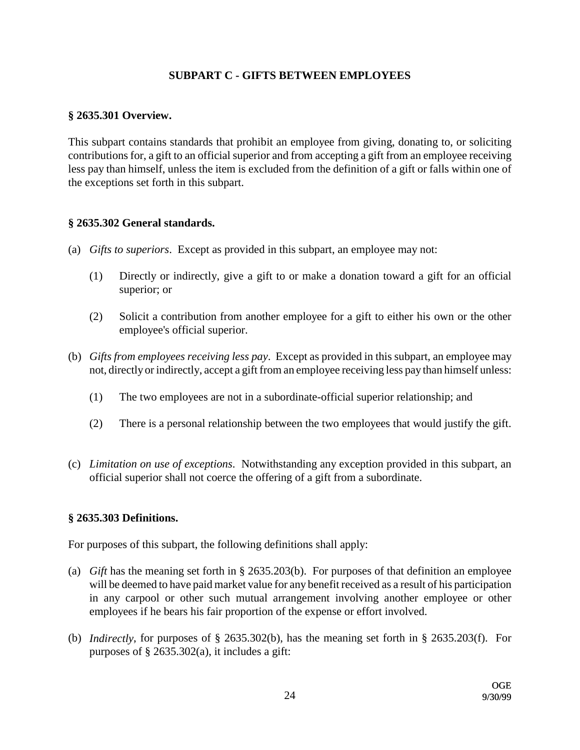## SUBPART C - GIFTS BETWEEN EMPLOYEES

### § 2635.301 Overview.

This subpart contains standards that prohibit an employee from giving, donating to, or soliciting contributions for, a gift to an official superior and from accepting a gift from an employee receiving less pay than himself, unless the item is excluded from the definition of a gift or falls within one of the exceptions set forth in this subpart.

### § 2635.302 General standards.

(a) *Gifts to superiors*. Except as provided in this subpart, an employee may not:

(1) Directly or indirectly, give a gift to or make a donation toward a gift for an official superior; or

(2) Solicit a contribution from another employee for a gift to either his own or the other employee's official superior.

(b) *Gifts from employees receiving less pay*. Except as provided in this subpart, an employee may not, directly or indirectly, accept a gift from an employee receiving less pay than himself unless:

(1) The two employees are not in a subordinate-official superior relationship; and

(2) There is a personal relationship between the two employees that would justify the gift.

(c) *Limitation on use of exceptions*. Notwithstanding any exception provided in this subpart, an official superior shall not coerce the offering of a gift from a subordinate.

### § 2635.303 Definitions.

For purposes of this subpart, the following definitions shall apply:

(a) *Gift* has the meaning set forth in § 2635.203(b). For purposes of that definition an employee will be deemed to have paid market value for any benefit received as a result of his participation in any carpool or other such mutual arrangement involving another employee or other employees if he bears his fair proportion of the expense or effort involved.

(b) *Indirectly*, for purposes of § 2635.302(b), has the meaning set forth in § 2635.203(f). For purposes of § 2635.302(a), it includes a gift: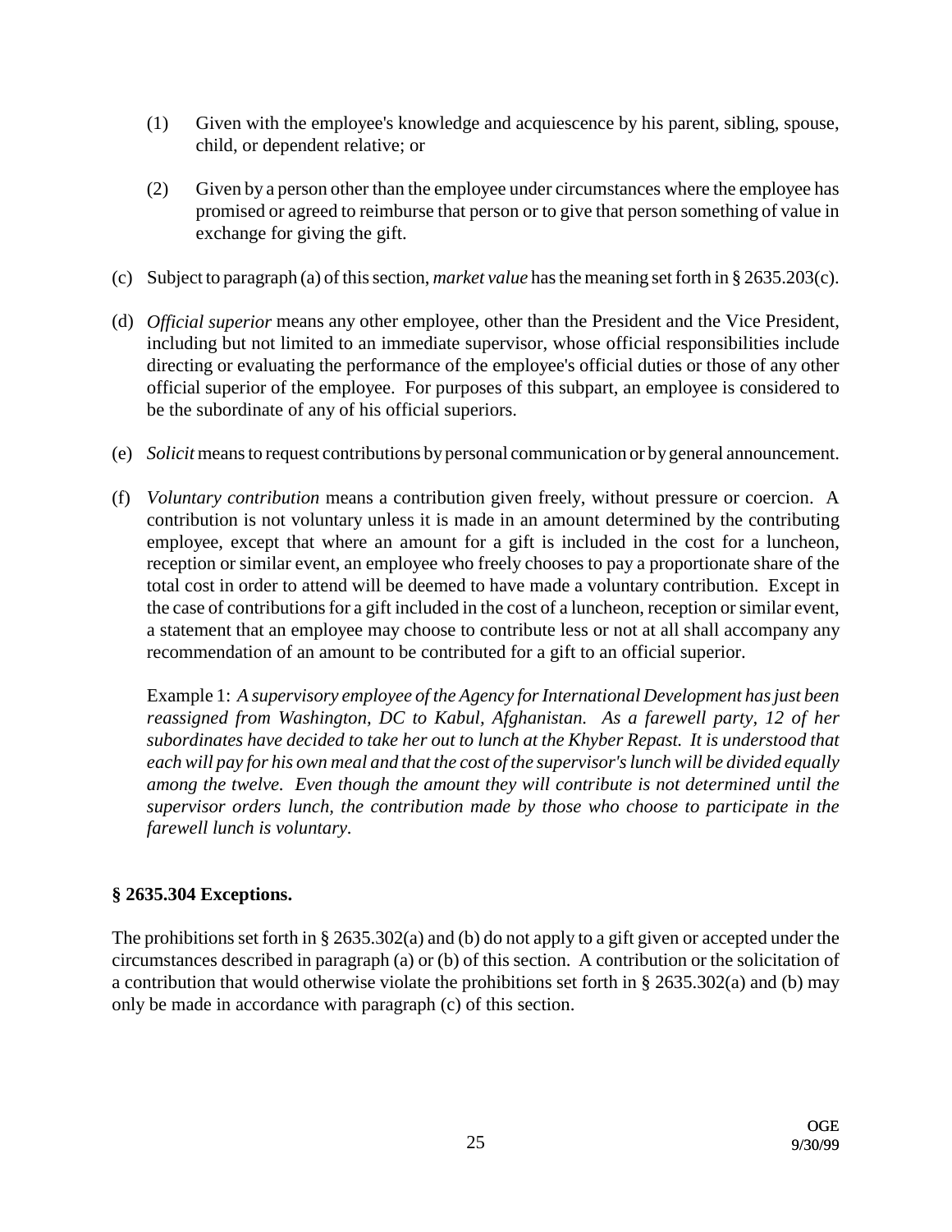(1) Given with the employee's knowledge and acquiescence by his parent, sibling, spouse, child, or dependent relative; or

(2) Given by a person other than the employee under circumstances where the employee has promised or agreed to reimburse that person or to give that person something of value in exchange for giving the gift.

(c) Subject to paragraph (a) of this section, *market value* has the meaning set forth in § 2635.203(c).

(d) *Official superior* means any other employee, other than the President and the Vice President, including but not limited to an immediate supervisor, whose official responsibilities include directing or evaluating the performance of the employee's official duties or those of any other official superior of the employee. For purposes of this subpart, an employee is considered to be the subordinate of any of his official superiors.

(e) *Solicit* means to request contributions by personal communication or by general announcement.

(f) *Voluntary contribution* means a contribution given freely, without pressure or coercion. A contribution is not voluntary unless it is made in an amount determined by the contributing employee, except that where an amount for a gift is included in the cost for a luncheon, reception or similar event, an employee who freely chooses to pay a proportionate share of the total cost in order to attend will be deemed to have made a voluntary contribution. Except in the case of contributions for a gift included in the cost of a luncheon, reception or similar event, a statement that an employee may choose to contribute less or not at all shall accompany any recommendation of an amount to be contributed for a gift to an official superior.

Example 1: *A supervisory employee of the Agency for International Development has just been reassigned from Washington, DC to Kabul, Afghanistan. As a farewell party, 12 of her subordinates have decided to take her out to lunch at the Khyber Repast. It is understood that each will pay for his own meal and that the cost of the supervisor's lunch will be divided equally among the twelve. Even though the amount they will contribute is not determined until the supervisor orders lunch, the contribution made by those who choose to participate in the farewell lunch is voluntary.*

### § 2635.304 Exceptions.

The prohibitions set forth in § 2635.302(a) and (b) do not apply to a gift given or accepted under the circumstances described in paragraph (a) or (b) of this section. A contribution or the solicitation of a contribution that would otherwise violate the prohibitions set forth in § 2635.302(a) and (b) may only be made in accordance with paragraph (c) of this section.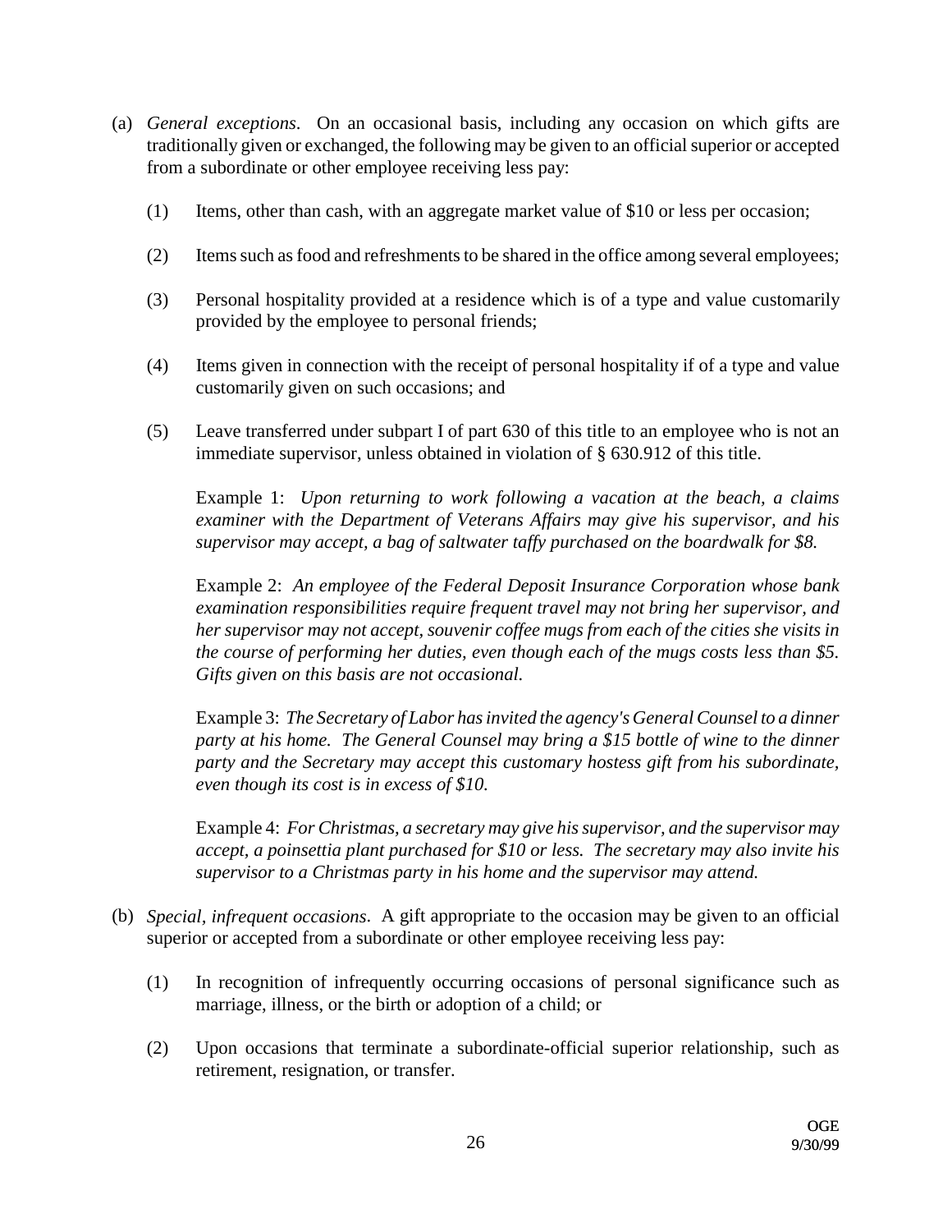(a) *General exceptions*. On an occasional basis, including any occasion on which gifts are traditionally given or exchanged, the following may be given to an official superior or accepted from a subordinate or other employee receiving less pay:

(1) Items, other than cash, with an aggregate market value of $10 or less per occasion;

(2) Items such as food and refreshments to be shared in the office among several employees;

(3) Personal hospitality provided at a residence which is of a type and value customarily provided by the employee to personal friends;

(4) Items given in connection with the receipt of personal hospitality if of a type and value customarily given on such occasions; and

(5) Leave transferred under subpart I of part 630 of this title to an employee who is not an immediate supervisor, unless obtained in violation of § 630.912 of this title.

Example 1: *Upon returning to work following a vacation at the beach, a claims examiner with the Department of Veterans Affairs may give his supervisor, and his supervisor may accept, a bag of saltwater taffy purchased on the boardwalk for $8.*

Example 2: *An employee of the Federal Deposit Insurance Corporation whose bank examination responsibilities require frequent travel may not bring her supervisor, and her supervisor may not accept, souvenir coffee mugs from each of the cities she visits in the course of performing her duties, even though each of the mugs costs less than $5. Gifts given on this basis are not occasional.*

Example 3: *The Secretary of Labor has invited the agency's General Counsel to a dinner party at his home. The General Counsel may bring a $15 bottle of wine to the dinner party and the Secretary may accept this customary hostess gift from his subordinate, even though its cost is in excess of $10.*

Example 4: *For Christmas, a secretary may give his supervisor, and the supervisor may accept, a poinsettia plant purchased for $10 or less. The secretary may also invite his supervisor to a Christmas party in his home and the supervisor may attend.*

(b) *Special, infrequent occasions*. A gift appropriate to the occasion may be given to an official superior or accepted from a subordinate or other employee receiving less pay:

(1) In recognition of infrequently occurring occasions of personal significance such as marriage, illness, or the birth or adoption of a child; or

(2) Upon occasions that terminate a subordinate-official superior relationship, such as retirement, resignation, or transfer.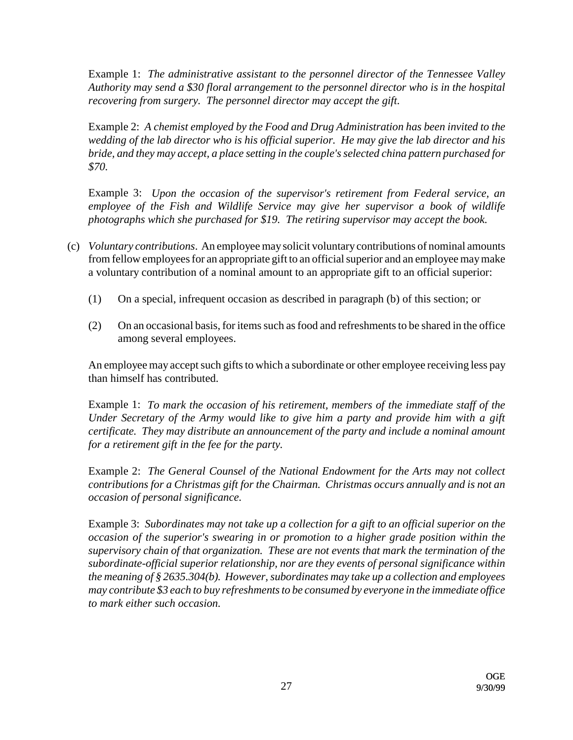Example 1: *The administrative assistant to the personnel director of the Tennessee Valley Authority may send a $30 floral arrangement to the personnel director who is in the hospital recovering from surgery. The personnel director may accept the gift.*

Example 2: *A chemist employed by the Food and Drug Administration has been invited to the wedding of the lab director who is his official superior. He may give the lab director and his bride, and they may accept, a place setting in the couple's selected china pattern purchased for $70.*

Example 3: *Upon the occasion of the supervisor's retirement from Federal service, an employee of the Fish and Wildlife Service may give her supervisor a book of wildlife photographs which she purchased for $19. The retiring supervisor may accept the book.*

(c) *Voluntary contributions*. An employee may solicit voluntary contributions of nominal amounts from fellow employees for an appropriate gift to an official superior and an employee may make a voluntary contribution of a nominal amount to an appropriate gift to an official superior:

(1) On a special, infrequent occasion as described in paragraph (b) of this section; or

(2) On an occasional basis, for items such as food and refreshments to be shared in the office among several employees.

An employee may accept such gifts to which a subordinate or other employee receiving less pay than himself has contributed.

Example 1: *To mark the occasion of his retirement, members of the immediate staff of the Under Secretary of the Army would like to give him a party and provide him with a gift certificate. They may distribute an announcement of the party and include a nominal amount for a retirement gift in the fee for the party.*

Example 2: *The General Counsel of the National Endowment for the Arts may not collect contributions for a Christmas gift for the Chairman. Christmas occurs annually and is not an occasion of personal significance.*

Example 3: *Subordinates may not take up a collection for a gift to an official superior on the occasion of the superior's swearing in or promotion to a higher grade position within the supervisory chain of that organization. These are not events that mark the termination of the subordinate-official superior relationship, nor are they events of personal significance within the meaning of § 2635.304(b). However, subordinates may take up a collection and employees may contribute $3 each to buy refreshments to be consumed by everyone in the immediate office to mark either such occasion.*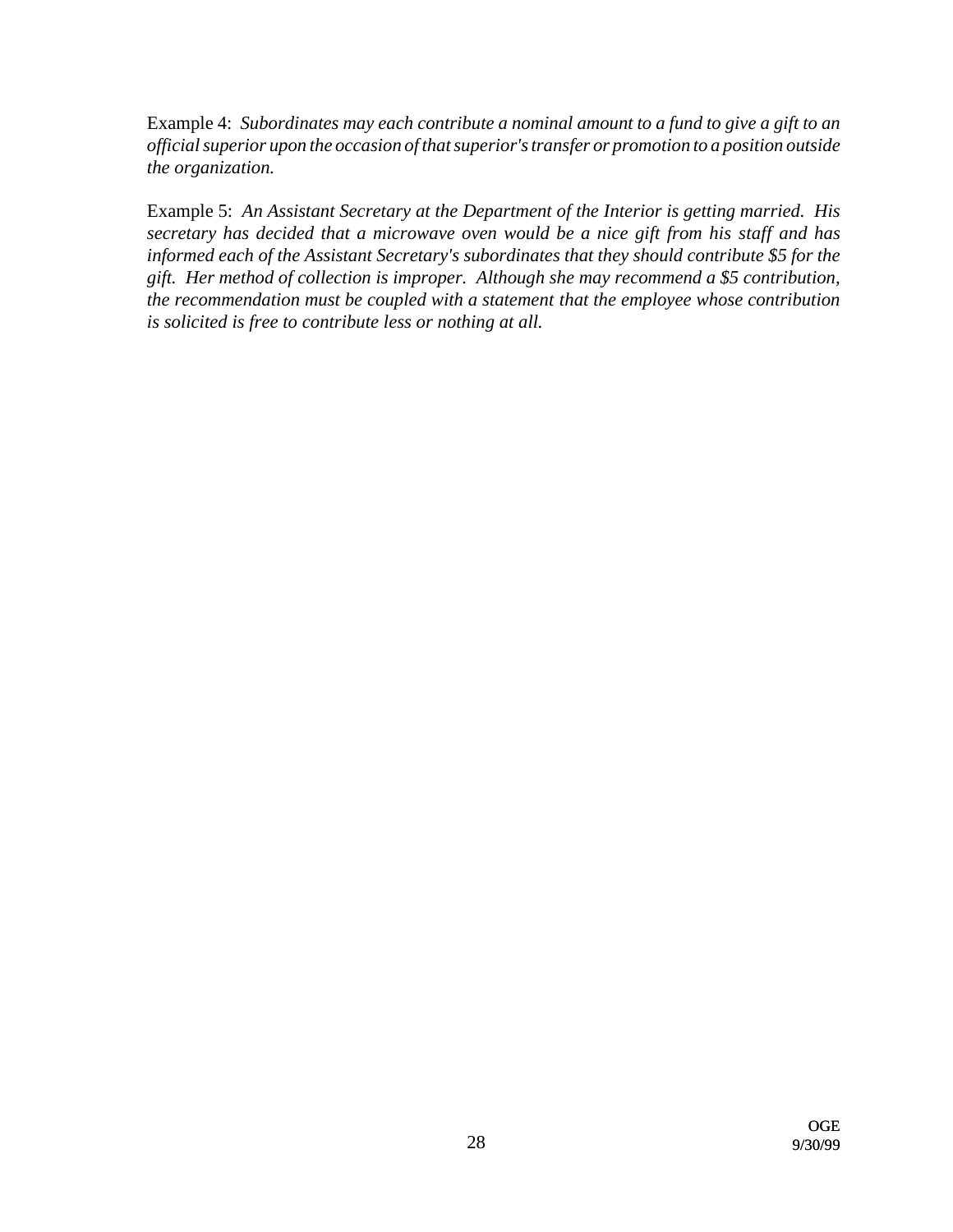Example 4: *Subordinates may each contribute a nominal amount to a fund to give a gift to an official superior upon the occasion of that superior's transfer or promotion to a position outside the organization.*

Example 5: *An Assistant Secretary at the Department of the Interior is getting married. His secretary has decided that a microwave oven would be a nice gift from his staff and has informed each of the Assistant Secretary's subordinates that they should contribute $5 for the gift. Her method of collection is improper. Although she may recommend a $5 contribution, the recommendation must be coupled with a statement that the employee whose contribution is solicited is free to contribute less or nothing at all.*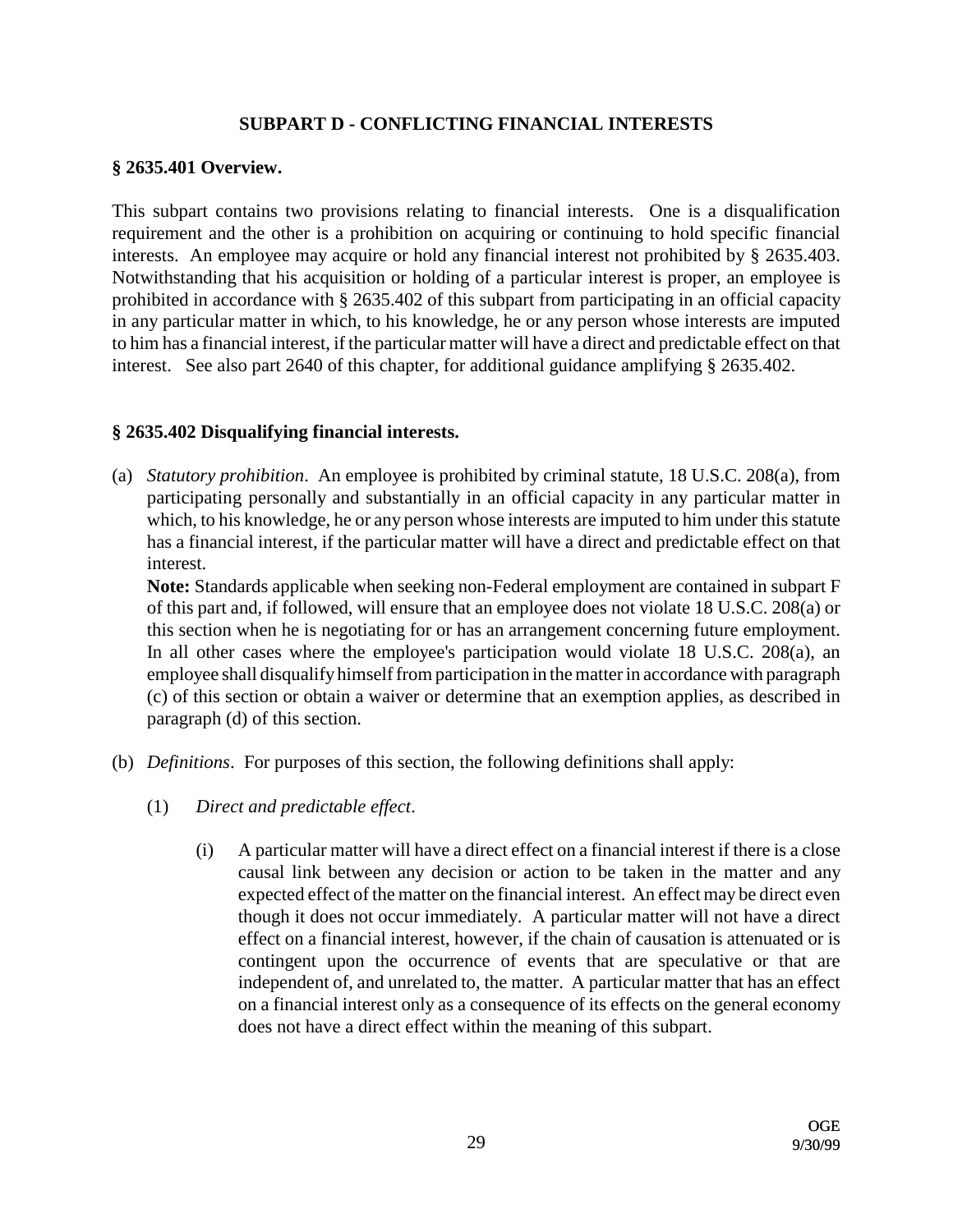## SUBPART D - CONFLICTING FINANCIAL INTERESTS

### § 2635.401 Overview.

This subpart contains two provisions relating to financial interests. One is a disqualification requirement and the other is a prohibition on acquiring or continuing to hold specific financial interests. An employee may acquire or hold any financial interest not prohibited by § 2635.403. Notwithstanding that his acquisition or holding of a particular interest is proper, an employee is prohibited in accordance with § 2635.402 of this subpart from participating in an official capacity in any particular matter in which, to his knowledge, he or any person whose interests are imputed to him has a financial interest, if the particular matter will have a direct and predictable effect on that interest. See also part 2640 of this chapter, for additional guidance amplifying § 2635.402.

### § 2635.402 Disqualifying financial interests.

(a) *Statutory prohibition*. An employee is prohibited by criminal statute, 18 U.S.C. 208(a), from participating personally and substantially in an official capacity in any particular matter in which, to his knowledge, he or any person whose interests are imputed to him under this statute has a financial interest, if the particular matter will have a direct and predictable effect on that interest.

**Note:** Standards applicable when seeking non-Federal employment are contained in subpart F of this part and, if followed, will ensure that an employee does not violate 18 U.S.C. 208(a) or this section when he is negotiating for or has an arrangement concerning future employment. In all other cases where the employee's participation would violate 18 U.S.C. 208(a), an employee shall disqualify himself from participation in the matter in accordance with paragraph (c) of this section or obtain a waiver or determine that an exemption applies, as described in paragraph (d) of this section.

(b) *Definitions*. For purposes of this section, the following definitions shall apply:

(1) *Direct and predictable effect*.

(i) A particular matter will have a direct effect on a financial interest if there is a close causal link between any decision or action to be taken in the matter and any expected effect of the matter on the financial interest. An effect may be direct even though it does not occur immediately. A particular matter will not have a direct effect on a financial interest, however, if the chain of causation is attenuated or is contingent upon the occurrence of events that are speculative or that are independent of, and unrelated to, the matter. A particular matter that has an effect on a financial interest only as a consequence of its effects on the general economy does not have a direct effect within the meaning of this subpart.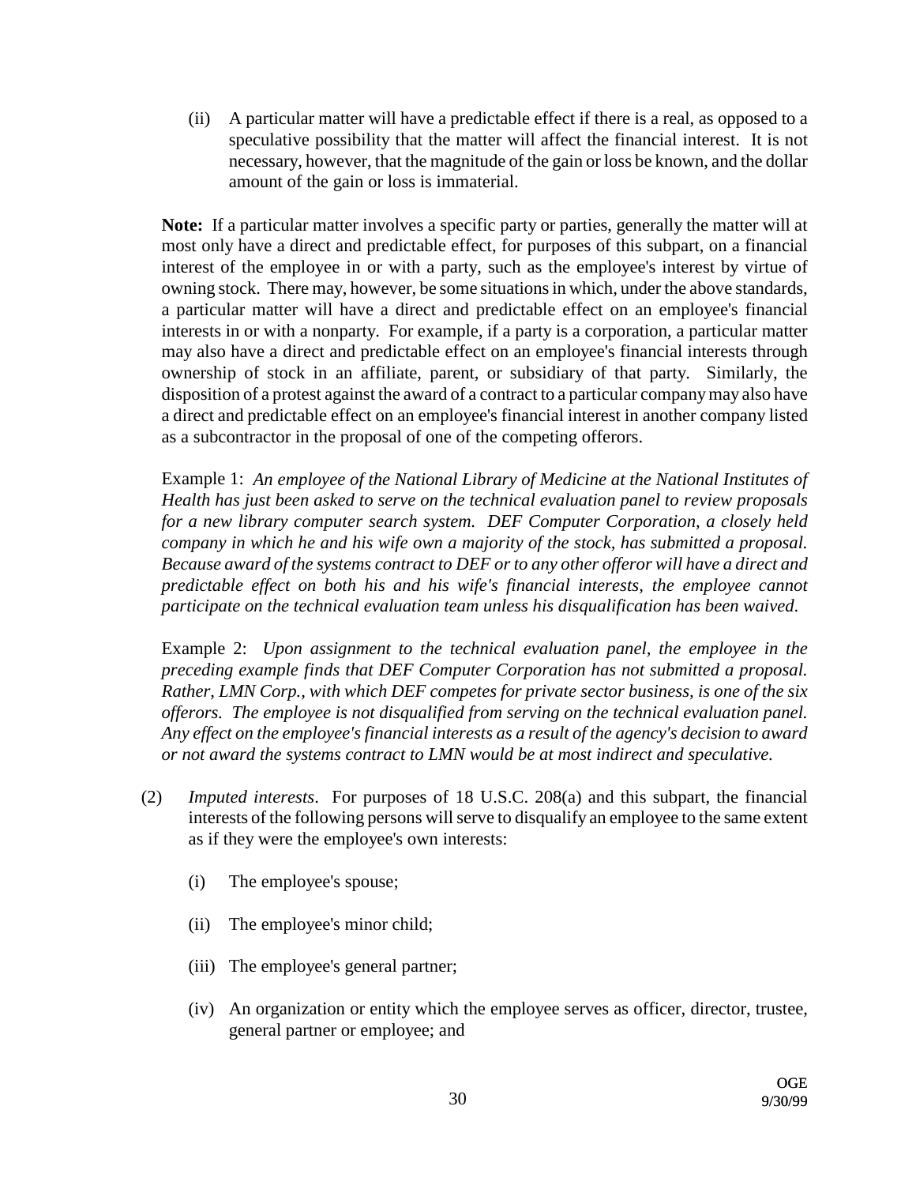(ii) A particular matter will have a predictable effect if there is a real, as opposed to a speculative possibility that the matter will affect the financial interest. It is not necessary, however, that the magnitude of the gain or loss be known, and the dollar amount of the gain or loss is immaterial.

**Note:** If a particular matter involves a specific party or parties, generally the matter will at most only have a direct and predictable effect, for purposes of this subpart, on a financial interest of the employee in or with a party, such as the employee's interest by virtue of owning stock. There may, however, be some situations in which, under the above standards, a particular matter will have a direct and predictable effect on an employee's financial interests in or with a nonparty. For example, if a party is a corporation, a particular matter may also have a direct and predictable effect on an employee's financial interests through ownership of stock in an affiliate, parent, or subsidiary of that party. Similarly, the disposition of a protest against the award of a contract to a particular company may also have a direct and predictable effect on an employee's financial interest in another company listed as a subcontractor in the proposal of one of the competing offerors.

Example 1: *An employee of the National Library of Medicine at the National Institutes of Health has just been asked to serve on the technical evaluation panel to review proposals for a new library computer search system. DEF Computer Corporation, a closely held company in which he and his wife own a majority of the stock, has submitted a proposal. Because award of the systems contract to DEF or to any other offeror will have a direct and predictable effect on both his and his wife's financial interests, the employee cannot participate on the technical evaluation team unless his disqualification has been waived.*

Example 2: *Upon assignment to the technical evaluation panel, the employee in the preceding example finds that DEF Computer Corporation has not submitted a proposal. Rather, LMN Corp., with which DEF competes for private sector business, is one of the six offerors. The employee is not disqualified from serving on the technical evaluation panel. Any effect on the employee's financial interests as a result of the agency's decision to award or not award the systems contract to LMN would be at most indirect and speculative.*

(2) *Imputed interests*. For purposes of 18 U.S.C. 208(a) and this subpart, the financial interests of the following persons will serve to disqualify an employee to the same extent as if they were the employee's own interests:

(i) The employee's spouse;

(ii) The employee's minor child;

(iii) The employee's general partner;

(iv) An organization or entity which the employee serves as officer, director, trustee, general partner or employee; and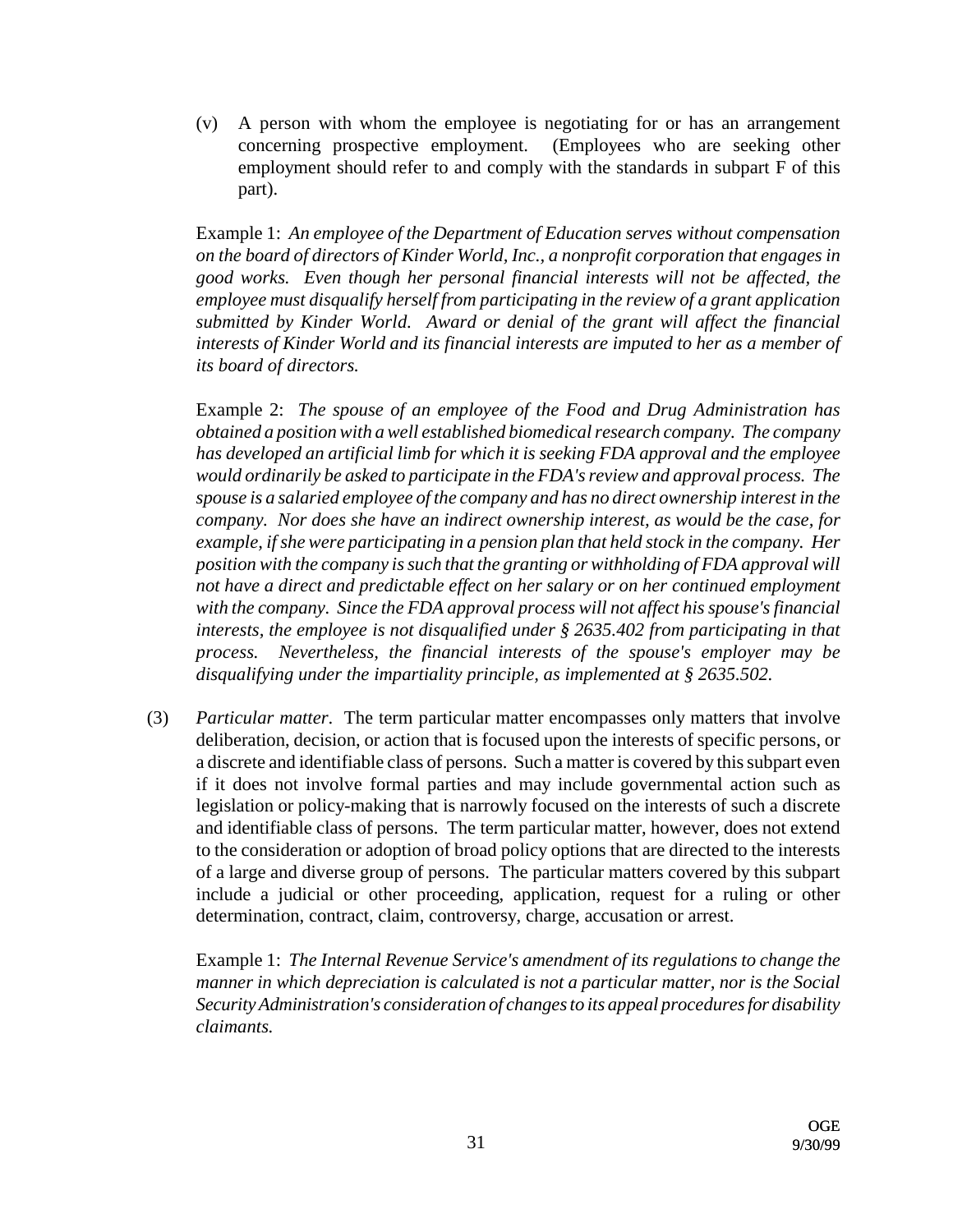(v) A person with whom the employee is negotiating for or has an arrangement concerning prospective employment. (Employees who are seeking other employment should refer to and comply with the standards in subpart F of this part).

Example 1: *An employee of the Department of Education serves without compensation on the board of directors of Kinder World, Inc., a nonprofit corporation that engages in good works. Even though her personal financial interests will not be affected, the employee must disqualify herself from participating in the review of a grant application submitted by Kinder World. Award or denial of the grant will affect the financial interests of Kinder World and its financial interests are imputed to her as a member of its board of directors.*

Example 2: *The spouse of an employee of the Food and Drug Administration has obtained a position with a well established biomedical research company. The company has developed an artificial limb for which it is seeking FDA approval and the employee would ordinarily be asked to participate in the FDA's review and approval process. The spouse is a salaried employee of the company and has no direct ownership interest in the company. Nor does she have an indirect ownership interest, as would be the case, for example, if she were participating in a pension plan that held stock in the company. Her position with the company is such that the granting or withholding of FDA approval will not have a direct and predictable effect on her salary or on her continued employment with the company. Since the FDA approval process will not affect his spouse's financial interests, the employee is not disqualified under § 2635.402 from participating in that process. Nevertheless, the financial interests of the spouse's employer may be disqualifying under the impartiality principle, as implemented at § 2635.502.*

(3) *Particular matter*. The term particular matter encompasses only matters that involve deliberation, decision, or action that is focused upon the interests of specific persons, or a discrete and identifiable class of persons. Such a matter is covered by this subpart even if it does not involve formal parties and may include governmental action such as legislation or policy-making that is narrowly focused on the interests of such a discrete and identifiable class of persons. The term particular matter, however, does not extend to the consideration or adoption of broad policy options that are directed to the interests of a large and diverse group of persons. The particular matters covered by this subpart include a judicial or other proceeding, application, request for a ruling or other determination, contract, claim, controversy, charge, accusation or arrest.

Example 1: *The Internal Revenue Service's amendment of its regulations to change the manner in which depreciation is calculated is not a particular matter, nor is the Social Security Administration's consideration of changes to its appeal procedures for disability claimants.*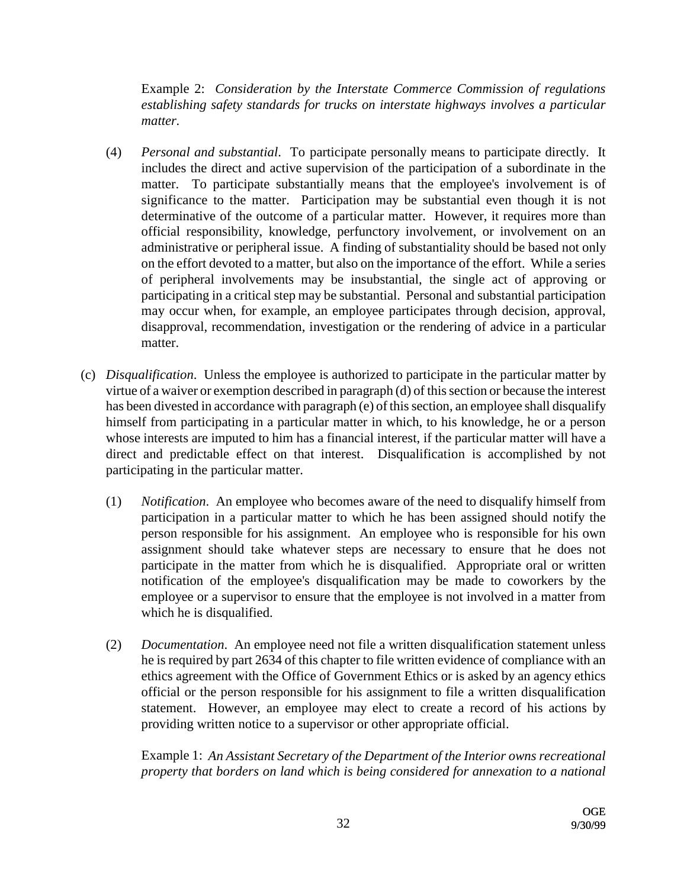Example 2: *Consideration by the Interstate Commerce Commission of regulations establishing safety standards for trucks on interstate highways involves a particular matter.*

(4) *Personal and substantial*. To participate personally means to participate directly. It includes the direct and active supervision of the participation of a subordinate in the matter. To participate substantially means that the employee's involvement is of significance to the matter. Participation may be substantial even though it is not determinative of the outcome of a particular matter. However, it requires more than official responsibility, knowledge, perfunctory involvement, or involvement on an administrative or peripheral issue. A finding of substantiality should be based not only on the effort devoted to a matter, but also on the importance of the effort. While a series of peripheral involvements may be insubstantial, the single act of approving or participating in a critical step may be substantial. Personal and substantial participation may occur when, for example, an employee participates through decision, approval, disapproval, recommendation, investigation or the rendering of advice in a particular matter.

(c) *Disqualification*. Unless the employee is authorized to participate in the particular matter by virtue of a waiver or exemption described in paragraph (d) of this section or because the interest has been divested in accordance with paragraph (e) of this section, an employee shall disqualify himself from participating in a particular matter in which, to his knowledge, he or a person whose interests are imputed to him has a financial interest, if the particular matter will have a direct and predictable effect on that interest. Disqualification is accomplished by not participating in the particular matter.

(1) *Notification*. An employee who becomes aware of the need to disqualify himself from participation in a particular matter to which he has been assigned should notify the person responsible for his assignment. An employee who is responsible for his own assignment should take whatever steps are necessary to ensure that he does not participate in the matter from which he is disqualified. Appropriate oral or written notification of the employee's disqualification may be made to coworkers by the employee or a supervisor to ensure that the employee is not involved in a matter from which he is disqualified.

(2) *Documentation*. An employee need not file a written disqualification statement unless he is required by part 2634 of this chapter to file written evidence of compliance with an ethics agreement with the Office of Government Ethics or is asked by an agency ethics official or the person responsible for his assignment to file a written disqualification statement. However, an employee may elect to create a record of his actions by providing written notice to a supervisor or other appropriate official.

Example 1: *An Assistant Secretary of the Department of the Interior owns recreational property that borders on land which is being considered for annexation to a national*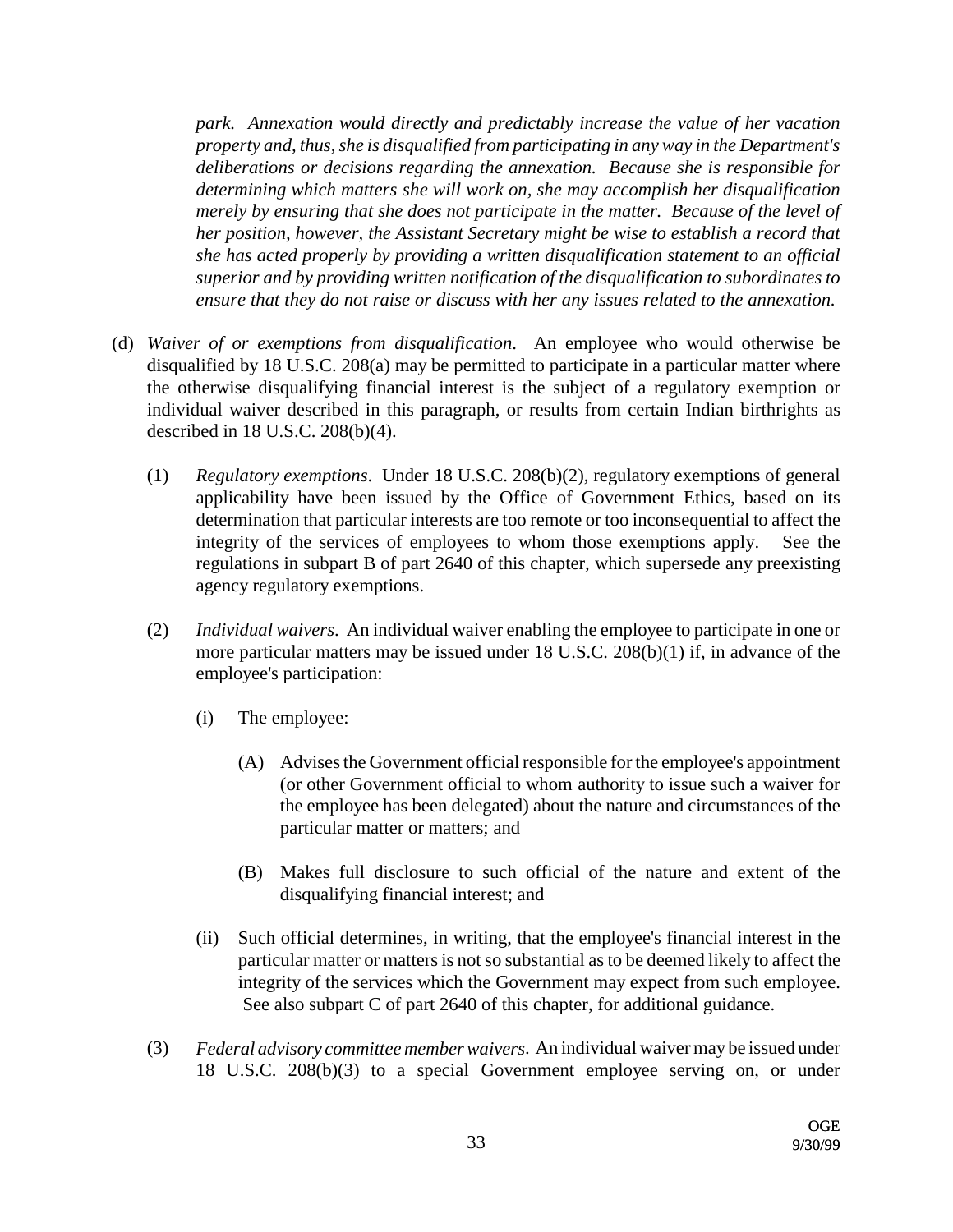*park. Annexation would directly and predictably increase the value of her vacation property and, thus, she is disqualified from participating in any way in the Department's deliberations or decisions regarding the annexation. Because she is responsible for determining which matters she will work on, she may accomplish her disqualification merely by ensuring that she does not participate in the matter. Because of the level of her position, however, the Assistant Secretary might be wise to establish a record that she has acted properly by providing a written disqualification statement to an official superior and by providing written notification of the disqualification to subordinates to ensure that they do not raise or discuss with her any issues related to the annexation.*

(d) *Waiver of or exemptions from disqualification*. An employee who would otherwise be disqualified by 18 U.S.C. 208(a) may be permitted to participate in a particular matter where the otherwise disqualifying financial interest is the subject of a regulatory exemption or individual waiver described in this paragraph, or results from certain Indian birthrights as described in 18 U.S.C. 208(b)(4).

(1) *Regulatory exemptions*. Under 18 U.S.C. 208(b)(2), regulatory exemptions of general applicability have been issued by the Office of Government Ethics, based on its determination that particular interests are too remote or too inconsequential to affect the integrity of the services of employees to whom those exemptions apply. See the regulations in subpart B of part 2640 of this chapter, which supersede any preexisting agency regulatory exemptions.

(2) *Individual waivers*. An individual waiver enabling the employee to participate in one or more particular matters may be issued under 18 U.S.C. 208(b)(1) if, in advance of the employee's participation:

(i) The employee:

(A) Advises the Government official responsible for the employee's appointment (or other Government official to whom authority to issue such a waiver for the employee has been delegated) about the nature and circumstances of the particular matter or matters; and

(B) Makes full disclosure to such official of the nature and extent of the disqualifying financial interest; and

(ii) Such official determines, in writing, that the employee's financial interest in the particular matter or matters is not so substantial as to be deemed likely to affect the integrity of the services which the Government may expect from such employee. See also subpart C of part 2640 of this chapter, for additional guidance.

(3) *Federal advisory committee member waivers*. An individual waiver may be issued under 18 U.S.C. 208(b)(3) to a special Government employee serving on, or under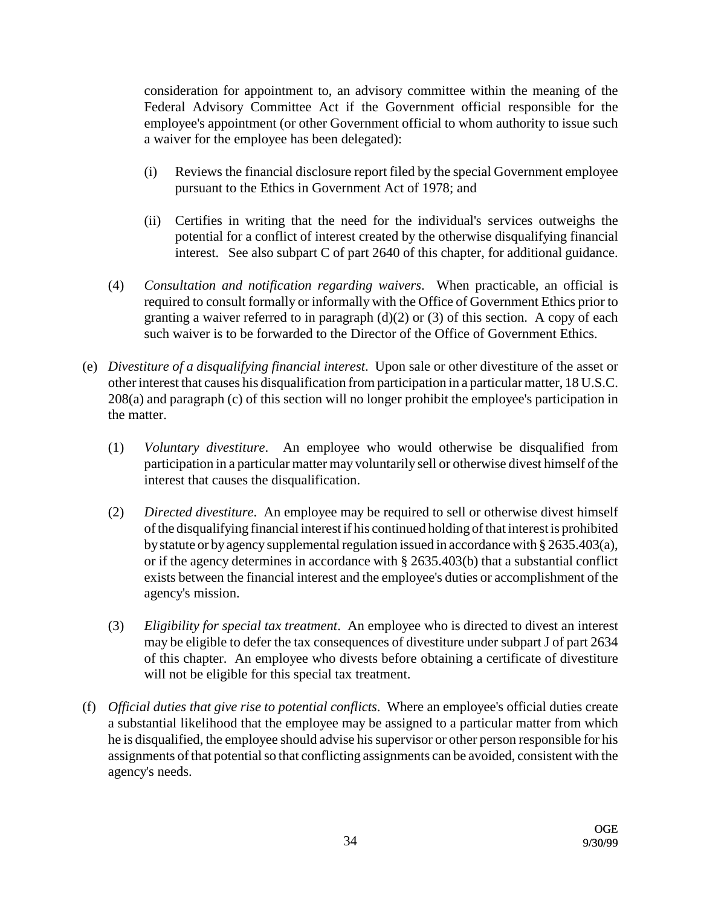consideration for appointment to, an advisory committee within the meaning of the Federal Advisory Committee Act if the Government official responsible for the employee's appointment (or other Government official to whom authority to issue such a waiver for the employee has been delegated):

(i) Reviews the financial disclosure report filed by the special Government employee pursuant to the Ethics in Government Act of 1978; and

(ii) Certifies in writing that the need for the individual's services outweighs the potential for a conflict of interest created by the otherwise disqualifying financial interest. See also subpart C of part 2640 of this chapter, for additional guidance.

(4) *Consultation and notification regarding waivers*. When practicable, an official is required to consult formally or informally with the Office of Government Ethics prior to granting a waiver referred to in paragraph (d)(2) or (3) of this section. A copy of each such waiver is to be forwarded to the Director of the Office of Government Ethics.

(e) *Divestiture of a disqualifying financial interest*. Upon sale or other divestiture of the asset or other interest that causes his disqualification from participation in a particular matter, 18 U.S.C. 208(a) and paragraph (c) of this section will no longer prohibit the employee's participation in the matter.

(1) *Voluntary divestiture*. An employee who would otherwise be disqualified from participation in a particular matter may voluntarily sell or otherwise divest himself of the interest that causes the disqualification.

(2) *Directed divestiture*. An employee may be required to sell or otherwise divest himself of the disqualifying financial interest if his continued holding of that interest is prohibited by statute or by agency supplemental regulation issued in accordance with § 2635.403(a), or if the agency determines in accordance with § 2635.403(b) that a substantial conflict exists between the financial interest and the employee's duties or accomplishment of the agency's mission.

(3) *Eligibility for special tax treatment*. An employee who is directed to divest an interest may be eligible to defer the tax consequences of divestiture under subpart J of part 2634 of this chapter. An employee who divests before obtaining a certificate of divestiture will not be eligible for this special tax treatment.

(f) *Official duties that give rise to potential conflicts*. Where an employee's official duties create a substantial likelihood that the employee may be assigned to a particular matter from which he is disqualified, the employee should advise his supervisor or other person responsible for his assignments of that potential so that conflicting assignments can be avoided, consistent with the agency's needs.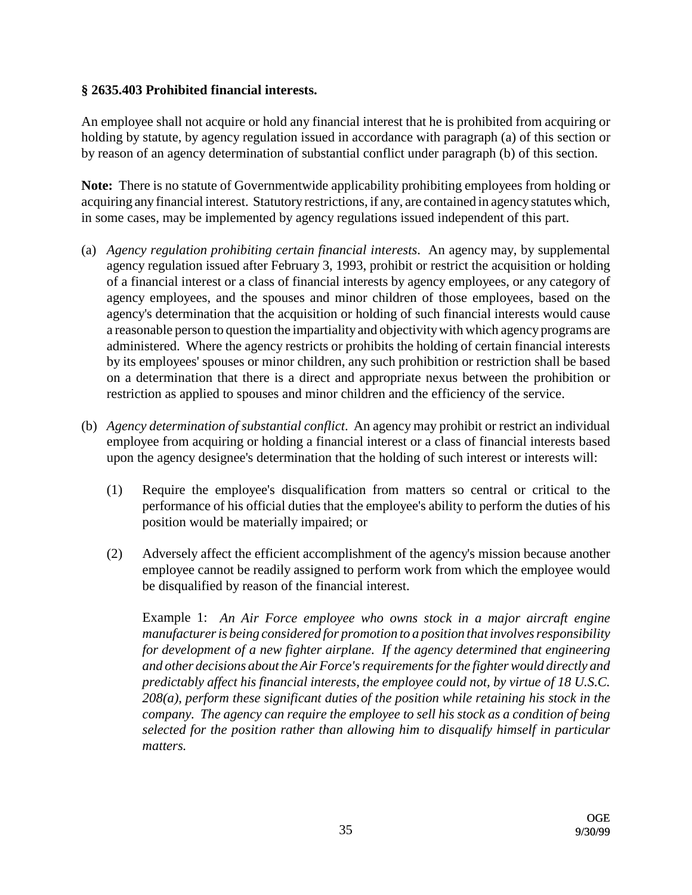### § 2635.403 Prohibited financial interests.

An employee shall not acquire or hold any financial interest that he is prohibited from acquiring or holding by statute, by agency regulation issued in accordance with paragraph (a) of this section or by reason of an agency determination of substantial conflict under paragraph (b) of this section.

**Note:** There is no statute of Governmentwide applicability prohibiting employees from holding or acquiring any financial interest. Statutory restrictions, if any, are contained in agency statutes which, in some cases, may be implemented by agency regulations issued independent of this part.

(a) *Agency regulation prohibiting certain financial interests*. An agency may, by supplemental agency regulation issued after February 3, 1993, prohibit or restrict the acquisition or holding of a financial interest or a class of financial interests by agency employees, or any category of agency employees, and the spouses and minor children of those employees, based on the agency's determination that the acquisition or holding of such financial interests would cause a reasonable person to question the impartiality and objectivity with which agency programs are administered. Where the agency restricts or prohibits the holding of certain financial interests by its employees' spouses or minor children, any such prohibition or restriction shall be based on a determination that there is a direct and appropriate nexus between the prohibition or restriction as applied to spouses and minor children and the efficiency of the service.

(b) *Agency determination of substantial conflict*. An agency may prohibit or restrict an individual employee from acquiring or holding a financial interest or a class of financial interests based upon the agency designee's determination that the holding of such interest or interests will:

   (1) Require the employee's disqualification from matters so central or critical to the performance of his official duties that the employee's ability to perform the duties of his position would be materially impaired; or

   (2) Adversely affect the efficient accomplishment of the agency's mission because another employee cannot be readily assigned to perform work from which the employee would be disqualified by reason of the financial interest.

   Example 1: *An Air Force employee who owns stock in a major aircraft engine manufacturer is being considered for promotion to a position that involves responsibility for development of a new fighter airplane. If the agency determined that engineering and other decisions about the Air Force's requirements for the fighter would directly and predictably affect his financial interests, the employee could not, by virtue of 18 U.S.C. 208(a), perform these significant duties of the position while retaining his stock in the company. The agency can require the employee to sell his stock as a condition of being selected for the position rather than allowing him to disqualify himself in particular matters.*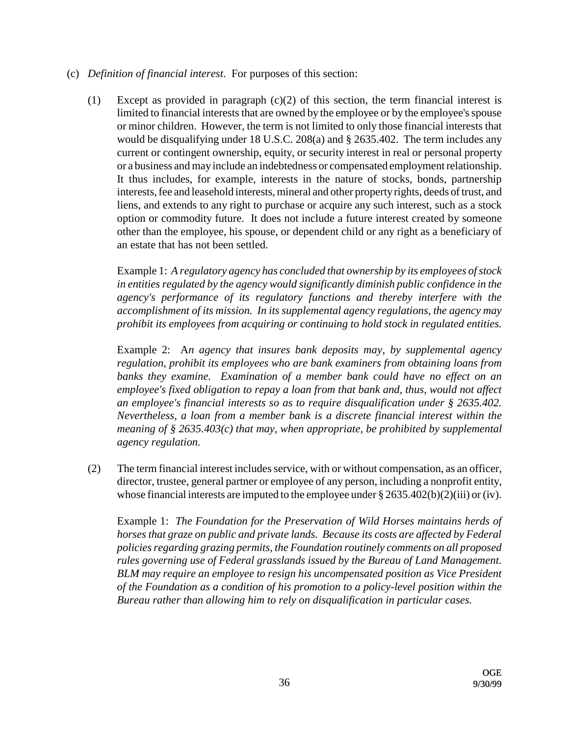(c) *Definition of financial interest*. For purposes of this section:

(1) Except as provided in paragraph (c)(2) of this section, the term financial interest is limited to financial interests that are owned by the employee or by the employee's spouse or minor children. However, the term is not limited to only those financial interests that would be disqualifying under 18 U.S.C. 208(a) and § 2635.402. The term includes any current or contingent ownership, equity, or security interest in real or personal property or a business and may include an indebtedness or compensated employment relationship. It thus includes, for example, interests in the nature of stocks, bonds, partnership interests, fee and leasehold interests, mineral and other property rights, deeds of trust, and liens, and extends to any right to purchase or acquire any such interest, such as a stock option or commodity future. It does not include a future interest created by someone other than the employee, his spouse, or dependent child or any right as a beneficiary of an estate that has not been settled.

Example 1: *A regulatory agency has concluded that ownership by its employees of stock in entities regulated by the agency would significantly diminish public confidence in the agency's performance of its regulatory functions and thereby interfere with the accomplishment of its mission. In its supplemental agency regulations, the agency may prohibit its employees from acquiring or continuing to hold stock in regulated entities.*

Example 2: A*n agency that insures bank deposits may, by supplemental agency regulation, prohibit its employees who are bank examiners from obtaining loans from banks they examine. Examination of a member bank could have no effect on an employee's fixed obligation to repay a loan from that bank and, thus, would not affect an employee's financial interests so as to require disqualification under § 2635.402. Nevertheless, a loan from a member bank is a discrete financial interest within the meaning of § 2635.403(c) that may, when appropriate, be prohibited by supplemental agency regulation.*

(2) The term financial interest includes service, with or without compensation, as an officer, director, trustee, general partner or employee of any person, including a nonprofit entity, whose financial interests are imputed to the employee under § 2635.402(b)(2)(iii) or (iv).

Example 1: *The Foundation for the Preservation of Wild Horses maintains herds of horses that graze on public and private lands. Because its costs are affected by Federal policies regarding grazing permits, the Foundation routinely comments on all proposed rules governing use of Federal grasslands issued by the Bureau of Land Management. BLM may require an employee to resign his uncompensated position as Vice President of the Foundation as a condition of his promotion to a policy-level position within the Bureau rather than allowing him to rely on disqualification in particular cases.*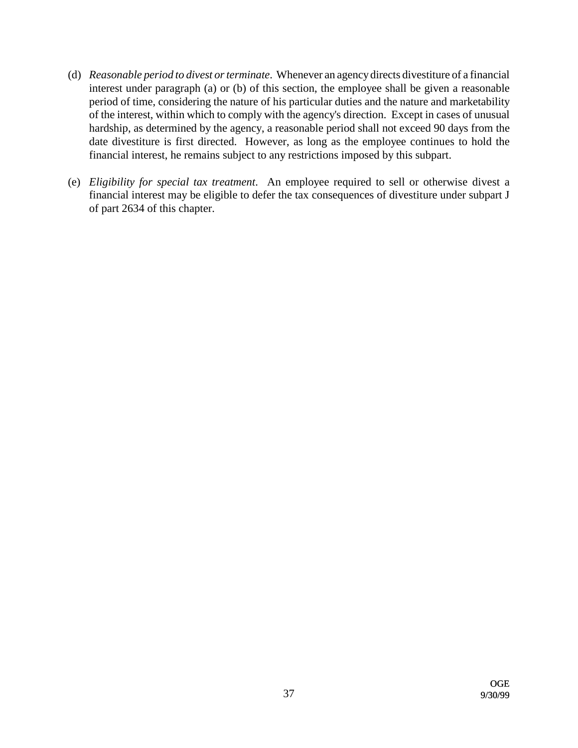(d) *Reasonable period to divest or terminate*. Whenever an agency directs divestiture of a financial interest under paragraph (a) or (b) of this section, the employee shall be given a reasonable period of time, considering the nature of his particular duties and the nature and marketability of the interest, within which to comply with the agency's direction. Except in cases of unusual hardship, as determined by the agency, a reasonable period shall not exceed 90 days from the date divestiture is first directed. However, as long as the employee continues to hold the financial interest, he remains subject to any restrictions imposed by this subpart.

(e) *Eligibility for special tax treatment*. An employee required to sell or otherwise divest a financial interest may be eligible to defer the tax consequences of divestiture under subpart J of part 2634 of this chapter.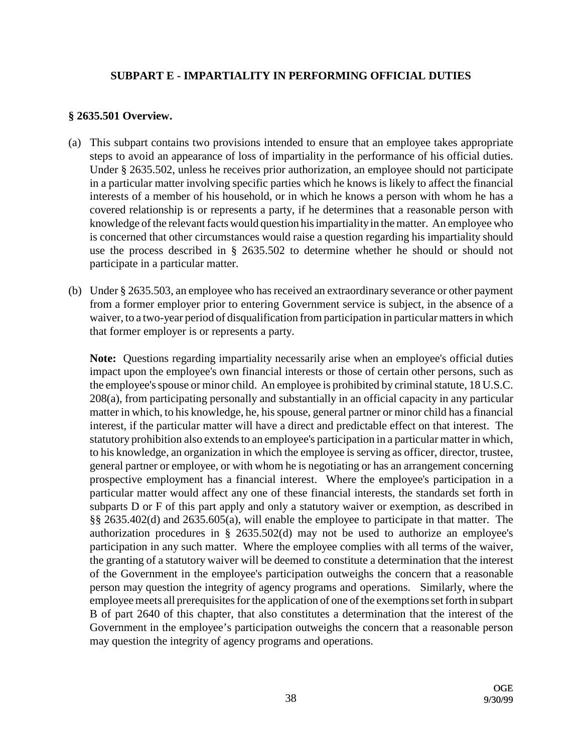## SUBPART E - IMPARTIALITY IN PERFORMING OFFICIAL DUTIES

### § 2635.501 Overview.

(a) This subpart contains two provisions intended to ensure that an employee takes appropriate steps to avoid an appearance of loss of impartiality in the performance of his official duties. Under § 2635.502, unless he receives prior authorization, an employee should not participate in a particular matter involving specific parties which he knows is likely to affect the financial interests of a member of his household, or in which he knows a person with whom he has a covered relationship is or represents a party, if he determines that a reasonable person with knowledge of the relevant facts would question his impartiality in the matter. An employee who is concerned that other circumstances would raise a question regarding his impartiality should use the process described in § 2635.502 to determine whether he should or should not participate in a particular matter.

(b) Under § 2635.503, an employee who has received an extraordinary severance or other payment from a former employer prior to entering Government service is subject, in the absence of a waiver, to a two-year period of disqualification from participation in particular matters in which that former employer is or represents a party.

**Note:** Questions regarding impartiality necessarily arise when an employee's official duties impact upon the employee's own financial interests or those of certain other persons, such as the employee's spouse or minor child. An employee is prohibited by criminal statute, 18 U.S.C. 208(a), from participating personally and substantially in an official capacity in any particular matter in which, to his knowledge, he, his spouse, general partner or minor child has a financial interest, if the particular matter will have a direct and predictable effect on that interest. The statutory prohibition also extends to an employee's participation in a particular matter in which, to his knowledge, an organization in which the employee is serving as officer, director, trustee, general partner or employee, or with whom he is negotiating or has an arrangement concerning prospective employment has a financial interest. Where the employee's participation in a particular matter would affect any one of these financial interests, the standards set forth in subparts D or F of this part apply and only a statutory waiver or exemption, as described in §§ 2635.402(d) and 2635.605(a), will enable the employee to participate in that matter. The authorization procedures in § 2635.502(d) may not be used to authorize an employee's participation in any such matter. Where the employee complies with all terms of the waiver, the granting of a statutory waiver will be deemed to constitute a determination that the interest of the Government in the employee's participation outweighs the concern that a reasonable person may question the integrity of agency programs and operations. Similarly, where the employee meets all prerequisites for the application of one of the exemptions set forth in subpart B of part 2640 of this chapter, that also constitutes a determination that the interest of the Government in the employee's participation outweighs the concern that a reasonable person may question the integrity of agency programs and operations.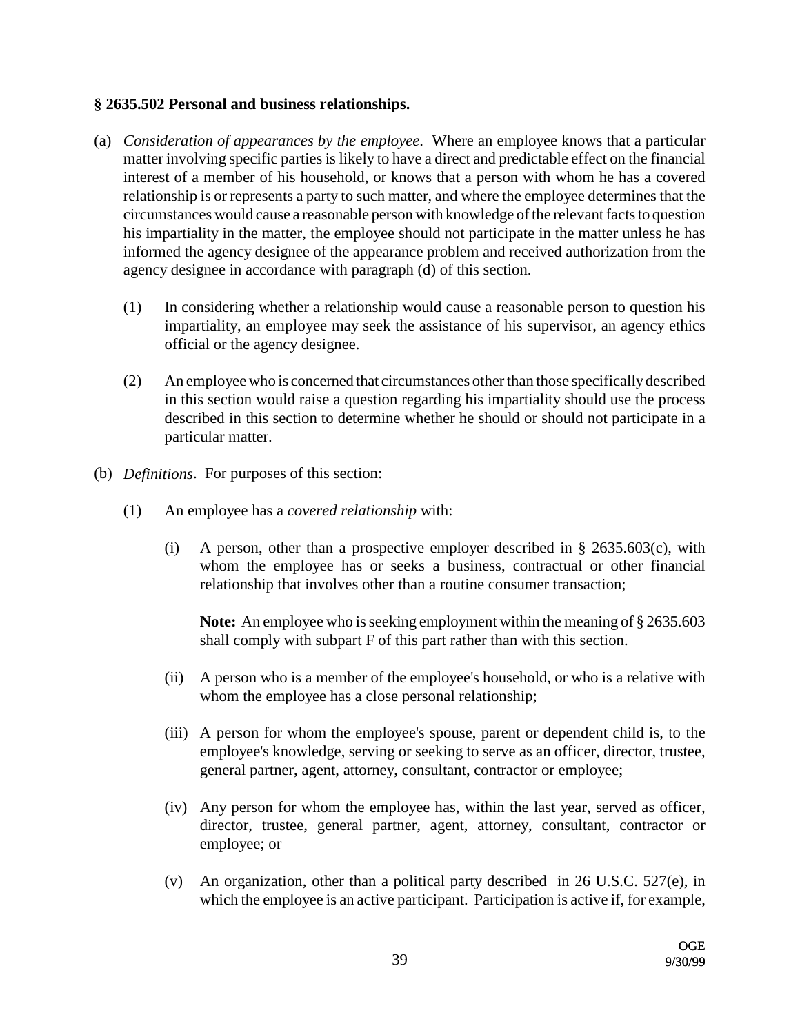**§ 2635.502 Personal and business relationships.**

(a) *Consideration of appearances by the employee*. Where an employee knows that a particular matter involving specific parties is likely to have a direct and predictable effect on the financial interest of a member of his household, or knows that a person with whom he has a covered relationship is or represents a party to such matter, and where the employee determines that the circumstances would cause a reasonable person with knowledge of the relevant facts to question his impartiality in the matter, the employee should not participate in the matter unless he has informed the agency designee of the appearance problem and received authorization from the agency designee in accordance with paragraph (d) of this section.

   (1) In considering whether a relationship would cause a reasonable person to question his impartiality, an employee may seek the assistance of his supervisor, an agency ethics official or the agency designee.

   (2) An employee who is concerned that circumstances other than those specifically described in this section would raise a question regarding his impartiality should use the process described in this section to determine whether he should or should not participate in a particular matter.

(b) *Definitions*. For purposes of this section:

   (1) An employee has a *covered relationship* with:

      (i) A person, other than a prospective employer described in § 2635.603(c), with whom the employee has or seeks a business, contractual or other financial relationship that involves other than a routine consumer transaction;

      **Note:** An employee who is seeking employment within the meaning of § 2635.603 shall comply with subpart F of this part rather than with this section.

      (ii) A person who is a member of the employee's household, or who is a relative with whom the employee has a close personal relationship;

      (iii) A person for whom the employee's spouse, parent or dependent child is, to the employee's knowledge, serving or seeking to serve as an officer, director, trustee, general partner, agent, attorney, consultant, contractor or employee;

      (iv) Any person for whom the employee has, within the last year, served as officer, director, trustee, general partner, agent, attorney, consultant, contractor or employee; or

      (v) An organization, other than a political party described in 26 U.S.C. 527(e), in which the employee is an active participant. Participation is active if, for example,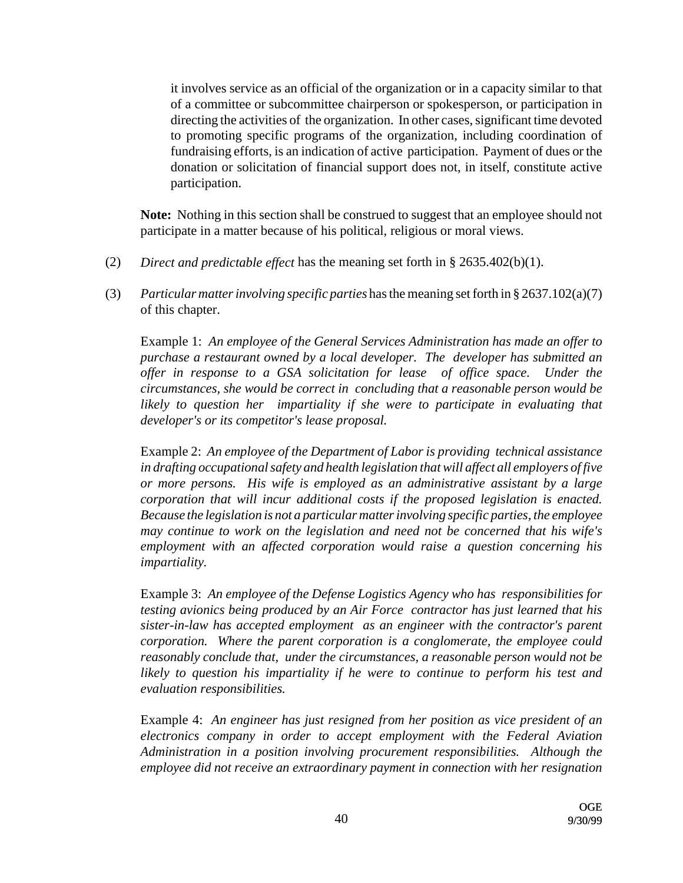it involves service as an official of the organization or in a capacity similar to that of a committee or subcommittee chairperson or spokesperson, or participation in directing the activities of the organization. In other cases, significant time devoted to promoting specific programs of the organization, including coordination of fundraising efforts, is an indication of active participation. Payment of dues or the donation or solicitation of financial support does not, in itself, constitute active participation.

**Note:** Nothing in this section shall be construed to suggest that an employee should not participate in a matter because of his political, religious or moral views.

(2) *Direct and predictable effect* has the meaning set forth in § 2635.402(b)(1).

(3) *Particular matter involving specific parties* has the meaning set forth in § 2637.102(a)(7) of this chapter.

Example 1: *An employee of the General Services Administration has made an offer to purchase a restaurant owned by a local developer. The developer has submitted an offer in response to a GSA solicitation for lease of office space. Under the circumstances, she would be correct in concluding that a reasonable person would be likely to question her impartiality if she were to participate in evaluating that developer's or its competitor's lease proposal.*

Example 2: *An employee of the Department of Labor is providing technical assistance in drafting occupational safety and health legislation that will affect all employers of five or more persons. His wife is employed as an administrative assistant by a large corporation that will incur additional costs if the proposed legislation is enacted. Because the legislation is not a particular matter involving specific parties, the employee may continue to work on the legislation and need not be concerned that his wife's employment with an affected corporation would raise a question concerning his impartiality.*

Example 3: *An employee of the Defense Logistics Agency who has responsibilities for testing avionics being produced by an Air Force contractor has just learned that his sister-in-law has accepted employment as an engineer with the contractor's parent corporation. Where the parent corporation is a conglomerate, the employee could reasonably conclude that, under the circumstances, a reasonable person would not be likely to question his impartiality if he were to continue to perform his test and evaluation responsibilities.*

Example 4: *An engineer has just resigned from her position as vice president of an electronics company in order to accept employment with the Federal Aviation Administration in a position involving procurement responsibilities. Although the employee did not receive an extraordinary payment in connection with her resignation*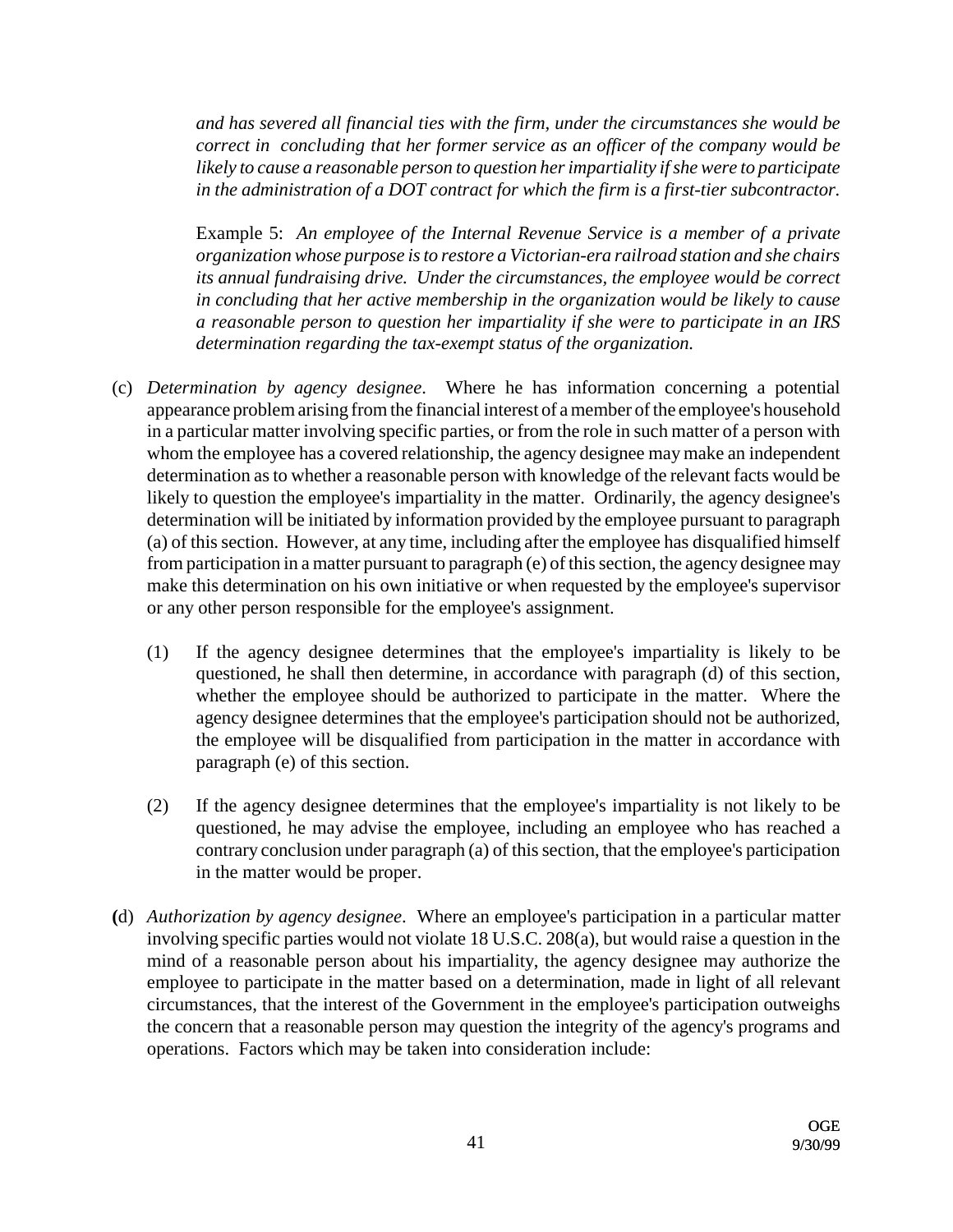*and has severed all financial ties with the firm, under the circumstances she would be correct in concluding that her former service as an officer of the company would be likely to cause a reasonable person to question her impartiality if she were to participate in the administration of a DOT contract for which the firm is a first-tier subcontractor.*

Example 5: *An employee of the Internal Revenue Service is a member of a private organization whose purpose is to restore a Victorian-era railroad station and she chairs its annual fundraising drive. Under the circumstances, the employee would be correct in concluding that her active membership in the organization would be likely to cause a reasonable person to question her impartiality if she were to participate in an IRS determination regarding the tax-exempt status of the organization.*

(c) *Determination by agency designee*. Where he has information concerning a potential appearance problem arising from the financial interest of a member of the employee's household in a particular matter involving specific parties, or from the role in such matter of a person with whom the employee has a covered relationship, the agency designee may make an independent determination as to whether a reasonable person with knowledge of the relevant facts would be likely to question the employee's impartiality in the matter. Ordinarily, the agency designee's determination will be initiated by information provided by the employee pursuant to paragraph (a) of this section. However, at any time, including after the employee has disqualified himself from participation in a matter pursuant to paragraph (e) of this section, the agency designee may make this determination on his own initiative or when requested by the employee's supervisor or any other person responsible for the employee's assignment.

(1) If the agency designee determines that the employee's impartiality is likely to be questioned, he shall then determine, in accordance with paragraph (d) of this section, whether the employee should be authorized to participate in the matter. Where the agency designee determines that the employee's participation should not be authorized, the employee will be disqualified from participation in the matter in accordance with paragraph (e) of this section.

(2) If the agency designee determines that the employee's impartiality is not likely to be questioned, he may advise the employee, including an employee who has reached a contrary conclusion under paragraph (a) of this section, that the employee's participation in the matter would be proper.

(d) *Authorization by agency designee*. Where an employee's participation in a particular matter involving specific parties would not violate 18 U.S.C. 208(a), but would raise a question in the mind of a reasonable person about his impartiality, the agency designee may authorize the employee to participate in the matter based on a determination, made in light of all relevant circumstances, that the interest of the Government in the employee's participation outweighs the concern that a reasonable person may question the integrity of the agency's programs and operations. Factors which may be taken into consideration include: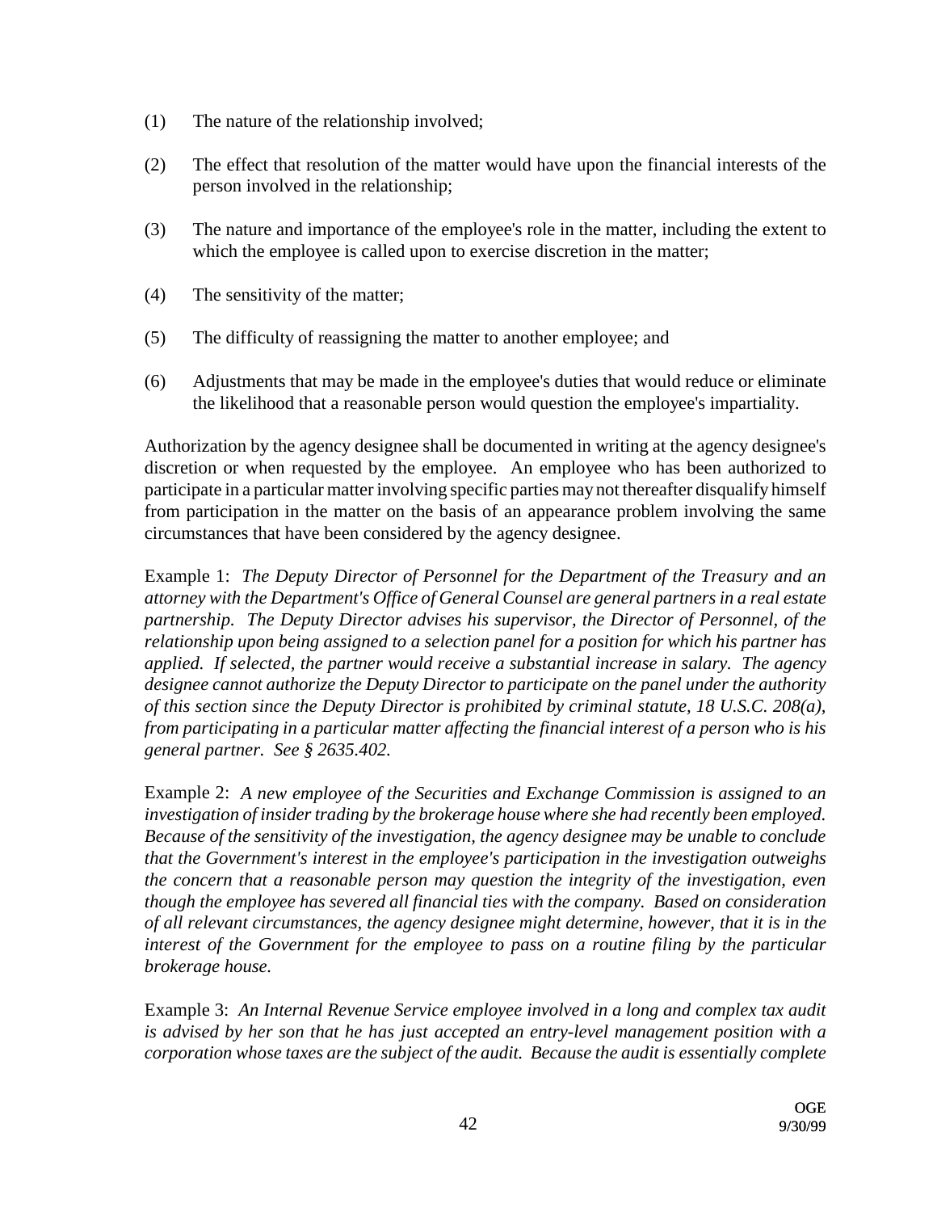(1) The nature of the relationship involved;

(2) The effect that resolution of the matter would have upon the financial interests of the person involved in the relationship;

(3) The nature and importance of the employee's role in the matter, including the extent to which the employee is called upon to exercise discretion in the matter;

(4) The sensitivity of the matter;

(5) The difficulty of reassigning the matter to another employee; and

(6) Adjustments that may be made in the employee's duties that would reduce or eliminate the likelihood that a reasonable person would question the employee's impartiality.

Authorization by the agency designee shall be documented in writing at the agency designee's discretion or when requested by the employee. An employee who has been authorized to participate in a particular matter involving specific parties may not thereafter disqualify himself from participation in the matter on the basis of an appearance problem involving the same circumstances that have been considered by the agency designee.

Example 1: *The Deputy Director of Personnel for the Department of the Treasury and an attorney with the Department's Office of General Counsel are general partners in a real estate partnership. The Deputy Director advises his supervisor, the Director of Personnel, of the relationship upon being assigned to a selection panel for a position for which his partner has applied. If selected, the partner would receive a substantial increase in salary. The agency designee cannot authorize the Deputy Director to participate on the panel under the authority of this section since the Deputy Director is prohibited by criminal statute, 18 U.S.C. 208(a), from participating in a particular matter affecting the financial interest of a person who is his general partner. See § 2635.402.*

Example 2: *A new employee of the Securities and Exchange Commission is assigned to an investigation of insider trading by the brokerage house where she had recently been employed. Because of the sensitivity of the investigation, the agency designee may be unable to conclude that the Government's interest in the employee's participation in the investigation outweighs the concern that a reasonable person may question the integrity of the investigation, even though the employee has severed all financial ties with the company. Based on consideration of all relevant circumstances, the agency designee might determine, however, that it is in the interest of the Government for the employee to pass on a routine filing by the particular brokerage house.*

Example 3: *An Internal Revenue Service employee involved in a long and complex tax audit is advised by her son that he has just accepted an entry-level management position with a corporation whose taxes are the subject of the audit. Because the audit is essentially complete*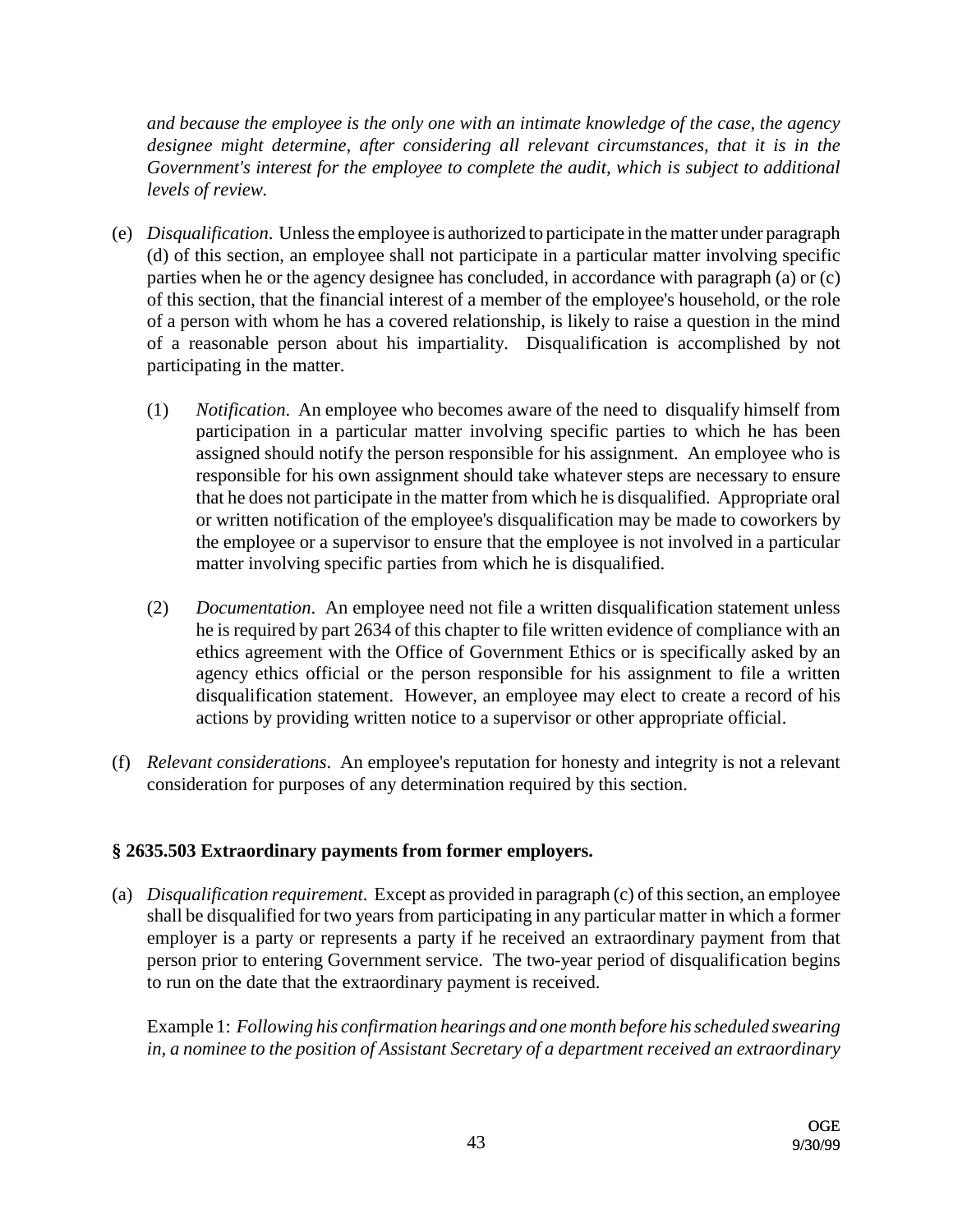*and because the employee is the only one with an intimate knowledge of the case, the agency designee might determine, after considering all relevant circumstances, that it is in the Government's interest for the employee to complete the audit, which is subject to additional levels of review.*

(e) *Disqualification*. Unless the employee is authorized to participate in the matter under paragraph (d) of this section, an employee shall not participate in a particular matter involving specific parties when he or the agency designee has concluded, in accordance with paragraph (a) or (c) of this section, that the financial interest of a member of the employee's household, or the role of a person with whom he has a covered relationship, is likely to raise a question in the mind of a reasonable person about his impartiality. Disqualification is accomplished by not participating in the matter.

   (1) *Notification*. An employee who becomes aware of the need to disqualify himself from participation in a particular matter involving specific parties to which he has been assigned should notify the person responsible for his assignment. An employee who is responsible for his own assignment should take whatever steps are necessary to ensure that he does not participate in the matter from which he is disqualified. Appropriate oral or written notification of the employee's disqualification may be made to coworkers by the employee or a supervisor to ensure that the employee is not involved in a particular matter involving specific parties from which he is disqualified.

   (2) *Documentation*. An employee need not file a written disqualification statement unless he is required by part 2634 of this chapter to file written evidence of compliance with an ethics agreement with the Office of Government Ethics or is specifically asked by an agency ethics official or the person responsible for his assignment to file a written disqualification statement. However, an employee may elect to create a record of his actions by providing written notice to a supervisor or other appropriate official.

(f) *Relevant considerations*. An employee's reputation for honesty and integrity is not a relevant consideration for purposes of any determination required by this section.

### § 2635.503 Extraordinary payments from former employers.

(a) *Disqualification requirement*. Except as provided in paragraph (c) of this section, an employee shall be disqualified for two years from participating in any particular matter in which a former employer is a party or represents a party if he received an extraordinary payment from that person prior to entering Government service. The two-year period of disqualification begins to run on the date that the extraordinary payment is received.

   Example 1: *Following his confirmation hearings and one month before his scheduled swearing in, a nominee to the position of Assistant Secretary of a department received an extraordinary*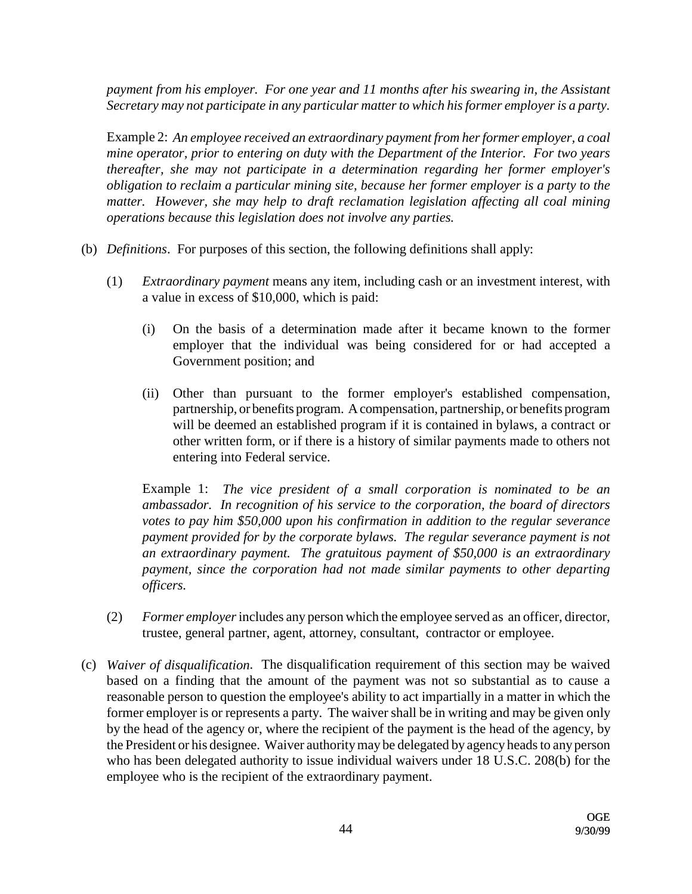*payment from his employer. For one year and 11 months after his swearing in, the Assistant Secretary may not participate in any particular matter to which his former employer is a party.*

Example 2: *An employee received an extraordinary payment from her former employer, a coal mine operator, prior to entering on duty with the Department of the Interior. For two years thereafter, she may not participate in a determination regarding her former employer's obligation to reclaim a particular mining site, because her former employer is a party to the matter. However, she may help to draft reclamation legislation affecting all coal mining operations because this legislation does not involve any parties.*

(b) *Definitions*. For purposes of this section, the following definitions shall apply:

(1) *Extraordinary payment* means any item, including cash or an investment interest, with a value in excess of $10,000, which is paid:

(i) On the basis of a determination made after it became known to the former employer that the individual was being considered for or had accepted a Government position; and

(ii) Other than pursuant to the former employer's established compensation, partnership, or benefits program. A compensation, partnership, or benefits program will be deemed an established program if it is contained in bylaws, a contract or other written form, or if there is a history of similar payments made to others not entering into Federal service.

Example 1: *The vice president of a small corporation is nominated to be an ambassador. In recognition of his service to the corporation, the board of directors votes to pay him $50,000 upon his confirmation in addition to the regular severance payment provided for by the corporate bylaws. The regular severance payment is not an extraordinary payment. The gratuitous payment of $50,000 is an extraordinary payment, since the corporation had not made similar payments to other departing officers.*

(2) *Former employer* includes any person which the employee served as an officer, director, trustee, general partner, agent, attorney, consultant, contractor or employee.

(c) *Waiver of disqualification*. The disqualification requirement of this section may be waived based on a finding that the amount of the payment was not so substantial as to cause a reasonable person to question the employee's ability to act impartially in a matter in which the former employer is or represents a party. The waiver shall be in writing and may be given only by the head of the agency or, where the recipient of the payment is the head of the agency, by the President or his designee. Waiver authority may be delegated by agency heads to any person who has been delegated authority to issue individual waivers under 18 U.S.C. 208(b) for the employee who is the recipient of the extraordinary payment.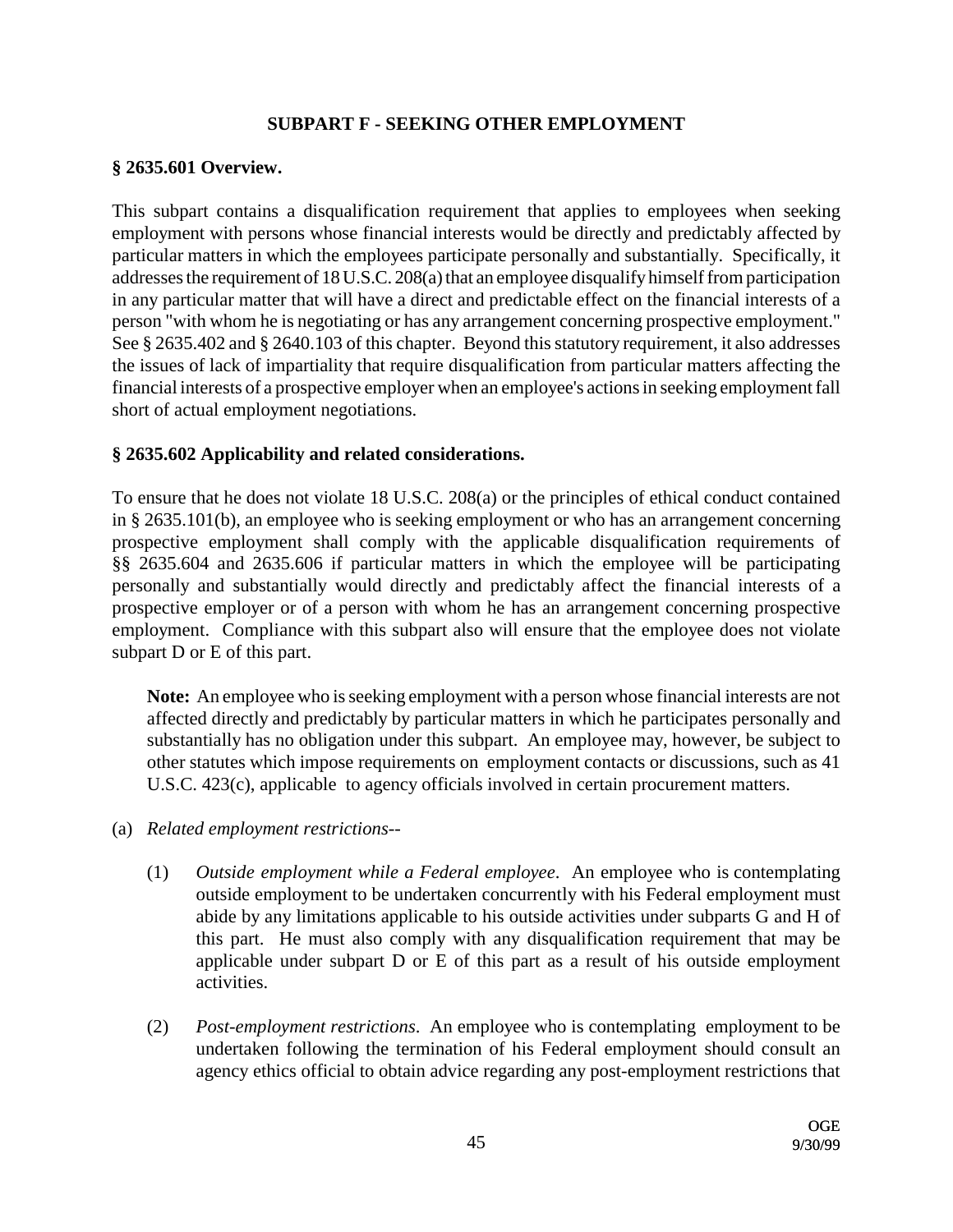## SUBPART F - SEEKING OTHER EMPLOYMENT

### § 2635.601 Overview.

This subpart contains a disqualification requirement that applies to employees when seeking employment with persons whose financial interests would be directly and predictably affected by particular matters in which the employees participate personally and substantially. Specifically, it addresses the requirement of 18 U.S.C. 208(a) that an employee disqualify himself from participation in any particular matter that will have a direct and predictable effect on the financial interests of a person "with whom he is negotiating or has any arrangement concerning prospective employment." See § 2635.402 and § 2640.103 of this chapter. Beyond this statutory requirement, it also addresses the issues of lack of impartiality that require disqualification from particular matters affecting the financial interests of a prospective employer when an employee's actions in seeking employment fall short of actual employment negotiations.

### § 2635.602 Applicability and related considerations.

To ensure that he does not violate 18 U.S.C. 208(a) or the principles of ethical conduct contained in § 2635.101(b), an employee who is seeking employment or who has an arrangement concerning prospective employment shall comply with the applicable disqualification requirements of §§ 2635.604 and 2635.606 if particular matters in which the employee will be participating personally and substantially would directly and predictably affect the financial interests of a prospective employer or of a person with whom he has an arrangement concerning prospective employment. Compliance with this subpart also will ensure that the employee does not violate subpart D or E of this part.

> **Note:** An employee who is seeking employment with a person whose financial interests are not affected directly and predictably by particular matters in which he participates personally and substantially has no obligation under this subpart. An employee may, however, be subject to other statutes which impose requirements on employment contacts or discussions, such as 41 U.S.C. 423(c), applicable to agency officials involved in certain procurement matters.

(a) *Related employment restrictions*--

> (1) *Outside employment while a Federal employee*. An employee who is contemplating outside employment to be undertaken concurrently with his Federal employment must abide by any limitations applicable to his outside activities under subparts G and H of this part. He must also comply with any disqualification requirement that may be applicable under subpart D or E of this part as a result of his outside employment activities.
>
> (2) *Post-employment restrictions*. An employee who is contemplating employment to be undertaken following the termination of his Federal employment should consult an agency ethics official to obtain advice regarding any post-employment restrictions that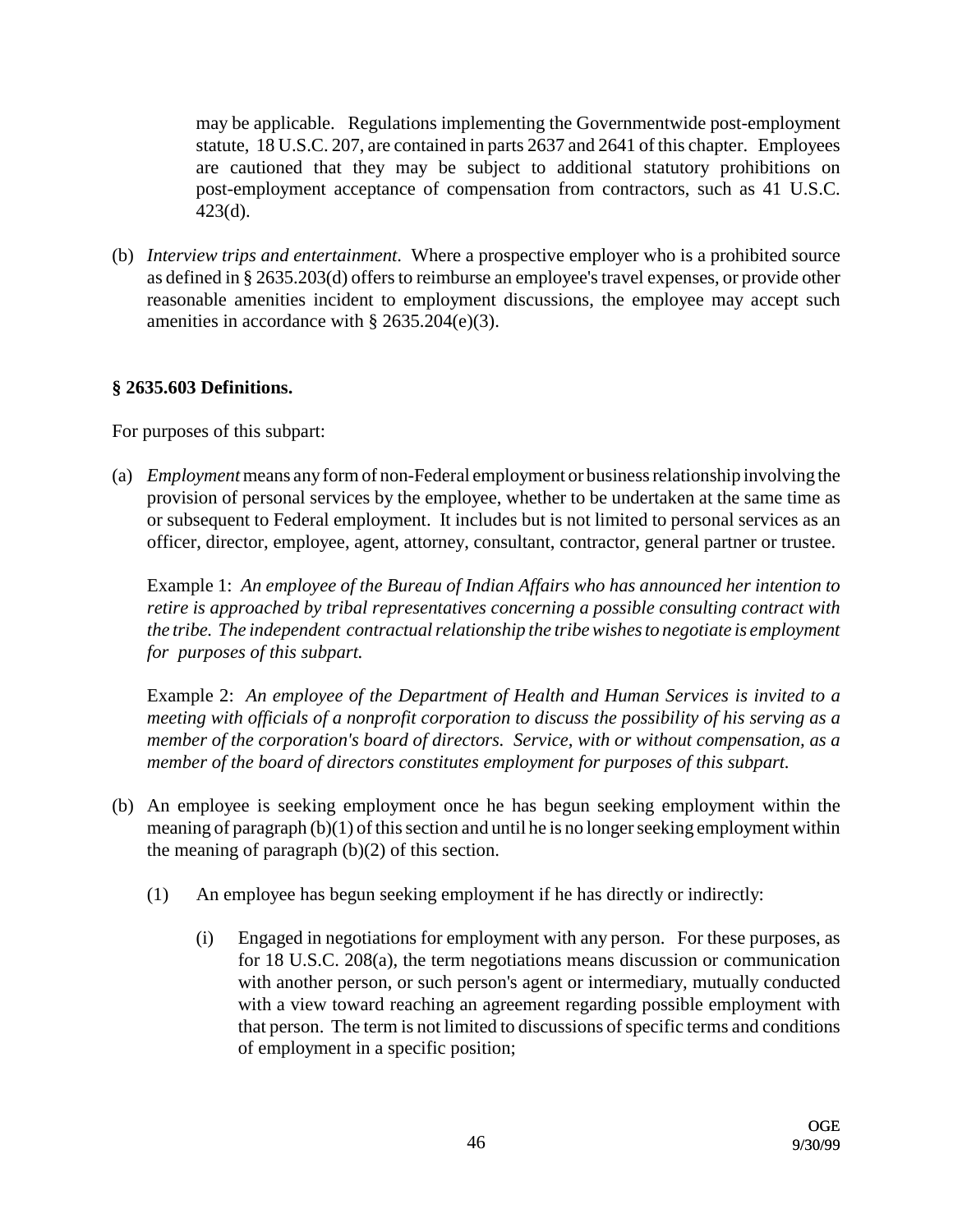may be applicable. Regulations implementing the Governmentwide post-employment statute, 18 U.S.C. 207, are contained in parts 2637 and 2641 of this chapter. Employees are cautioned that they may be subject to additional statutory prohibitions on post-employment acceptance of compensation from contractors, such as 41 U.S.C. 423(d).

(b) *Interview trips and entertainment*. Where a prospective employer who is a prohibited source as defined in § 2635.203(d) offers to reimburse an employee's travel expenses, or provide other reasonable amenities incident to employment discussions, the employee may accept such amenities in accordance with § 2635.204(e)(3).

**§ 2635.603 Definitions.**

For purposes of this subpart:

(a) *Employment* means any form of non-Federal employment or business relationship involving the provision of personal services by the employee, whether to be undertaken at the same time as or subsequent to Federal employment. It includes but is not limited to personal services as an officer, director, employee, agent, attorney, consultant, contractor, general partner or trustee.

Example 1: *An employee of the Bureau of Indian Affairs who has announced her intention to retire is approached by tribal representatives concerning a possible consulting contract with the tribe. The independent contractual relationship the tribe wishes to negotiate is employment for purposes of this subpart.*

Example 2: *An employee of the Department of Health and Human Services is invited to a meeting with officials of a nonprofit corporation to discuss the possibility of his serving as a member of the corporation's board of directors. Service, with or without compensation, as a member of the board of directors constitutes employment for purposes of this subpart.*

(b) An employee is seeking employment once he has begun seeking employment within the meaning of paragraph (b)(1) of this section and until he is no longer seeking employment within the meaning of paragraph (b)(2) of this section.

(1) An employee has begun seeking employment if he has directly or indirectly:

(i) Engaged in negotiations for employment with any person. For these purposes, as for 18 U.S.C. 208(a), the term negotiations means discussion or communication with another person, or such person's agent or intermediary, mutually conducted with a view toward reaching an agreement regarding possible employment with that person. The term is not limited to discussions of specific terms and conditions of employment in a specific position;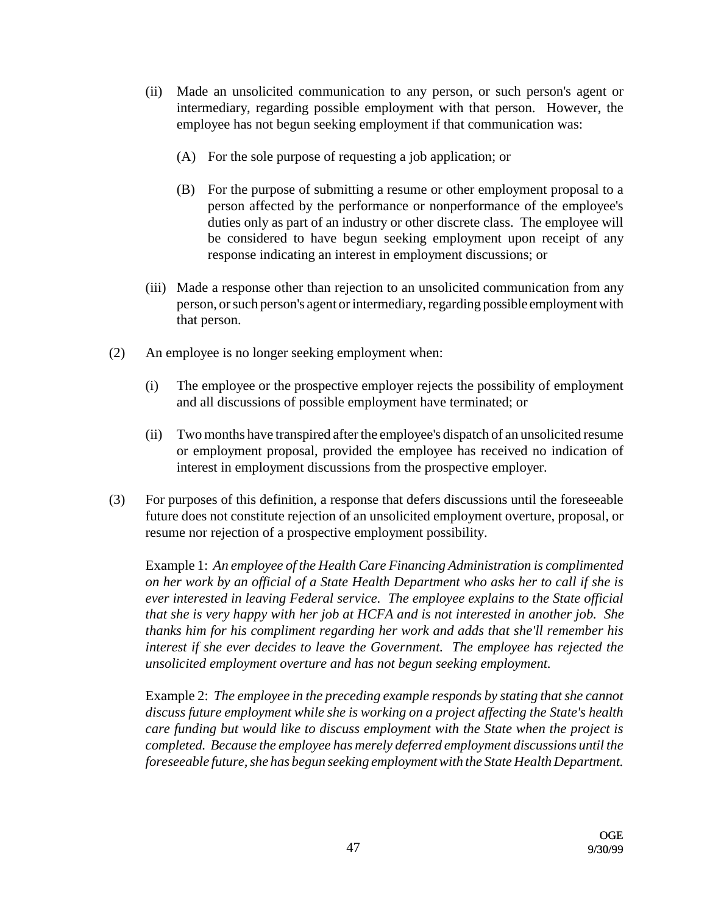(ii) Made an unsolicited communication to any person, or such person's agent or intermediary, regarding possible employment with that person. However, the employee has not begun seeking employment if that communication was:

(A) For the sole purpose of requesting a job application; or

(B) For the purpose of submitting a resume or other employment proposal to a person affected by the performance or nonperformance of the employee's duties only as part of an industry or other discrete class. The employee will be considered to have begun seeking employment upon receipt of any response indicating an interest in employment discussions; or

(iii) Made a response other than rejection to an unsolicited communication from any person, or such person's agent or intermediary, regarding possible employment with that person.

(2) An employee is no longer seeking employment when:

(i) The employee or the prospective employer rejects the possibility of employment and all discussions of possible employment have terminated; or

(ii) Two months have transpired after the employee's dispatch of an unsolicited resume or employment proposal, provided the employee has received no indication of interest in employment discussions from the prospective employer.

(3) For purposes of this definition, a response that defers discussions until the foreseeable future does not constitute rejection of an unsolicited employment overture, proposal, or resume nor rejection of a prospective employment possibility.

Example 1: *An employee of the Health Care Financing Administration is complimented on her work by an official of a State Health Department who asks her to call if she is ever interested in leaving Federal service. The employee explains to the State official that she is very happy with her job at HCFA and is not interested in another job. She thanks him for his compliment regarding her work and adds that she'll remember his interest if she ever decides to leave the Government. The employee has rejected the unsolicited employment overture and has not begun seeking employment.*

Example 2: *The employee in the preceding example responds by stating that she cannot discuss future employment while she is working on a project affecting the State's health care funding but would like to discuss employment with the State when the project is completed. Because the employee has merely deferred employment discussions until the foreseeable future, she has begun seeking employment with the State Health Department.*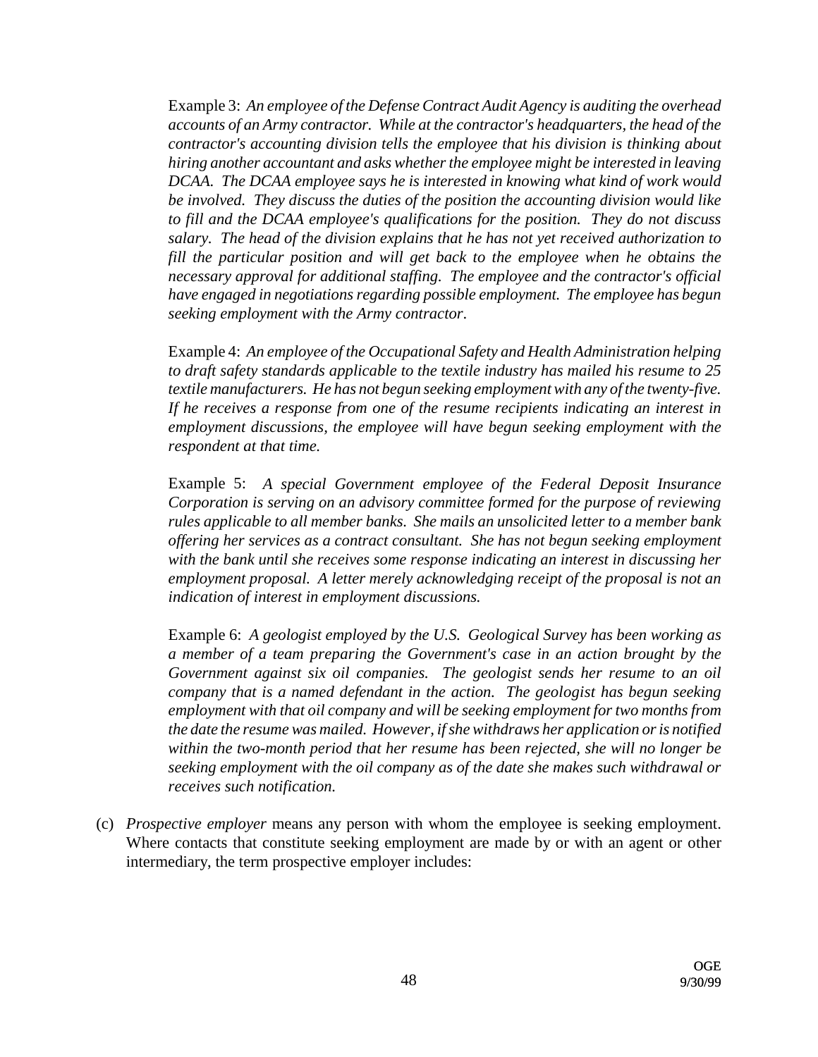Example 3: *An employee of the Defense Contract Audit Agency is auditing the overhead accounts of an Army contractor. While at the contractor's headquarters, the head of the contractor's accounting division tells the employee that his division is thinking about hiring another accountant and asks whether the employee might be interested in leaving DCAA. The DCAA employee says he is interested in knowing what kind of work would be involved. They discuss the duties of the position the accounting division would like to fill and the DCAA employee's qualifications for the position. They do not discuss salary. The head of the division explains that he has not yet received authorization to fill the particular position and will get back to the employee when he obtains the necessary approval for additional staffing. The employee and the contractor's official have engaged in negotiations regarding possible employment. The employee has begun seeking employment with the Army contractor.*

Example 4: *An employee of the Occupational Safety and Health Administration helping to draft safety standards applicable to the textile industry has mailed his resume to 25 textile manufacturers. He has not begun seeking employment with any of the twenty-five. If he receives a response from one of the resume recipients indicating an interest in employment discussions, the employee will have begun seeking employment with the respondent at that time.*

Example 5: *A special Government employee of the Federal Deposit Insurance Corporation is serving on an advisory committee formed for the purpose of reviewing rules applicable to all member banks. She mails an unsolicited letter to a member bank offering her services as a contract consultant. She has not begun seeking employment with the bank until she receives some response indicating an interest in discussing her employment proposal. A letter merely acknowledging receipt of the proposal is not an indication of interest in employment discussions.*

Example 6: *A geologist employed by the U.S. Geological Survey has been working as a member of a team preparing the Government's case in an action brought by the Government against six oil companies. The geologist sends her resume to an oil company that is a named defendant in the action. The geologist has begun seeking employment with that oil company and will be seeking employment for two months from the date the resume was mailed. However, if she withdraws her application or is notified within the two-month period that her resume has been rejected, she will no longer be seeking employment with the oil company as of the date she makes such withdrawal or receives such notification.*

(c) *Prospective employer* means any person with whom the employee is seeking employment. Where contacts that constitute seeking employment are made by or with an agent or other intermediary, the term prospective employer includes: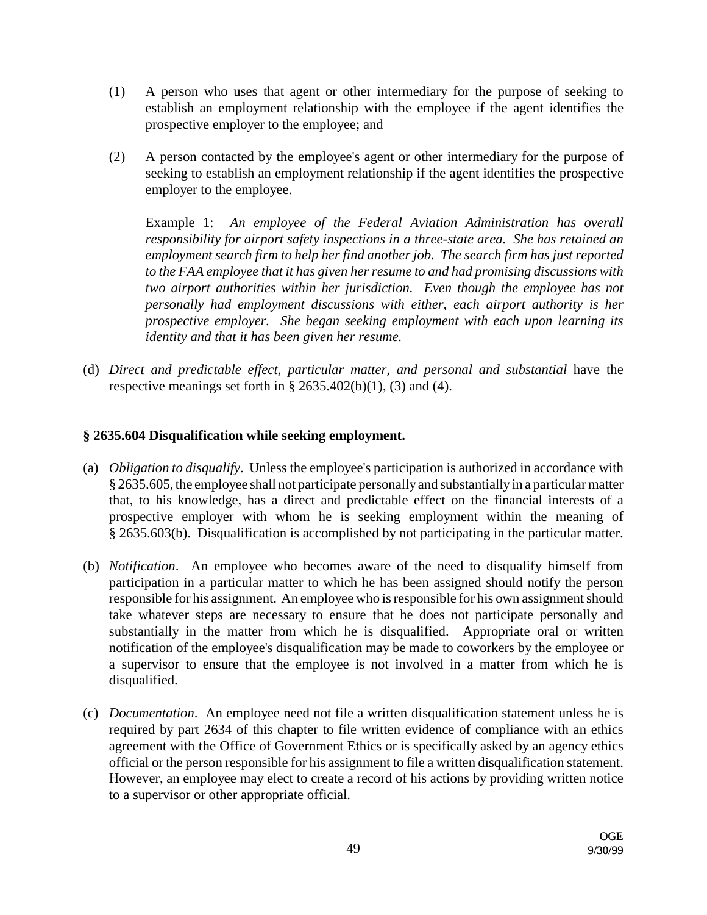(1) A person who uses that agent or other intermediary for the purpose of seeking to establish an employment relationship with the employee if the agent identifies the prospective employer to the employee; and

(2) A person contacted by the employee's agent or other intermediary for the purpose of seeking to establish an employment relationship if the agent identifies the prospective employer to the employee.

Example 1: *An employee of the Federal Aviation Administration has overall responsibility for airport safety inspections in a three-state area. She has retained an employment search firm to help her find another job. The search firm has just reported to the FAA employee that it has given her resume to and had promising discussions with two airport authorities within her jurisdiction. Even though the employee has not personally had employment discussions with either, each airport authority is her prospective employer. She began seeking employment with each upon learning its identity and that it has been given her resume.*

(d) *Direct and predictable effect, particular matter, and personal and substantial* have the respective meanings set forth in § 2635.402(b)(1), (3) and (4).

### § 2635.604 Disqualification while seeking employment.

(a) *Obligation to disqualify*. Unless the employee's participation is authorized in accordance with § 2635.605, the employee shall not participate personally and substantially in a particular matter that, to his knowledge, has a direct and predictable effect on the financial interests of a prospective employer with whom he is seeking employment within the meaning of § 2635.603(b). Disqualification is accomplished by not participating in the particular matter.

(b) *Notification*. An employee who becomes aware of the need to disqualify himself from participation in a particular matter to which he has been assigned should notify the person responsible for his assignment. An employee who is responsible for his own assignment should take whatever steps are necessary to ensure that he does not participate personally and substantially in the matter from which he is disqualified. Appropriate oral or written notification of the employee's disqualification may be made to coworkers by the employee or a supervisor to ensure that the employee is not involved in a matter from which he is disqualified.

(c) *Documentation*. An employee need not file a written disqualification statement unless he is required by part 2634 of this chapter to file written evidence of compliance with an ethics agreement with the Office of Government Ethics or is specifically asked by an agency ethics official or the person responsible for his assignment to file a written disqualification statement. However, an employee may elect to create a record of his actions by providing written notice to a supervisor or other appropriate official.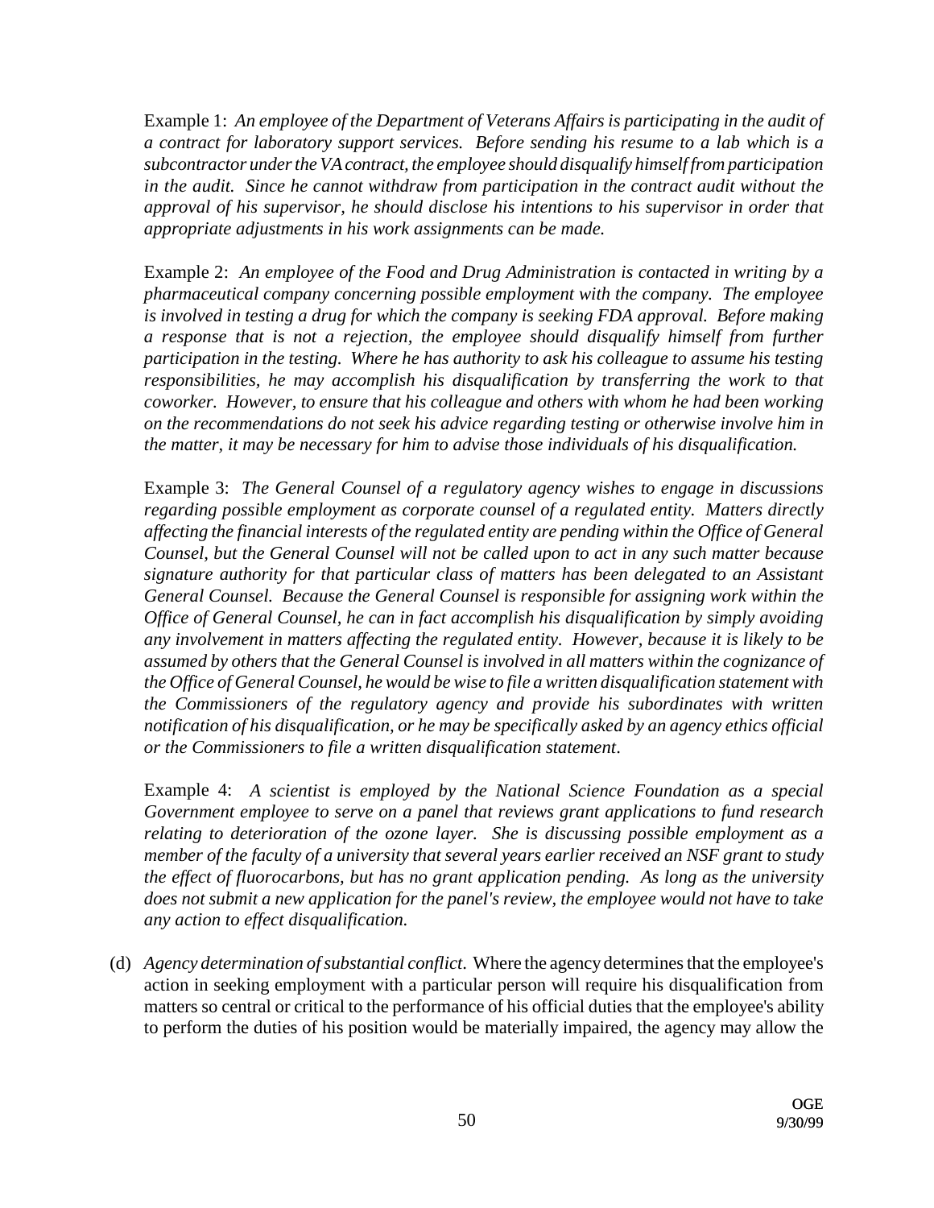Example 1: *An employee of the Department of Veterans Affairs is participating in the audit of a contract for laboratory support services. Before sending his resume to a lab which is a subcontractor under the VA contract, the employee should disqualify himself from participation in the audit. Since he cannot withdraw from participation in the contract audit without the approval of his supervisor, he should disclose his intentions to his supervisor in order that appropriate adjustments in his work assignments can be made.*

Example 2: *An employee of the Food and Drug Administration is contacted in writing by a pharmaceutical company concerning possible employment with the company. The employee is involved in testing a drug for which the company is seeking FDA approval. Before making a response that is not a rejection, the employee should disqualify himself from further participation in the testing. Where he has authority to ask his colleague to assume his testing responsibilities, he may accomplish his disqualification by transferring the work to that coworker. However, to ensure that his colleague and others with whom he had been working on the recommendations do not seek his advice regarding testing or otherwise involve him in the matter, it may be necessary for him to advise those individuals of his disqualification.*

Example 3: *The General Counsel of a regulatory agency wishes to engage in discussions regarding possible employment as corporate counsel of a regulated entity. Matters directly affecting the financial interests of the regulated entity are pending within the Office of General Counsel, but the General Counsel will not be called upon to act in any such matter because signature authority for that particular class of matters has been delegated to an Assistant General Counsel. Because the General Counsel is responsible for assigning work within the Office of General Counsel, he can in fact accomplish his disqualification by simply avoiding any involvement in matters affecting the regulated entity. However, because it is likely to be assumed by others that the General Counsel is involved in all matters within the cognizance of the Office of General Counsel, he would be wise to file a written disqualification statement with the Commissioners of the regulatory agency and provide his subordinates with written notification of his disqualification, or he may be specifically asked by an agency ethics official or the Commissioners to file a written disqualification statement*.

Example 4: *A scientist is employed by the National Science Foundation as a special Government employee to serve on a panel that reviews grant applications to fund research relating to deterioration of the ozone layer. She is discussing possible employment as a member of the faculty of a university that several years earlier received an NSF grant to study the effect of fluorocarbons, but has no grant application pending. As long as the university does not submit a new application for the panel's review, the employee would not have to take any action to effect disqualification.*

(d) *Agency determination of substantial conflict*. Where the agency determines that the employee's action in seeking employment with a particular person will require his disqualification from matters so central or critical to the performance of his official duties that the employee's ability to perform the duties of his position would be materially impaired, the agency may allow the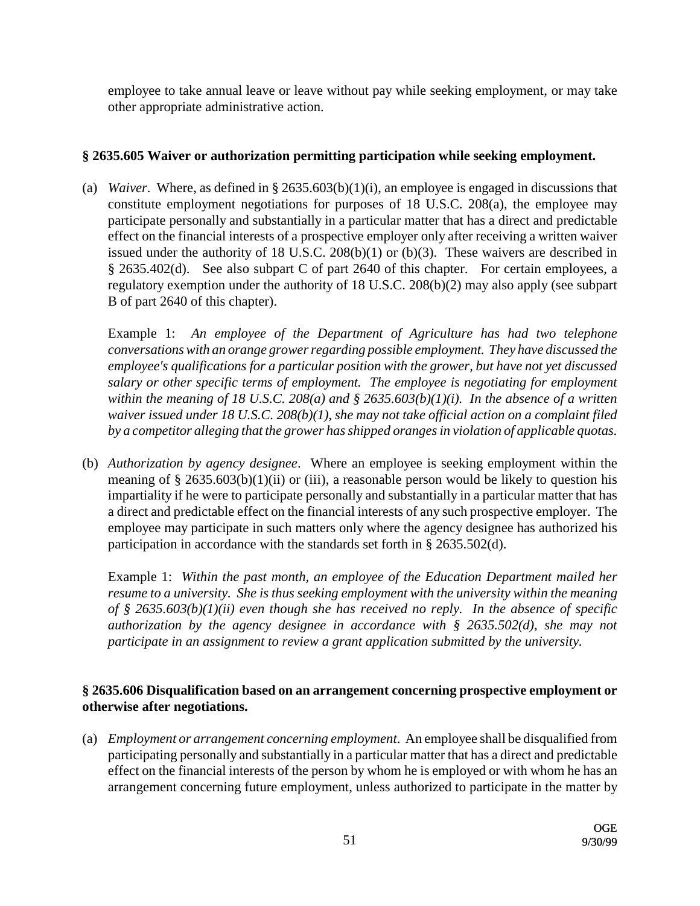employee to take annual leave or leave without pay while seeking employment, or may take other appropriate administrative action.

### § 2635.605 Waiver or authorization permitting participation while seeking employment.

(a) *Waiver*. Where, as defined in § 2635.603(b)(1)(i), an employee is engaged in discussions that constitute employment negotiations for purposes of 18 U.S.C. 208(a), the employee may participate personally and substantially in a particular matter that has a direct and predictable effect on the financial interests of a prospective employer only after receiving a written waiver issued under the authority of 18 U.S.C. 208(b)(1) or (b)(3). These waivers are described in § 2635.402(d). See also subpart C of part 2640 of this chapter. For certain employees, a regulatory exemption under the authority of 18 U.S.C. 208(b)(2) may also apply (see subpart B of part 2640 of this chapter).

Example 1: *An employee of the Department of Agriculture has had two telephone conversations with an orange grower regarding possible employment. They have discussed the employee's qualifications for a particular position with the grower, but have not yet discussed salary or other specific terms of employment. The employee is negotiating for employment within the meaning of 18 U.S.C. 208(a) and § 2635.603(b)(1)(i). In the absence of a written waiver issued under 18 U.S.C. 208(b)(1), she may not take official action on a complaint filed by a competitor alleging that the grower has shipped oranges in violation of applicable quotas.*

(b) *Authorization by agency designee*. Where an employee is seeking employment within the meaning of § 2635.603(b)(1)(ii) or (iii), a reasonable person would be likely to question his impartiality if he were to participate personally and substantially in a particular matter that has a direct and predictable effect on the financial interests of any such prospective employer. The employee may participate in such matters only where the agency designee has authorized his participation in accordance with the standards set forth in § 2635.502(d).

Example 1: *Within the past month, an employee of the Education Department mailed her resume to a university. She is thus seeking employment with the university within the meaning of § 2635.603(b)(1)(ii) even though she has received no reply. In the absence of specific authorization by the agency designee in accordance with § 2635.502(d), she may not participate in an assignment to review a grant application submitted by the university.*

### § 2635.606 Disqualification based on an arrangement concerning prospective employment or otherwise after negotiations.

(a) *Employment or arrangement concerning employment*. An employee shall be disqualified from participating personally and substantially in a particular matter that has a direct and predictable effect on the financial interests of the person by whom he is employed or with whom he has an arrangement concerning future employment, unless authorized to participate in the matter by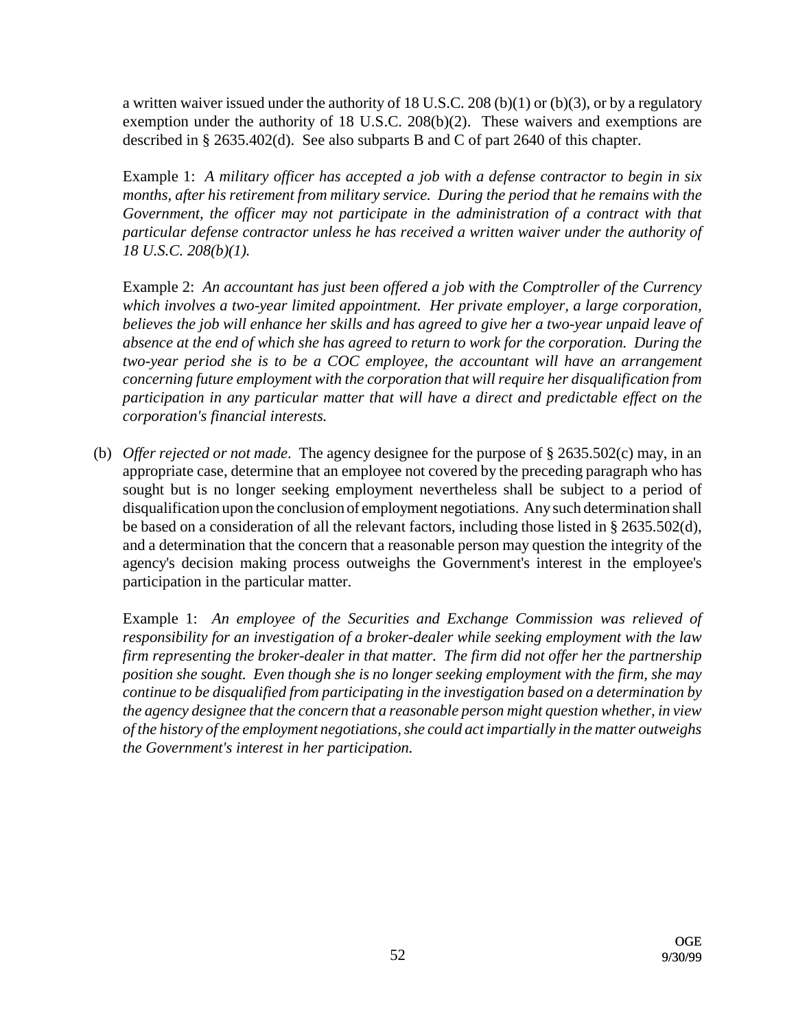a written waiver issued under the authority of 18 U.S.C. 208 (b)(1) or (b)(3), or by a regulatory exemption under the authority of 18 U.S.C. 208(b)(2). These waivers and exemptions are described in § 2635.402(d). See also subparts B and C of part 2640 of this chapter.

Example 1: *A military officer has accepted a job with a defense contractor to begin in six months, after his retirement from military service. During the period that he remains with the Government, the officer may not participate in the administration of a contract with that particular defense contractor unless he has received a written waiver under the authority of 18 U.S.C. 208(b)(1).*

Example 2: *An accountant has just been offered a job with the Comptroller of the Currency which involves a two-year limited appointment. Her private employer, a large corporation, believes the job will enhance her skills and has agreed to give her a two-year unpaid leave of absence at the end of which she has agreed to return to work for the corporation. During the two-year period she is to be a COC employee, the accountant will have an arrangement concerning future employment with the corporation that will require her disqualification from participation in any particular matter that will have a direct and predictable effect on the corporation's financial interests.*

(b) *Offer rejected or not made*. The agency designee for the purpose of § 2635.502(c) may, in an appropriate case, determine that an employee not covered by the preceding paragraph who has sought but is no longer seeking employment nevertheless shall be subject to a period of disqualification upon the conclusion of employment negotiations. Any such determination shall be based on a consideration of all the relevant factors, including those listed in § 2635.502(d), and a determination that the concern that a reasonable person may question the integrity of the agency's decision making process outweighs the Government's interest in the employee's participation in the particular matter.

Example 1: *An employee of the Securities and Exchange Commission was relieved of responsibility for an investigation of a broker-dealer while seeking employment with the law firm representing the broker-dealer in that matter. The firm did not offer her the partnership position she sought. Even though she is no longer seeking employment with the firm, she may continue to be disqualified from participating in the investigation based on a determination by the agency designee that the concern that a reasonable person might question whether, in view of the history of the employment negotiations, she could act impartially in the matter outweighs the Government's interest in her participation.*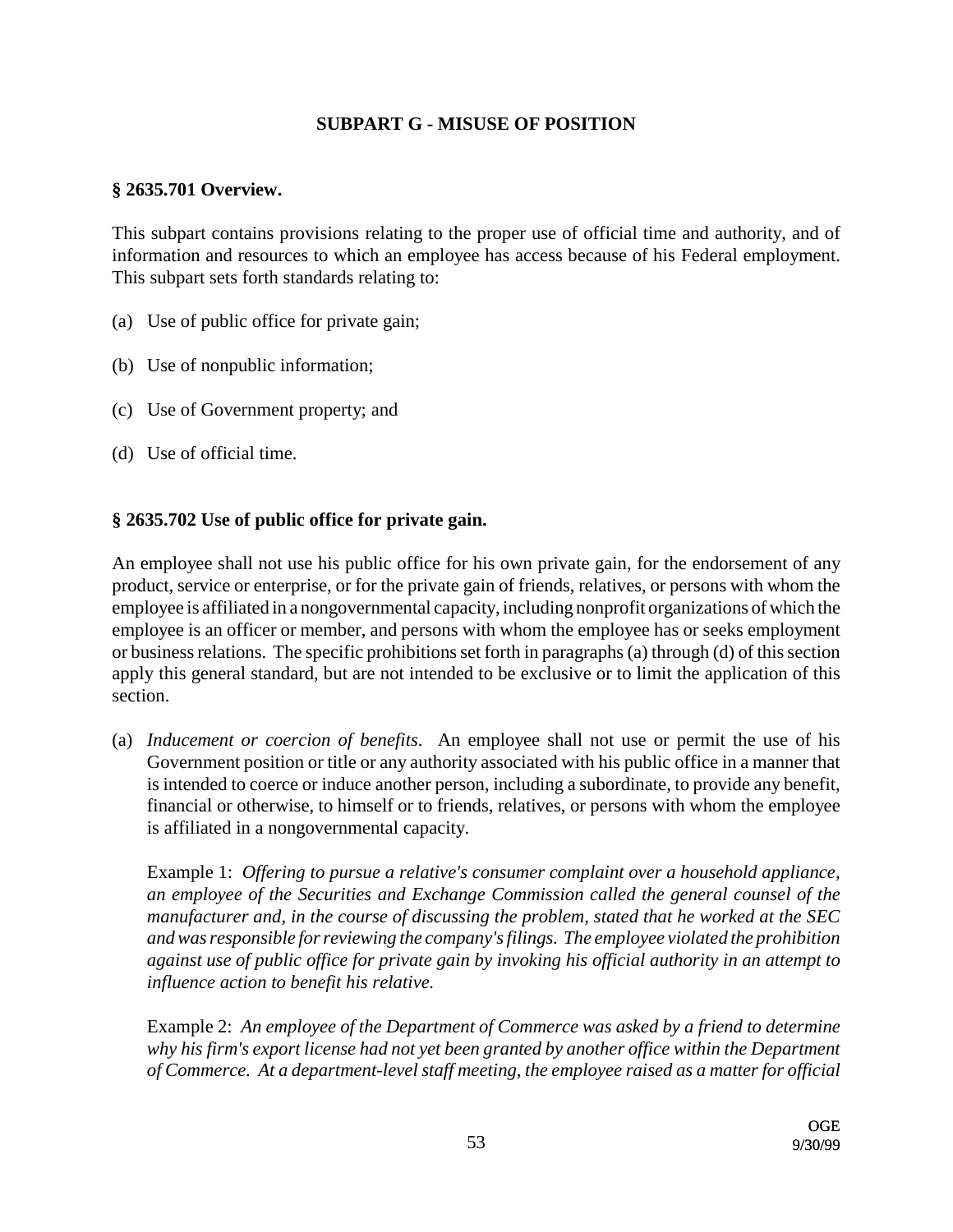## SUBPART G - MISUSE OF POSITION

### § 2635.701 Overview.

This subpart contains provisions relating to the proper use of official time and authority, and of information and resources to which an employee has access because of his Federal employment. This subpart sets forth standards relating to:

(a) Use of public office for private gain;

(b) Use of nonpublic information;

(c) Use of Government property; and

(d) Use of official time.

### § 2635.702 Use of public office for private gain.

An employee shall not use his public office for his own private gain, for the endorsement of any product, service or enterprise, or for the private gain of friends, relatives, or persons with whom the employee is affiliated in a nongovernmental capacity, including nonprofit organizations of which the employee is an officer or member, and persons with whom the employee has or seeks employment or business relations. The specific prohibitions set forth in paragraphs (a) through (d) of this section apply this general standard, but are not intended to be exclusive or to limit the application of this section.

(a) *Inducement or coercion of benefits*. An employee shall not use or permit the use of his Government position or title or any authority associated with his public office in a manner that is intended to coerce or induce another person, including a subordinate, to provide any benefit, financial or otherwise, to himself or to friends, relatives, or persons with whom the employee is affiliated in a nongovernmental capacity.

Example 1: *Offering to pursue a relative's consumer complaint over a household appliance, an employee of the Securities and Exchange Commission called the general counsel of the manufacturer and, in the course of discussing the problem, stated that he worked at the SEC and was responsible for reviewing the company's filings. The employee violated the prohibition against use of public office for private gain by invoking his official authority in an attempt to influence action to benefit his relative.*

Example 2: *An employee of the Department of Commerce was asked by a friend to determine why his firm's export license had not yet been granted by another office within the Department of Commerce. At a department-level staff meeting, the employee raised as a matter for official*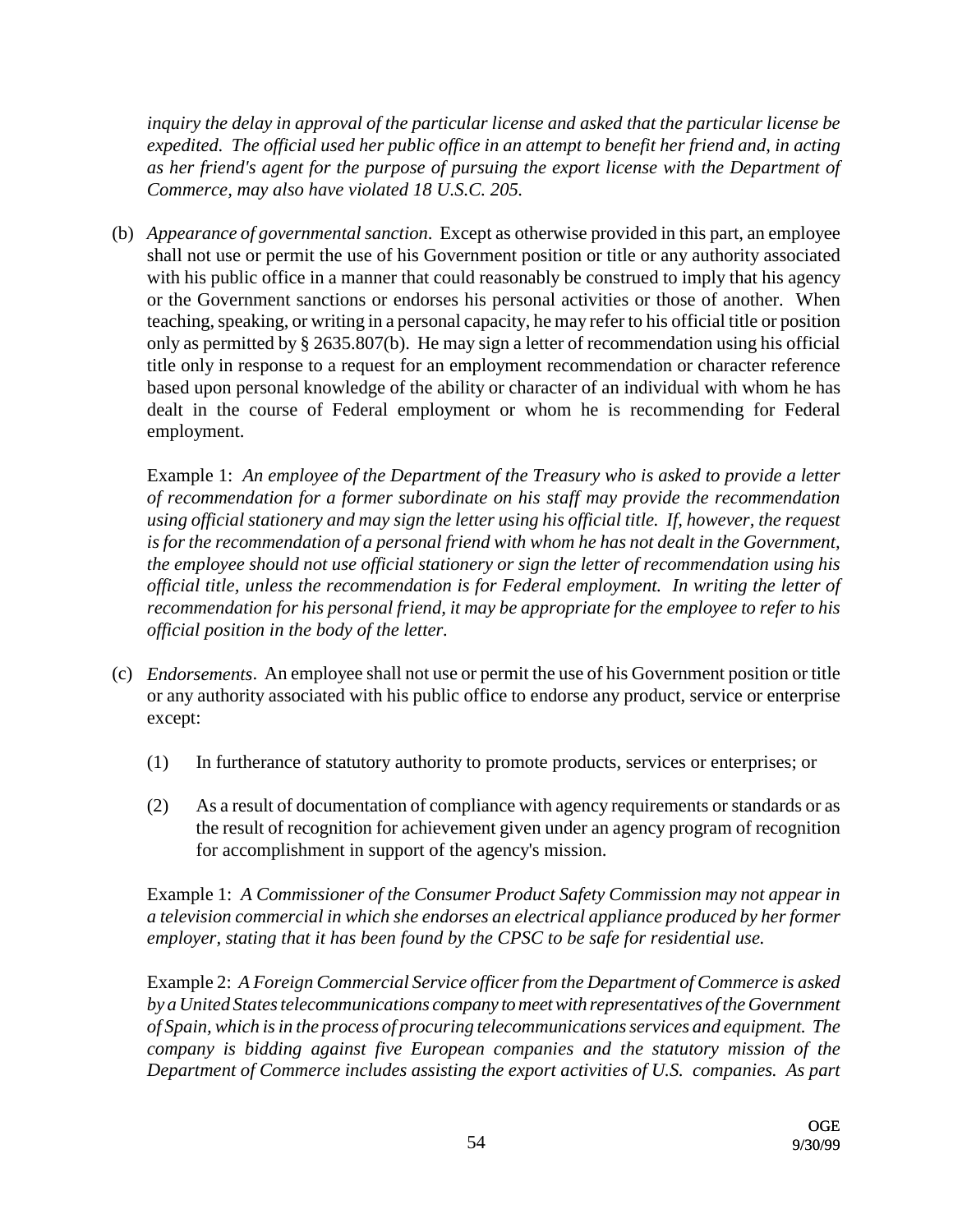*inquiry the delay in approval of the particular license and asked that the particular license be expedited. The official used her public office in an attempt to benefit her friend and, in acting as her friend's agent for the purpose of pursuing the export license with the Department of Commerce, may also have violated 18 U.S.C. 205.*

(b) *Appearance of governmental sanction*. Except as otherwise provided in this part, an employee shall not use or permit the use of his Government position or title or any authority associated with his public office in a manner that could reasonably be construed to imply that his agency or the Government sanctions or endorses his personal activities or those of another. When teaching, speaking, or writing in a personal capacity, he may refer to his official title or position only as permitted by § 2635.807(b). He may sign a letter of recommendation using his official title only in response to a request for an employment recommendation or character reference based upon personal knowledge of the ability or character of an individual with whom he has dealt in the course of Federal employment or whom he is recommending for Federal employment.

Example 1: *An employee of the Department of the Treasury who is asked to provide a letter of recommendation for a former subordinate on his staff may provide the recommendation using official stationery and may sign the letter using his official title. If, however, the request is for the recommendation of a personal friend with whom he has not dealt in the Government, the employee should not use official stationery or sign the letter of recommendation using his official title, unless the recommendation is for Federal employment. In writing the letter of recommendation for his personal friend, it may be appropriate for the employee to refer to his official position in the body of the letter.*

(c) *Endorsements*. An employee shall not use or permit the use of his Government position or title or any authority associated with his public office to endorse any product, service or enterprise except:

(1) In furtherance of statutory authority to promote products, services or enterprises; or

(2) As a result of documentation of compliance with agency requirements or standards or as the result of recognition for achievement given under an agency program of recognition for accomplishment in support of the agency's mission.

Example 1: *A Commissioner of the Consumer Product Safety Commission may not appear in a television commercial in which she endorses an electrical appliance produced by her former employer, stating that it has been found by the CPSC to be safe for residential use.*

Example 2: *A Foreign Commercial Service officer from the Department of Commerce is asked by a United States telecommunications company to meet with representatives of the Government of Spain, which is in the process of procuring telecommunications services and equipment. The company is bidding against five European companies and the statutory mission of the Department of Commerce includes assisting the export activities of U.S. companies. As part*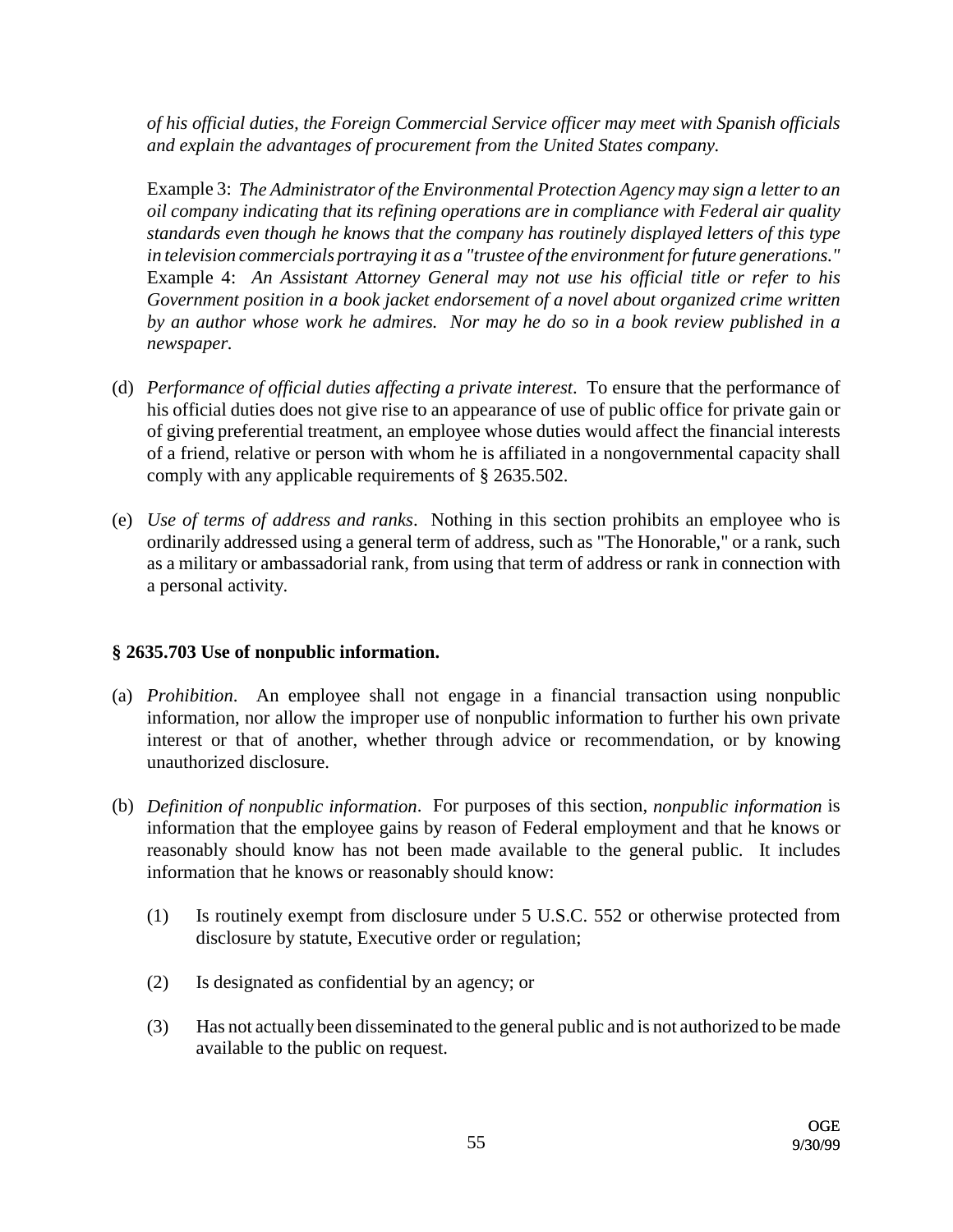*of his official duties, the Foreign Commercial Service officer may meet with Spanish officials and explain the advantages of procurement from the United States company.*

Example 3: *The Administrator of the Environmental Protection Agency may sign a letter to an oil company indicating that its refining operations are in compliance with Federal air quality standards even though he knows that the company has routinely displayed letters of this type in television commercials portraying it as a "trustee of the environment for future generations."*

Example 4: *An Assistant Attorney General may not use his official title or refer to his Government position in a book jacket endorsement of a novel about organized crime written by an author whose work he admires. Nor may he do so in a book review published in a newspaper.*

(d) *Performance of official duties affecting a private interest*. To ensure that the performance of his official duties does not give rise to an appearance of use of public office for private gain or of giving preferential treatment, an employee whose duties would affect the financial interests of a friend, relative or person with whom he is affiliated in a nongovernmental capacity shall comply with any applicable requirements of § 2635.502.

(e) *Use of terms of address and ranks*. Nothing in this section prohibits an employee who is ordinarily addressed using a general term of address, such as "The Honorable," or a rank, such as a military or ambassadorial rank, from using that term of address or rank in connection with a personal activity.

### § 2635.703 Use of nonpublic information.

(a) *Prohibition.* An employee shall not engage in a financial transaction using nonpublic information, nor allow the improper use of nonpublic information to further his own private interest or that of another, whether through advice or recommendation, or by knowing unauthorized disclosure.

(b) *Definition of nonpublic information*. For purposes of this section, *nonpublic information* is information that the employee gains by reason of Federal employment and that he knows or reasonably should know has not been made available to the general public. It includes information that he knows or reasonably should know:

   (1) Is routinely exempt from disclosure under 5 U.S.C. 552 or otherwise protected from disclosure by statute, Executive order or regulation;

   (2) Is designated as confidential by an agency; or

   (3) Has not actually been disseminated to the general public and is not authorized to be made available to the public on request.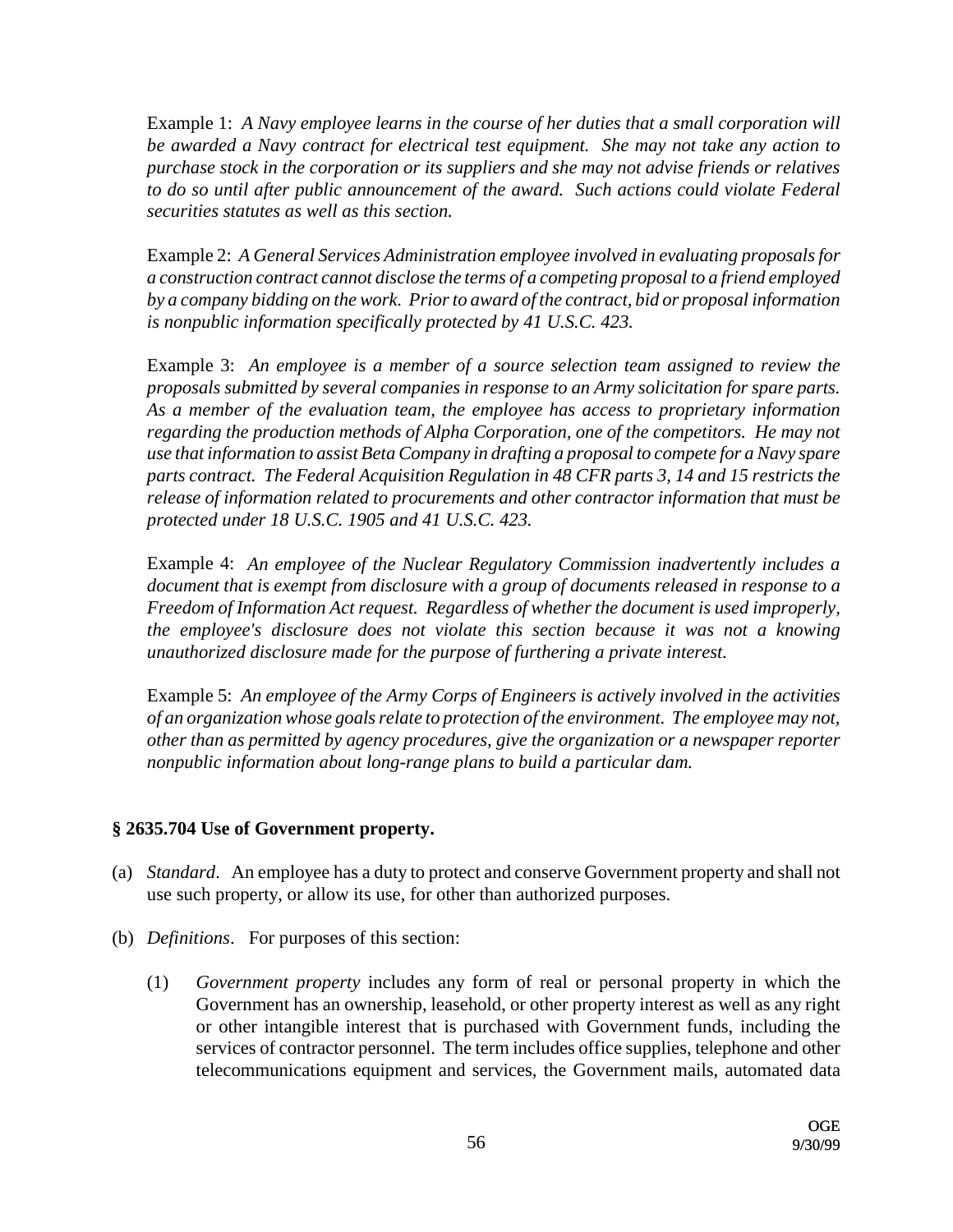Example 1: *A Navy employee learns in the course of her duties that a small corporation will be awarded a Navy contract for electrical test equipment. She may not take any action to purchase stock in the corporation or its suppliers and she may not advise friends or relatives to do so until after public announcement of the award. Such actions could violate Federal securities statutes as well as this section.*

Example 2: *A General Services Administration employee involved in evaluating proposals for a construction contract cannot disclose the terms of a competing proposal to a friend employed by a company bidding on the work. Prior to award of the contract, bid or proposal information is nonpublic information specifically protected by 41 U.S.C. 423.*

Example 3: *An employee is a member of a source selection team assigned to review the proposals submitted by several companies in response to an Army solicitation for spare parts. As a member of the evaluation team, the employee has access to proprietary information regarding the production methods of Alpha Corporation, one of the competitors. He may not use that information to assist Beta Company in drafting a proposal to compete for a Navy spare parts contract. The Federal Acquisition Regulation in 48 CFR parts 3, 14 and 15 restricts the release of information related to procurements and other contractor information that must be protected under 18 U.S.C. 1905 and 41 U.S.C. 423.*

Example 4: *An employee of the Nuclear Regulatory Commission inadvertently includes a document that is exempt from disclosure with a group of documents released in response to a Freedom of Information Act request. Regardless of whether the document is used improperly, the employee's disclosure does not violate this section because it was not a knowing unauthorized disclosure made for the purpose of furthering a private interest.*

Example 5: *An employee of the Army Corps of Engineers is actively involved in the activities of an organization whose goals relate to protection of the environment. The employee may not, other than as permitted by agency procedures, give the organization or a newspaper reporter nonpublic information about long-range plans to build a particular dam.*

### § 2635.704 Use of Government property.

(a) *Standard*. An employee has a duty to protect and conserve Government property and shall not use such property, or allow its use, for other than authorized purposes.

(b) *Definitions*. For purposes of this section:

  (1) *Government property* includes any form of real or personal property in which the Government has an ownership, leasehold, or other property interest as well as any right or other intangible interest that is purchased with Government funds, including the services of contractor personnel. The term includes office supplies, telephone and other telecommunications equipment and services, the Government mails, automated data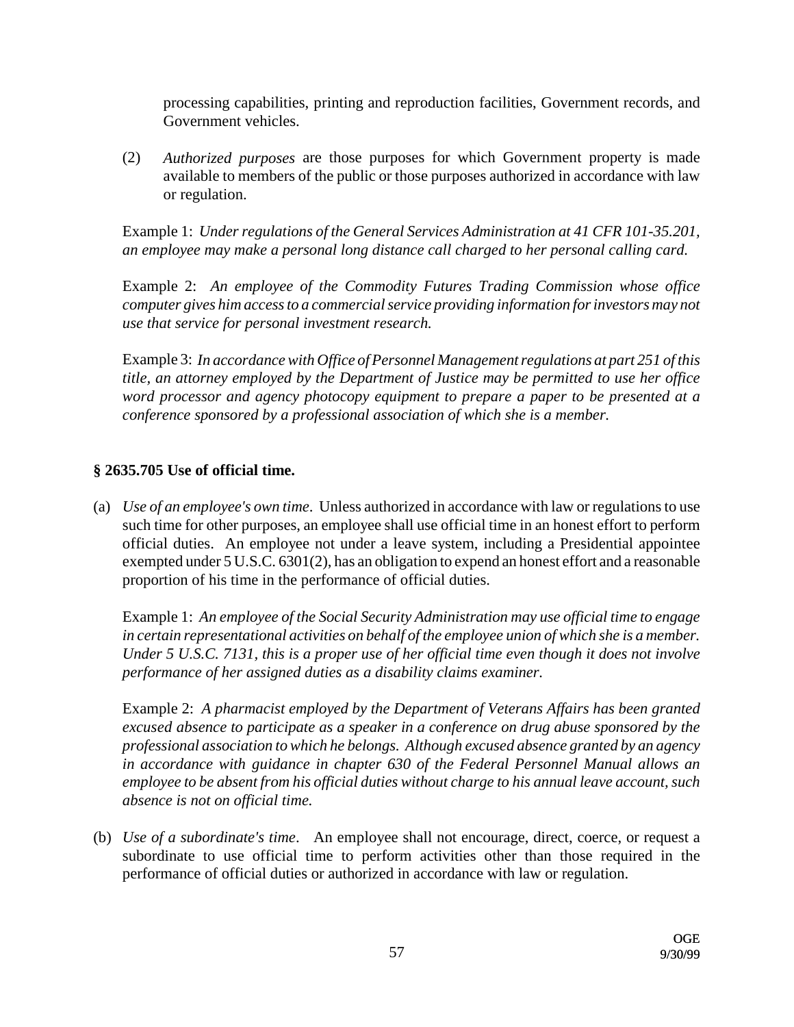processing capabilities, printing and reproduction facilities, Government records, and Government vehicles.

(2) *Authorized purposes* are those purposes for which Government property is made available to members of the public or those purposes authorized in accordance with law or regulation.

Example 1: *Under regulations of the General Services Administration at 41 CFR 101-35.201, an employee may make a personal long distance call charged to her personal calling card.*

Example 2: *An employee of the Commodity Futures Trading Commission whose office computer gives him access to a commercial service providing information for investors may not use that service for personal investment research.*

Example 3: *In accordance with Office of Personnel Management regulations at part 251 of this title, an attorney employed by the Department of Justice may be permitted to use her office word processor and agency photocopy equipment to prepare a paper to be presented at a conference sponsored by a professional association of which she is a member.*

### § 2635.705 Use of official time.

(a) *Use of an employee's own time*. Unless authorized in accordance with law or regulations to use such time for other purposes, an employee shall use official time in an honest effort to perform official duties. An employee not under a leave system, including a Presidential appointee exempted under 5 U.S.C. 6301(2), has an obligation to expend an honest effort and a reasonable proportion of his time in the performance of official duties.

Example 1: *An employee of the Social Security Administration may use official time to engage in certain representational activities on behalf of the employee union of which she is a member. Under 5 U.S.C. 7131, this is a proper use of her official time even though it does not involve performance of her assigned duties as a disability claims examiner.*

Example 2: *A pharmacist employed by the Department of Veterans Affairs has been granted excused absence to participate as a speaker in a conference on drug abuse sponsored by the professional association to which he belongs. Although excused absence granted by an agency in accordance with guidance in chapter 630 of the Federal Personnel Manual allows an employee to be absent from his official duties without charge to his annual leave account, such absence is not on official time.*

(b) *Use of a subordinate's time*. An employee shall not encourage, direct, coerce, or request a subordinate to use official time to perform activities other than those required in the performance of official duties or authorized in accordance with law or regulation.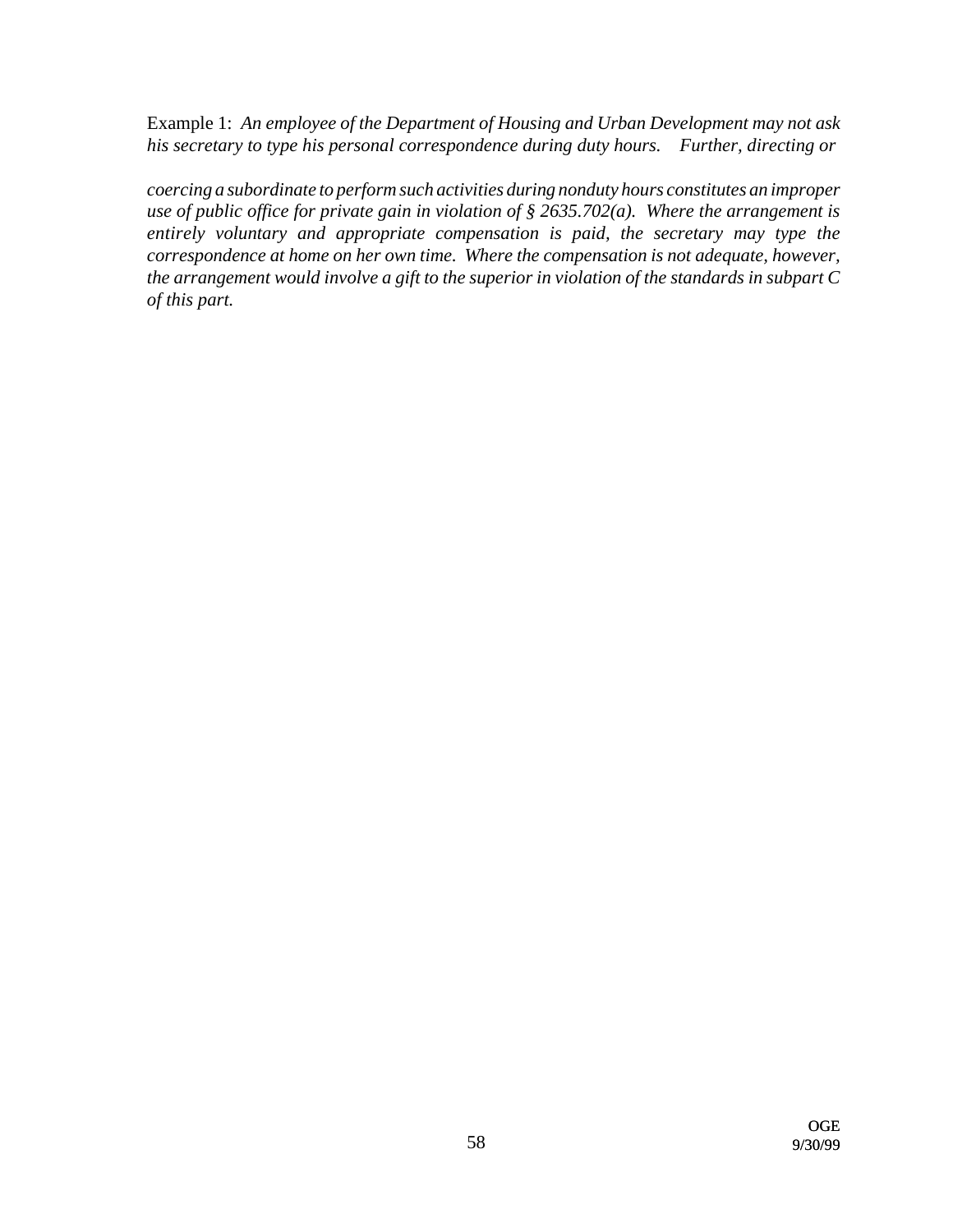Example 1: *An employee of the Department of Housing and Urban Development may not ask his secretary to type his personal correspondence during duty hours. Further, directing or coercing a subordinate to perform such activities during nonduty hours constitutes an improper use of public office for private gain in violation of § 2635.702(a). Where the arrangement is entirely voluntary and appropriate compensation is paid, the secretary may type the correspondence at home on her own time. Where the compensation is not adequate, however, the arrangement would involve a gift to the superior in violation of the standards in subpart C of this part.*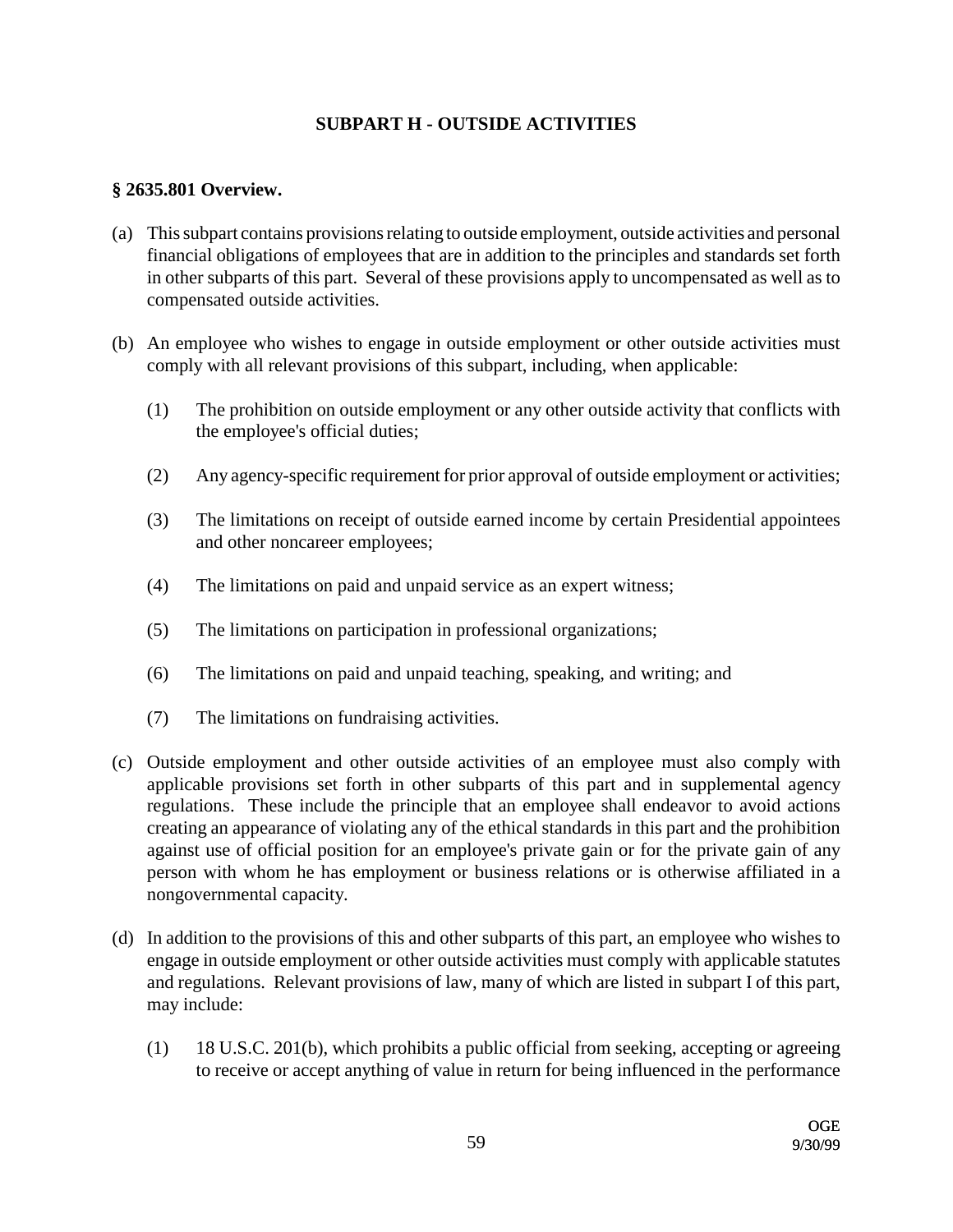## SUBPART H - OUTSIDE ACTIVITIES

### § 2635.801 Overview.

(a) This subpart contains provisions relating to outside employment, outside activities and personal financial obligations of employees that are in addition to the principles and standards set forth in other subparts of this part. Several of these provisions apply to uncompensated as well as to compensated outside activities.

(b) An employee who wishes to engage in outside employment or other outside activities must comply with all relevant provisions of this subpart, including, when applicable:

  (1) The prohibition on outside employment or any other outside activity that conflicts with the employee's official duties;

  (2) Any agency-specific requirement for prior approval of outside employment or activities;

  (3) The limitations on receipt of outside earned income by certain Presidential appointees and other noncareer employees;

  (4) The limitations on paid and unpaid service as an expert witness;

  (5) The limitations on participation in professional organizations;

  (6) The limitations on paid and unpaid teaching, speaking, and writing; and

  (7) The limitations on fundraising activities.

(c) Outside employment and other outside activities of an employee must also comply with applicable provisions set forth in other subparts of this part and in supplemental agency regulations. These include the principle that an employee shall endeavor to avoid actions creating an appearance of violating any of the ethical standards in this part and the prohibition against use of official position for an employee's private gain or for the private gain of any person with whom he has employment or business relations or is otherwise affiliated in a nongovernmental capacity.

(d) In addition to the provisions of this and other subparts of this part, an employee who wishes to engage in outside employment or other outside activities must comply with applicable statutes and regulations. Relevant provisions of law, many of which are listed in subpart I of this part, may include:

  (1) 18 U.S.C. 201(b), which prohibits a public official from seeking, accepting or agreeing to receive or accept anything of value in return for being influenced in the performance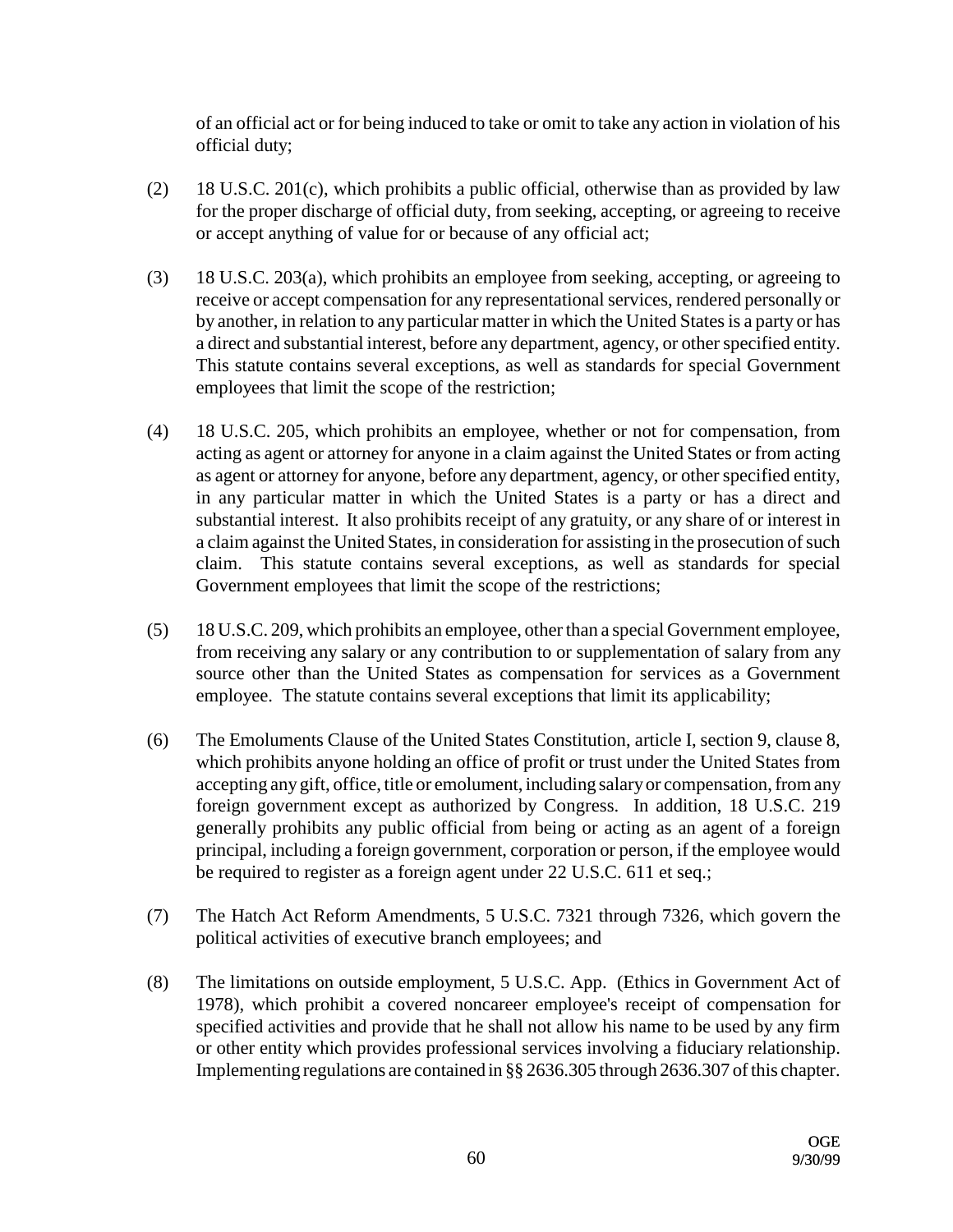of an official act or for being induced to take or omit to take any action in violation of his official duty;

(2) 18 U.S.C. 201(c), which prohibits a public official, otherwise than as provided by law for the proper discharge of official duty, from seeking, accepting, or agreeing to receive or accept anything of value for or because of any official act;

(3) 18 U.S.C. 203(a), which prohibits an employee from seeking, accepting, or agreeing to receive or accept compensation for any representational services, rendered personally or by another, in relation to any particular matter in which the United States is a party or has a direct and substantial interest, before any department, agency, or other specified entity. This statute contains several exceptions, as well as standards for special Government employees that limit the scope of the restriction;

(4) 18 U.S.C. 205, which prohibits an employee, whether or not for compensation, from acting as agent or attorney for anyone in a claim against the United States or from acting as agent or attorney for anyone, before any department, agency, or other specified entity, in any particular matter in which the United States is a party or has a direct and substantial interest. It also prohibits receipt of any gratuity, or any share of or interest in a claim against the United States, in consideration for assisting in the prosecution of such claim. This statute contains several exceptions, as well as standards for special Government employees that limit the scope of the restrictions;

(5) 18 U.S.C. 209, which prohibits an employee, other than a special Government employee, from receiving any salary or any contribution to or supplementation of salary from any source other than the United States as compensation for services as a Government employee. The statute contains several exceptions that limit its applicability;

(6) The Emoluments Clause of the United States Constitution, article I, section 9, clause 8, which prohibits anyone holding an office of profit or trust under the United States from accepting any gift, office, title or emolument, including salary or compensation, from any foreign government except as authorized by Congress. In addition, 18 U.S.C. 219 generally prohibits any public official from being or acting as an agent of a foreign principal, including a foreign government, corporation or person, if the employee would be required to register as a foreign agent under 22 U.S.C. 611 et seq.;

(7) The Hatch Act Reform Amendments, 5 U.S.C. 7321 through 7326, which govern the political activities of executive branch employees; and

(8) The limitations on outside employment, 5 U.S.C. App. (Ethics in Government Act of 1978), which prohibit a covered noncareer employee's receipt of compensation for specified activities and provide that he shall not allow his name to be used by any firm or other entity which provides professional services involving a fiduciary relationship. Implementing regulations are contained in §§ 2636.305 through 2636.307 of this chapter.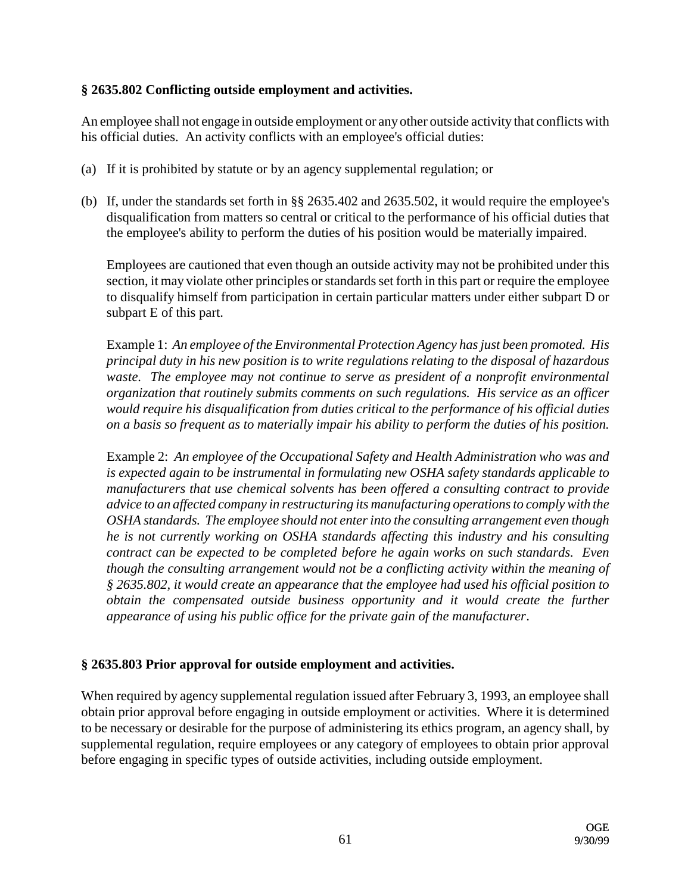### § 2635.802 Conflicting outside employment and activities.

An employee shall not engage in outside employment or any other outside activity that conflicts with his official duties. An activity conflicts with an employee's official duties:

(a) If it is prohibited by statute or by an agency supplemental regulation; or

(b) If, under the standards set forth in §§ 2635.402 and 2635.502, it would require the employee's disqualification from matters so central or critical to the performance of his official duties that the employee's ability to perform the duties of his position would be materially impaired.

Employees are cautioned that even though an outside activity may not be prohibited under this section, it may violate other principles or standards set forth in this part or require the employee to disqualify himself from participation in certain particular matters under either subpart D or subpart E of this part.

Example 1: *An employee of the Environmental Protection Agency has just been promoted. His principal duty in his new position is to write regulations relating to the disposal of hazardous waste. The employee may not continue to serve as president of a nonprofit environmental organization that routinely submits comments on such regulations. His service as an officer would require his disqualification from duties critical to the performance of his official duties on a basis so frequent as to materially impair his ability to perform the duties of his position.*

Example 2: *An employee of the Occupational Safety and Health Administration who was and is expected again to be instrumental in formulating new OSHA safety standards applicable to manufacturers that use chemical solvents has been offered a consulting contract to provide advice to an affected company in restructuring its manufacturing operations to comply with the OSHA standards. The employee should not enter into the consulting arrangement even though he is not currently working on OSHA standards affecting this industry and his consulting contract can be expected to be completed before he again works on such standards. Even though the consulting arrangement would not be a conflicting activity within the meaning of § 2635.802, it would create an appearance that the employee had used his official position to obtain the compensated outside business opportunity and it would create the further appearance of using his public office for the private gain of the manufacturer.*

### § 2635.803 Prior approval for outside employment and activities.

When required by agency supplemental regulation issued after February 3, 1993, an employee shall obtain prior approval before engaging in outside employment or activities. Where it is determined to be necessary or desirable for the purpose of administering its ethics program, an agency shall, by supplemental regulation, require employees or any category of employees to obtain prior approval before engaging in specific types of outside activities, including outside employment.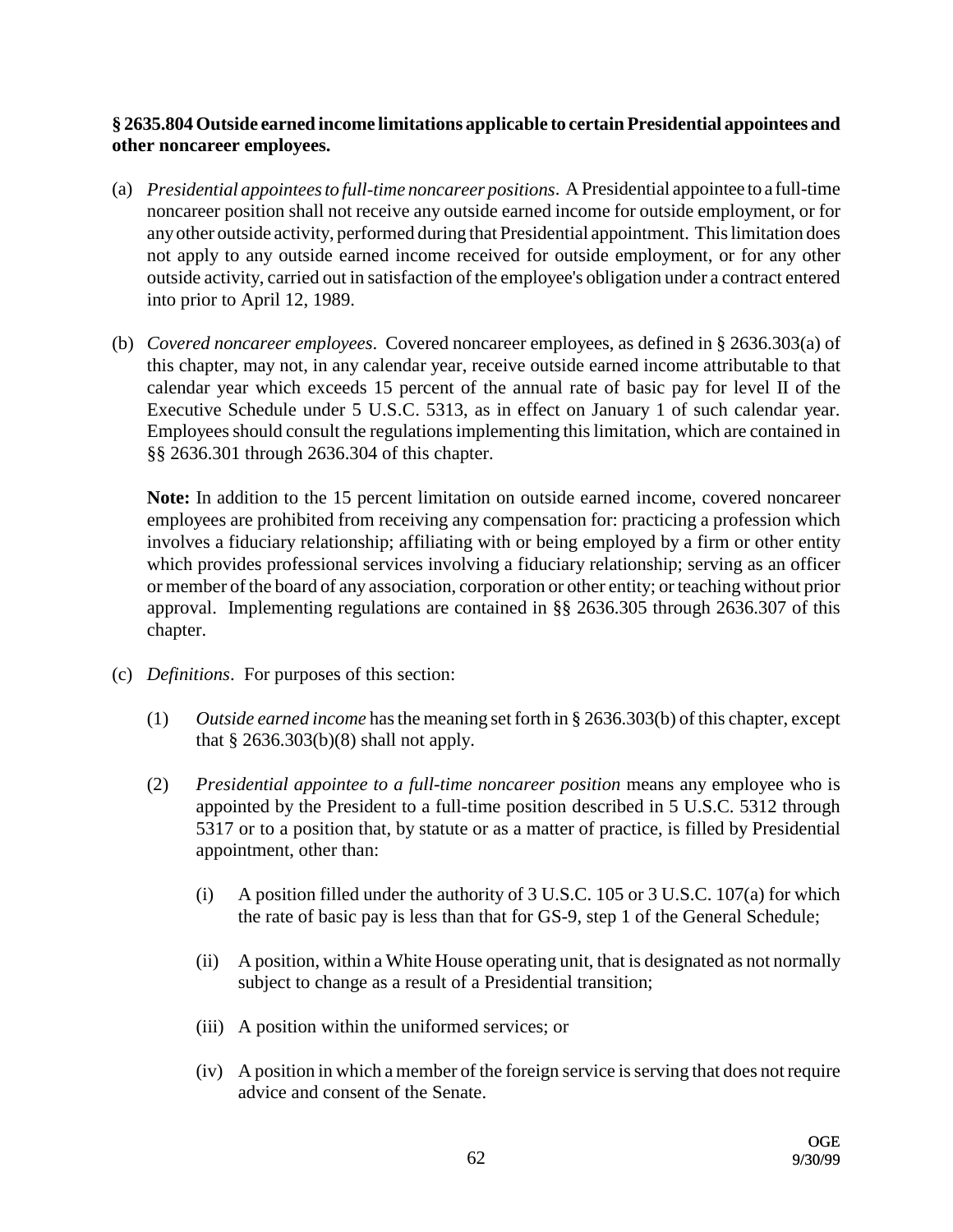**§ 2635.804 Outside earned income limitations applicable to certain Presidential appointees and other noncareer employees.**

(a) *Presidential appointees to full-time noncareer positions*. A Presidential appointee to a full-time noncareer position shall not receive any outside earned income for outside employment, or for any other outside activity, performed during that Presidential appointment. This limitation does not apply to any outside earned income received for outside employment, or for any other outside activity, carried out in satisfaction of the employee's obligation under a contract entered into prior to April 12, 1989.

(b) *Covered noncareer employees*. Covered noncareer employees, as defined in § 2636.303(a) of this chapter, may not, in any calendar year, receive outside earned income attributable to that calendar year which exceeds 15 percent of the annual rate of basic pay for level II of the Executive Schedule under 5 U.S.C. 5313, as in effect on January 1 of such calendar year. Employees should consult the regulations implementing this limitation, which are contained in §§ 2636.301 through 2636.304 of this chapter.

**Note:** In addition to the 15 percent limitation on outside earned income, covered noncareer employees are prohibited from receiving any compensation for: practicing a profession which involves a fiduciary relationship; affiliating with or being employed by a firm or other entity which provides professional services involving a fiduciary relationship; serving as an officer or member of the board of any association, corporation or other entity; or teaching without prior approval. Implementing regulations are contained in §§ 2636.305 through 2636.307 of this chapter.

(c) *Definitions*. For purposes of this section:

(1) *Outside earned income* has the meaning set forth in § 2636.303(b) of this chapter, except that § 2636.303(b)(8) shall not apply.

(2) *Presidential appointee to a full-time noncareer position* means any employee who is appointed by the President to a full-time position described in 5 U.S.C. 5312 through 5317 or to a position that, by statute or as a matter of practice, is filled by Presidential appointment, other than:

(i) A position filled under the authority of 3 U.S.C. 105 or 3 U.S.C. 107(a) for which the rate of basic pay is less than that for GS-9, step 1 of the General Schedule;

(ii) A position, within a White House operating unit, that is designated as not normally subject to change as a result of a Presidential transition;

(iii) A position within the uniformed services; or

(iv) A position in which a member of the foreign service is serving that does not require advice and consent of the Senate.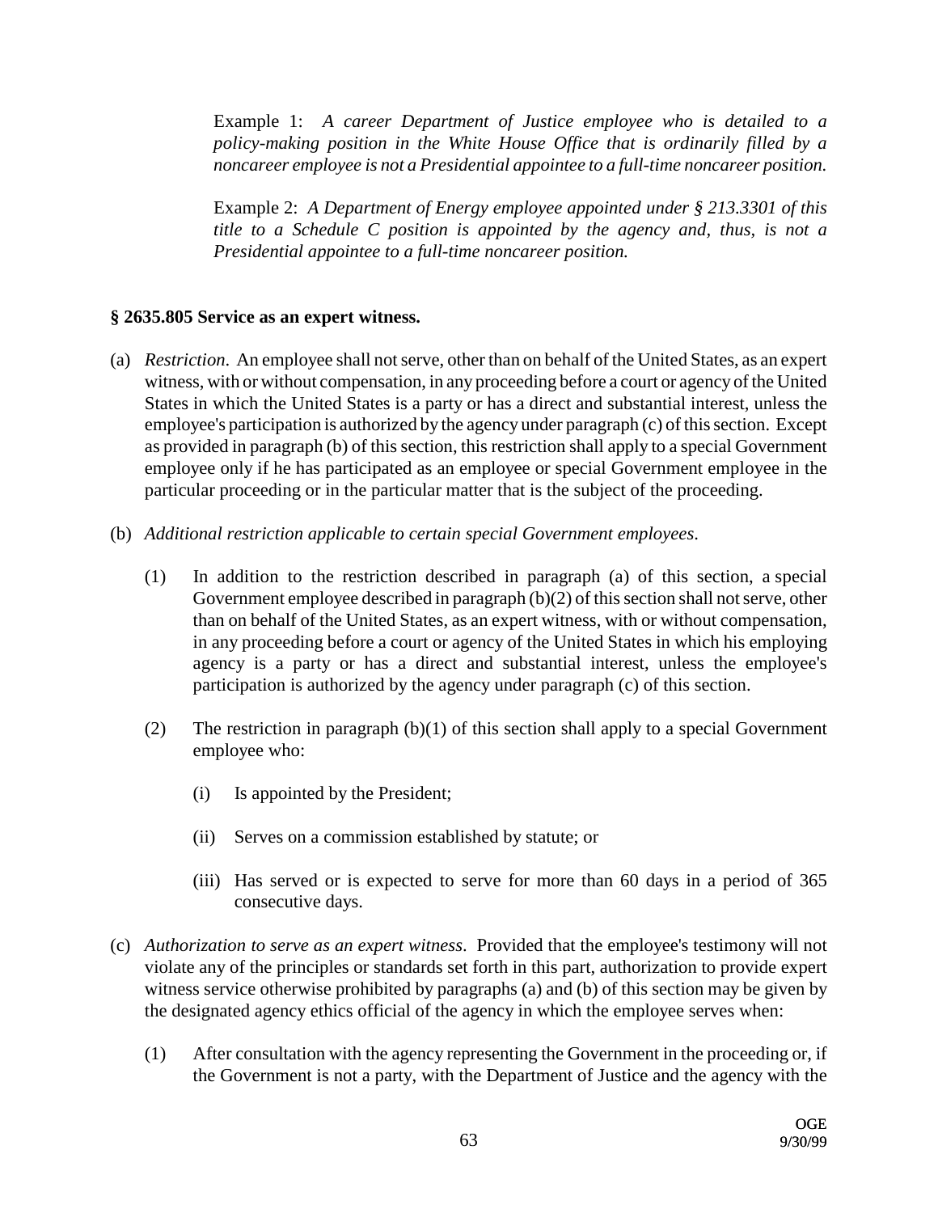Example 1: *A career Department of Justice employee who is detailed to a policy-making position in the White House Office that is ordinarily filled by a noncareer employee is not a Presidential appointee to a full-time noncareer position.*

Example 2: *A Department of Energy employee appointed under § 213.3301 of this title to a Schedule C position is appointed by the agency and, thus, is not a Presidential appointee to a full-time noncareer position.*

## § 2635.805 Service as an expert witness.

(a) *Restriction*. An employee shall not serve, other than on behalf of the United States, as an expert witness, with or without compensation, in any proceeding before a court or agency of the United States in which the United States is a party or has a direct and substantial interest, unless the employee's participation is authorized by the agency under paragraph (c) of this section. Except as provided in paragraph (b) of this section, this restriction shall apply to a special Government employee only if he has participated as an employee or special Government employee in the particular proceeding or in the particular matter that is the subject of the proceeding.

(b) *Additional restriction applicable to certain special Government employees*.

  (1) In addition to the restriction described in paragraph (a) of this section, a special Government employee described in paragraph (b)(2) of this section shall not serve, other than on behalf of the United States, as an expert witness, with or without compensation, in any proceeding before a court or agency of the United States in which his employing agency is a party or has a direct and substantial interest, unless the employee's participation is authorized by the agency under paragraph (c) of this section.

  (2) The restriction in paragraph (b)(1) of this section shall apply to a special Government employee who:

    (i) Is appointed by the President;

    (ii) Serves on a commission established by statute; or

    (iii) Has served or is expected to serve for more than 60 days in a period of 365 consecutive days.

(c) *Authorization to serve as an expert witness*. Provided that the employee's testimony will not violate any of the principles or standards set forth in this part, authorization to provide expert witness service otherwise prohibited by paragraphs (a) and (b) of this section may be given by the designated agency ethics official of the agency in which the employee serves when:

  (1) After consultation with the agency representing the Government in the proceeding or, if the Government is not a party, with the Department of Justice and the agency with the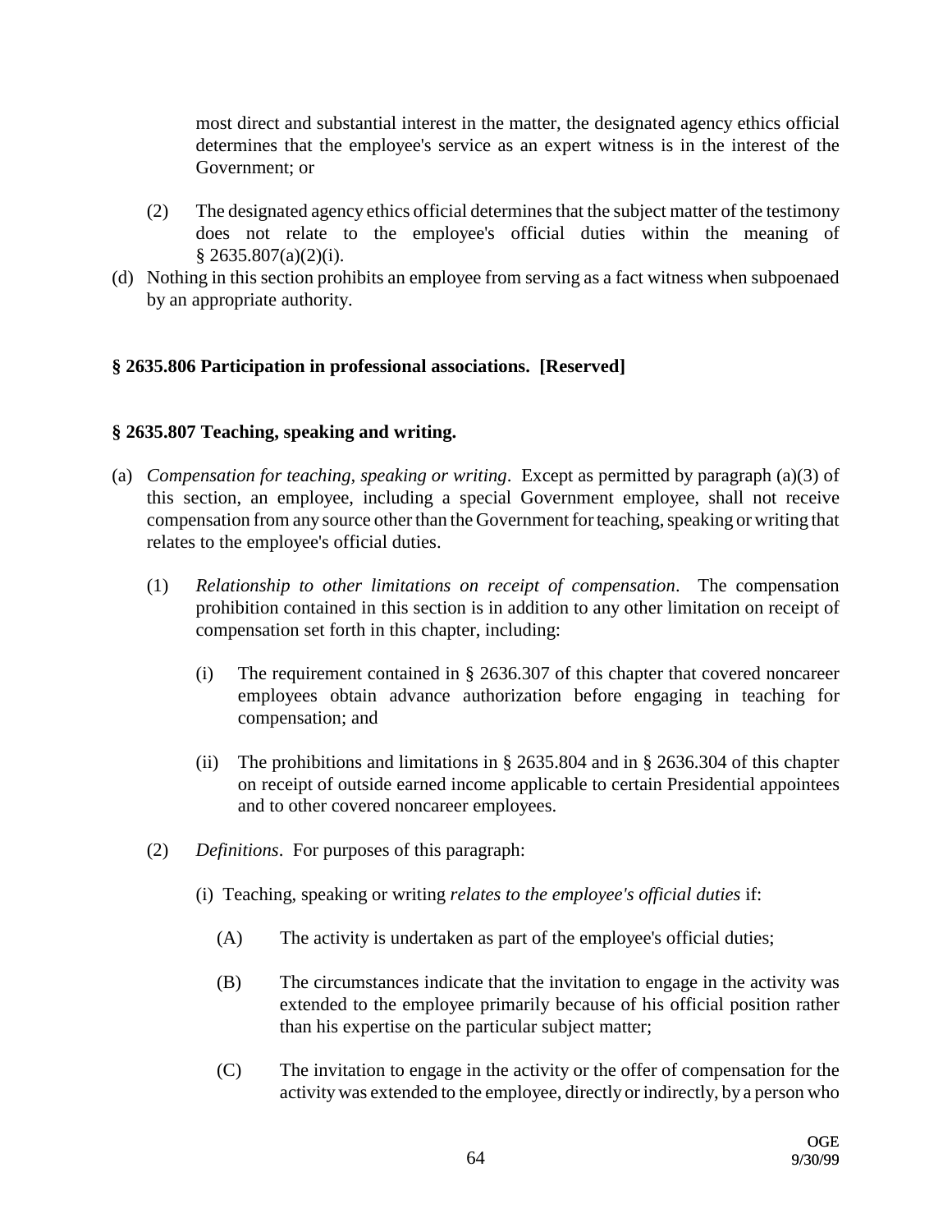most direct and substantial interest in the matter, the designated agency ethics official determines that the employee's service as an expert witness is in the interest of the Government; or

(2) The designated agency ethics official determines that the subject matter of the testimony does not relate to the employee's official duties within the meaning of § 2635.807(a)(2)(i).

(d) Nothing in this section prohibits an employee from serving as a fact witness when subpoenaed by an appropriate authority.

### § 2635.806 Participation in professional associations. [Reserved]

### § 2635.807 Teaching, speaking and writing.

(a) *Compensation for teaching, speaking or writing*. Except as permitted by paragraph (a)(3) of this section, an employee, including a special Government employee, shall not receive compensation from any source other than the Government for teaching, speaking or writing that relates to the employee's official duties.

(1) *Relationship to other limitations on receipt of compensation*. The compensation prohibition contained in this section is in addition to any other limitation on receipt of compensation set forth in this chapter, including:

(i) The requirement contained in § 2636.307 of this chapter that covered noncareer employees obtain advance authorization before engaging in teaching for compensation; and

(ii) The prohibitions and limitations in § 2635.804 and in § 2636.304 of this chapter on receipt of outside earned income applicable to certain Presidential appointees and to other covered noncareer employees.

(2) *Definitions*. For purposes of this paragraph:

(i) Teaching, speaking or writing *relates to the employee's official duties* if:

(A) The activity is undertaken as part of the employee's official duties;

(B) The circumstances indicate that the invitation to engage in the activity was extended to the employee primarily because of his official position rather than his expertise on the particular subject matter;

(C) The invitation to engage in the activity or the offer of compensation for the activity was extended to the employee, directly or indirectly, by a person who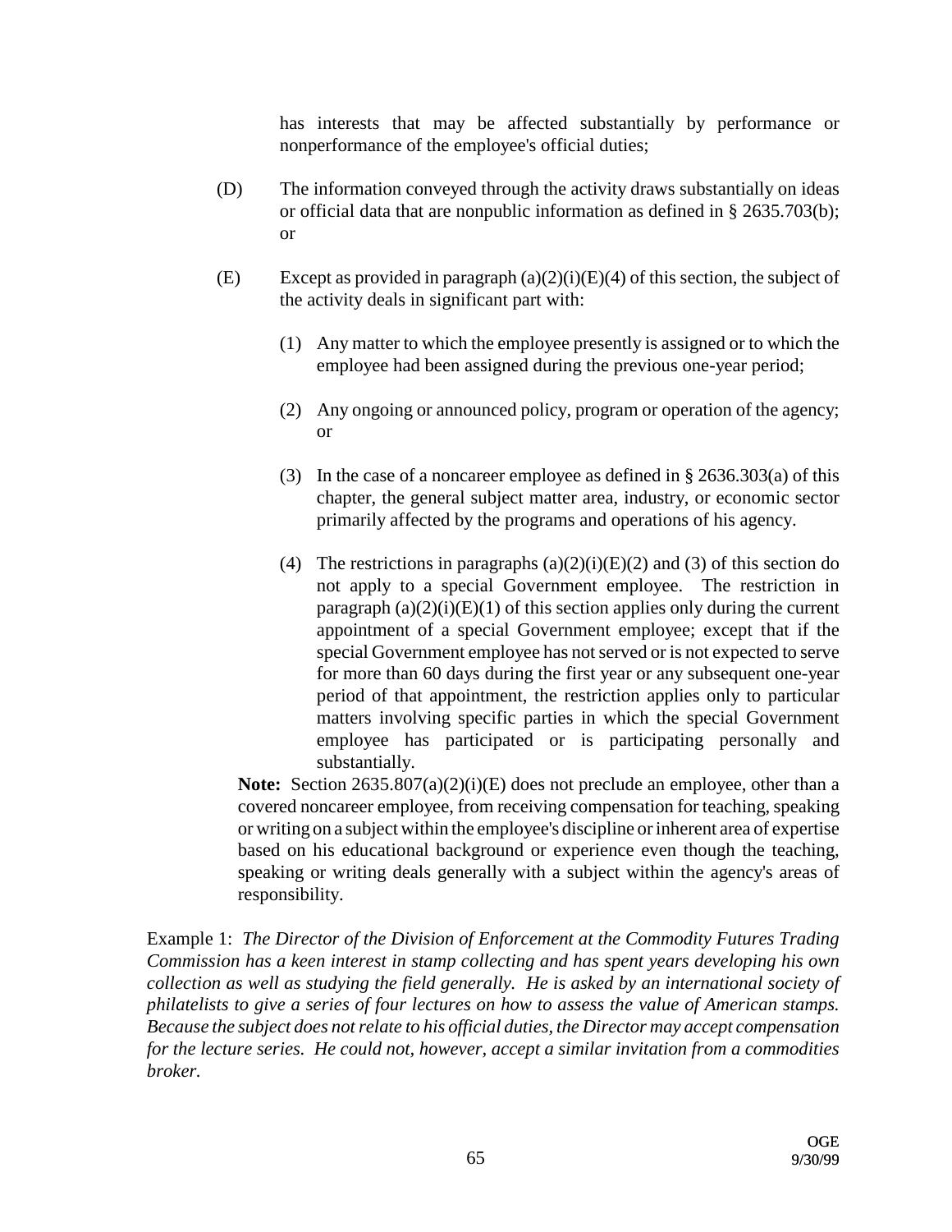has interests that may be affected substantially by performance or nonperformance of the employee's official duties;

(D) The information conveyed through the activity draws substantially on ideas or official data that are nonpublic information as defined in § 2635.703(b); or

(E) Except as provided in paragraph (a)(2)(i)(E)(4) of this section, the subject of the activity deals in significant part with:

(1) Any matter to which the employee presently is assigned or to which the employee had been assigned during the previous one-year period;

(2) Any ongoing or announced policy, program or operation of the agency; or

(3) In the case of a noncareer employee as defined in § 2636.303(a) of this chapter, the general subject matter area, industry, or economic sector primarily affected by the programs and operations of his agency.

(4) The restrictions in paragraphs (a)(2)(i)(E)(2) and (3) of this section do not apply to a special Government employee. The restriction in paragraph (a)(2)(i)(E)(1) of this section applies only during the current appointment of a special Government employee; except that if the special Government employee has not served or is not expected to serve for more than 60 days during the first year or any subsequent one-year period of that appointment, the restriction applies only to particular matters involving specific parties in which the special Government employee has participated or is participating personally and substantially.

**Note:** Section 2635.807(a)(2)(i)(E) does not preclude an employee, other than a covered noncareer employee, from receiving compensation for teaching, speaking or writing on a subject within the employee's discipline or inherent area of expertise based on his educational background or experience even though the teaching, speaking or writing deals generally with a subject within the agency's areas of responsibility.

Example 1: *The Director of the Division of Enforcement at the Commodity Futures Trading Commission has a keen interest in stamp collecting and has spent years developing his own collection as well as studying the field generally. He is asked by an international society of philatelists to give a series of four lectures on how to assess the value of American stamps. Because the subject does not relate to his official duties, the Director may accept compensation for the lecture series. He could not, however, accept a similar invitation from a commodities broker.*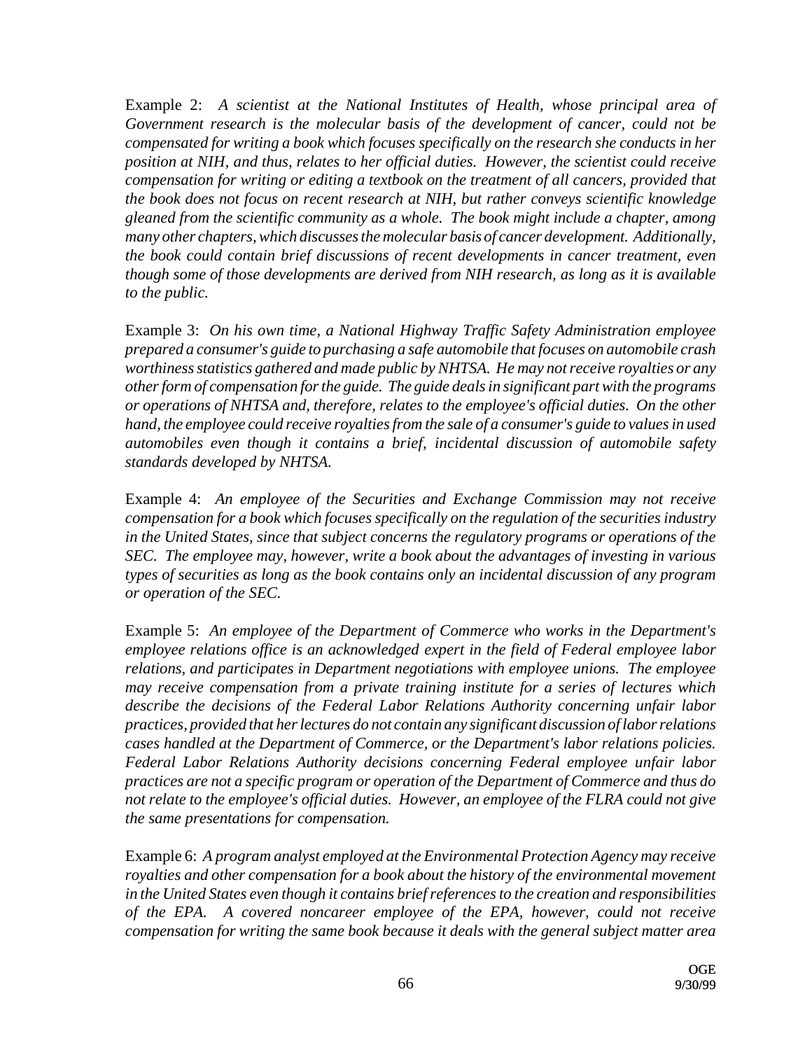Example 2: *A scientist at the National Institutes of Health, whose principal area of Government research is the molecular basis of the development of cancer, could not be compensated for writing a book which focuses specifically on the research she conducts in her position at NIH, and thus, relates to her official duties. However, the scientist could receive compensation for writing or editing a textbook on the treatment of all cancers, provided that the book does not focus on recent research at NIH, but rather conveys scientific knowledge gleaned from the scientific community as a whole. The book might include a chapter, among many other chapters, which discusses the molecular basis of cancer development. Additionally, the book could contain brief discussions of recent developments in cancer treatment, even though some of those developments are derived from NIH research, as long as it is available to the public.*

Example 3: *On his own time, a National Highway Traffic Safety Administration employee prepared a consumer's guide to purchasing a safe automobile that focuses on automobile crash worthiness statistics gathered and made public by NHTSA. He may not receive royalties or any other form of compensation for the guide. The guide deals in significant part with the programs or operations of NHTSA and, therefore, relates to the employee's official duties. On the other hand, the employee could receive royalties from the sale of a consumer's guide to values in used automobiles even though it contains a brief, incidental discussion of automobile safety standards developed by NHTSA.*

Example 4: *An employee of the Securities and Exchange Commission may not receive compensation for a book which focuses specifically on the regulation of the securities industry in the United States, since that subject concerns the regulatory programs or operations of the SEC. The employee may, however, write a book about the advantages of investing in various types of securities as long as the book contains only an incidental discussion of any program or operation of the SEC.*

Example 5: *An employee of the Department of Commerce who works in the Department's employee relations office is an acknowledged expert in the field of Federal employee labor relations, and participates in Department negotiations with employee unions. The employee may receive compensation from a private training institute for a series of lectures which describe the decisions of the Federal Labor Relations Authority concerning unfair labor practices, provided that her lectures do not contain any significant discussion of labor relations cases handled at the Department of Commerce, or the Department's labor relations policies. Federal Labor Relations Authority decisions concerning Federal employee unfair labor practices are not a specific program or operation of the Department of Commerce and thus do not relate to the employee's official duties. However, an employee of the FLRA could not give the same presentations for compensation.*

Example 6: *A program analyst employed at the Environmental Protection Agency may receive royalties and other compensation for a book about the history of the environmental movement in the United States even though it contains brief references to the creation and responsibilities of the EPA. A covered noncareer employee of the EPA, however, could not receive compensation for writing the same book because it deals with the general subject matter area*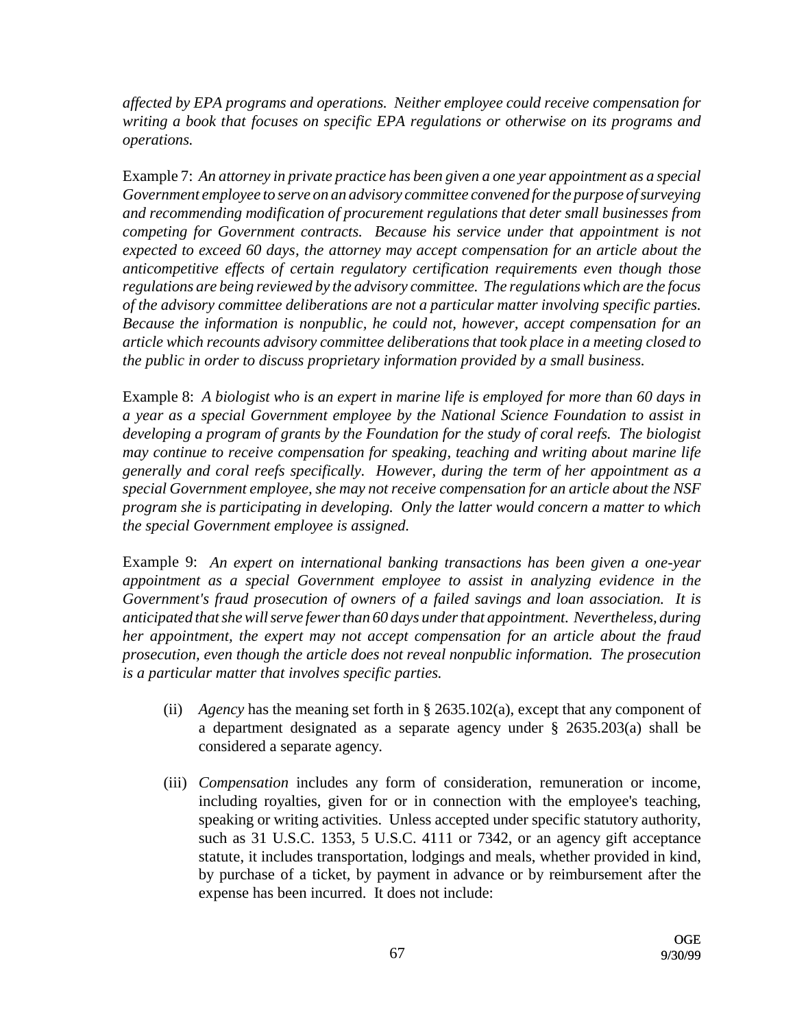*affected by EPA programs and operations. Neither employee could receive compensation for writing a book that focuses on specific EPA regulations or otherwise on its programs and operations.*

Example 7: *An attorney in private practice has been given a one year appointment as a special Government employee to serve on an advisory committee convened for the purpose of surveying and recommending modification of procurement regulations that deter small businesses from competing for Government contracts. Because his service under that appointment is not expected to exceed 60 days, the attorney may accept compensation for an article about the anticompetitive effects of certain regulatory certification requirements even though those regulations are being reviewed by the advisory committee. The regulations which are the focus of the advisory committee deliberations are not a particular matter involving specific parties. Because the information is nonpublic, he could not, however, accept compensation for an article which recounts advisory committee deliberations that took place in a meeting closed to the public in order to discuss proprietary information provided by a small business.*

Example 8: *A biologist who is an expert in marine life is employed for more than 60 days in a year as a special Government employee by the National Science Foundation to assist in developing a program of grants by the Foundation for the study of coral reefs. The biologist may continue to receive compensation for speaking, teaching and writing about marine life generally and coral reefs specifically. However, during the term of her appointment as a special Government employee, she may not receive compensation for an article about the NSF program she is participating in developing. Only the latter would concern a matter to which the special Government employee is assigned.*

Example 9: *An expert on international banking transactions has been given a one-year appointment as a special Government employee to assist in analyzing evidence in the Government's fraud prosecution of owners of a failed savings and loan association. It is anticipated that she will serve fewer than 60 days under that appointment. Nevertheless, during her appointment, the expert may not accept compensation for an article about the fraud prosecution, even though the article does not reveal nonpublic information. The prosecution is a particular matter that involves specific parties.*

(ii) *Agency* has the meaning set forth in § 2635.102(a), except that any component of a department designated as a separate agency under § 2635.203(a) shall be considered a separate agency.

(iii) *Compensation* includes any form of consideration, remuneration or income, including royalties, given for or in connection with the employee's teaching, speaking or writing activities. Unless accepted under specific statutory authority, such as 31 U.S.C. 1353, 5 U.S.C. 4111 or 7342, or an agency gift acceptance statute, it includes transportation, lodgings and meals, whether provided in kind, by purchase of a ticket, by payment in advance or by reimbursement after the expense has been incurred. It does not include: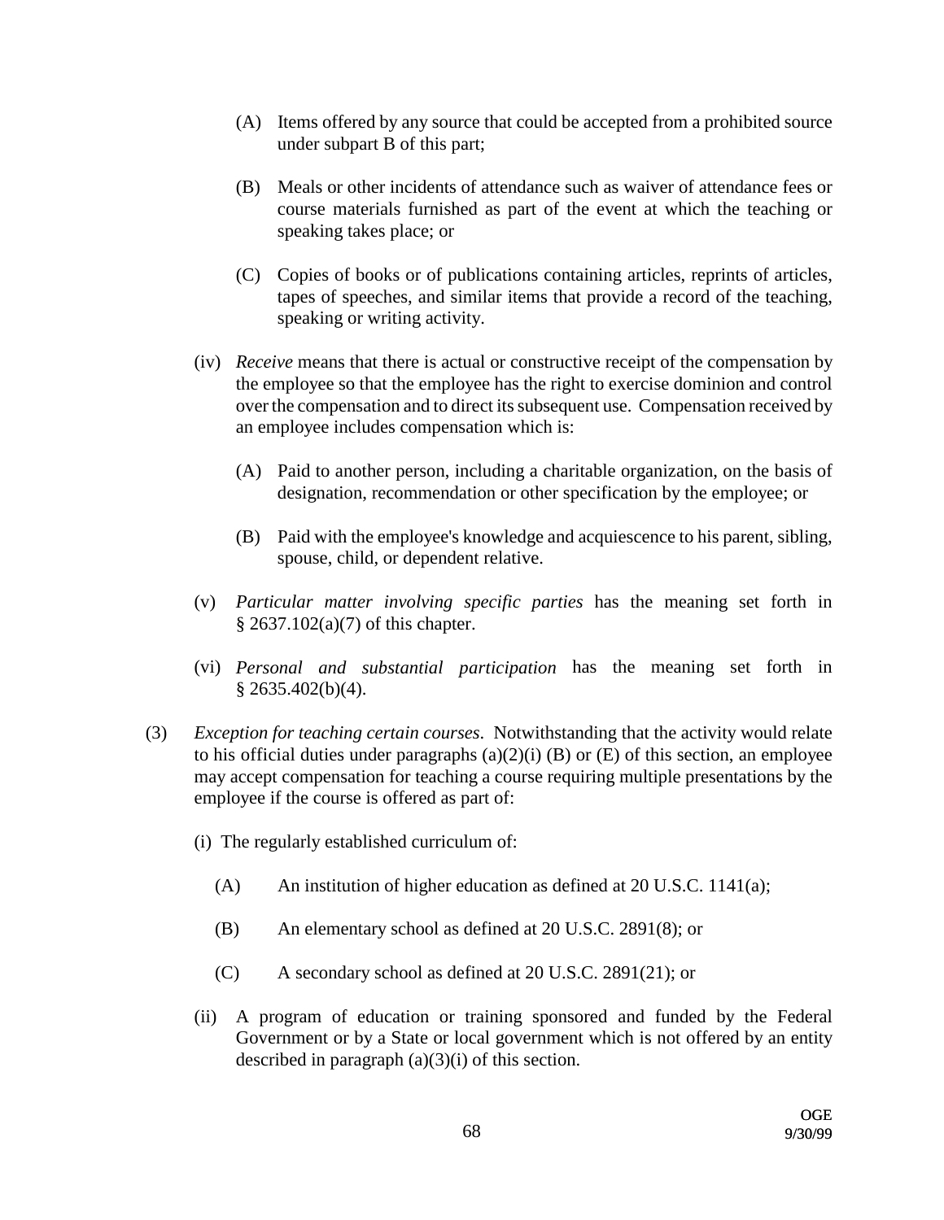(A) Items offered by any source that could be accepted from a prohibited source under subpart B of this part;

(B) Meals or other incidents of attendance such as waiver of attendance fees or course materials furnished as part of the event at which the teaching or speaking takes place; or

(C) Copies of books or of publications containing articles, reprints of articles, tapes of speeches, and similar items that provide a record of the teaching, speaking or writing activity.

(iv) *Receive* means that there is actual or constructive receipt of the compensation by the employee so that the employee has the right to exercise dominion and control over the compensation and to direct its subsequent use. Compensation received by an employee includes compensation which is:

(A) Paid to another person, including a charitable organization, on the basis of designation, recommendation or other specification by the employee; or

(B) Paid with the employee's knowledge and acquiescence to his parent, sibling, spouse, child, or dependent relative.

(v) *Particular matter involving specific parties* has the meaning set forth in § 2637.102(a)(7) of this chapter.

(vi) *Personal and substantial participation* has the meaning set forth in § 2635.402(b)(4).

(3) *Exception for teaching certain courses*. Notwithstanding that the activity would relate to his official duties under paragraphs (a)(2)(i) (B) or (E) of this section, an employee may accept compensation for teaching a course requiring multiple presentations by the employee if the course is offered as part of:

(i) The regularly established curriculum of:

(A) An institution of higher education as defined at 20 U.S.C. 1141(a);

(B) An elementary school as defined at 20 U.S.C. 2891(8); or

(C) A secondary school as defined at 20 U.S.C. 2891(21); or

(ii) A program of education or training sponsored and funded by the Federal Government or by a State or local government which is not offered by an entity described in paragraph (a)(3)(i) of this section.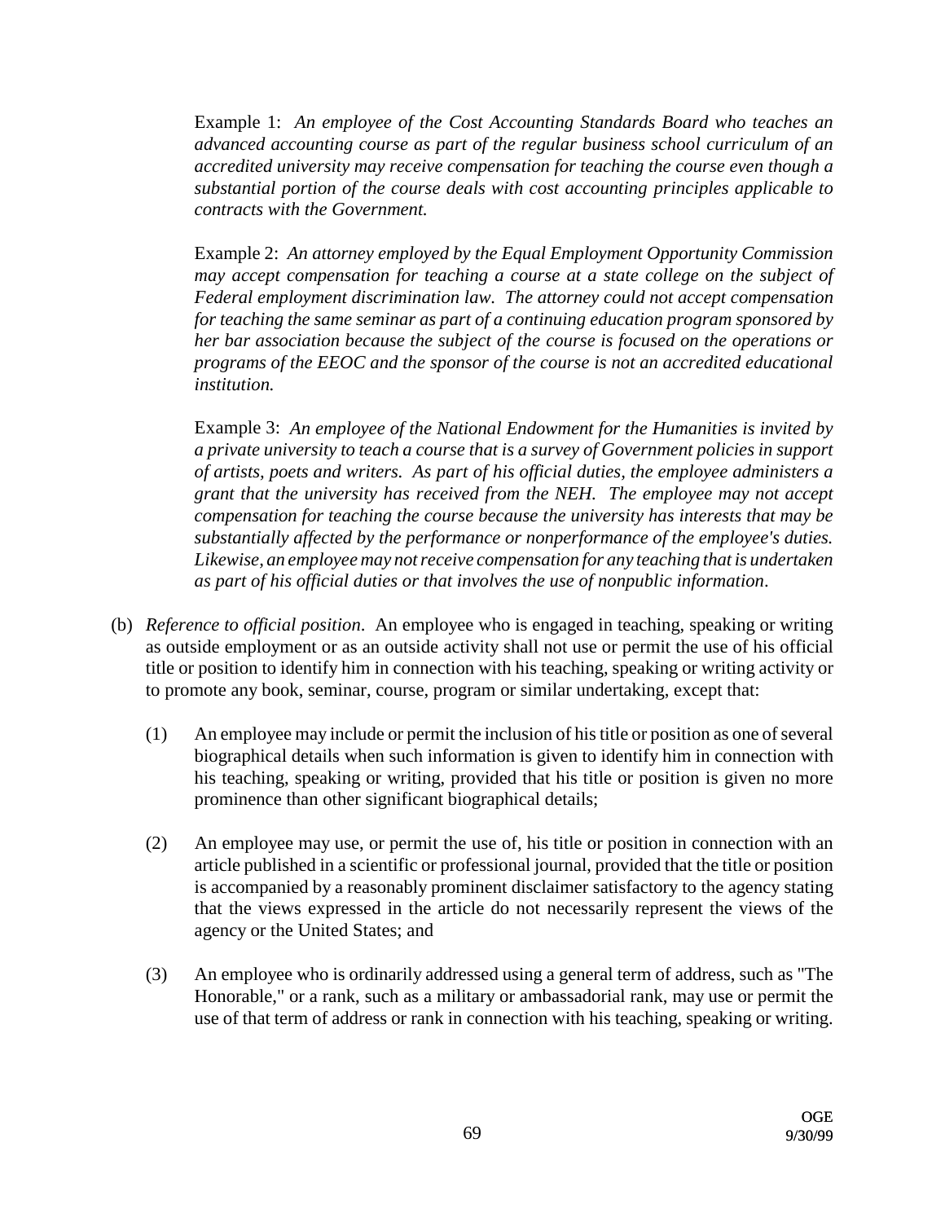Example 1: *An employee of the Cost Accounting Standards Board who teaches an advanced accounting course as part of the regular business school curriculum of an accredited university may receive compensation for teaching the course even though a substantial portion of the course deals with cost accounting principles applicable to contracts with the Government.*

Example 2: *An attorney employed by the Equal Employment Opportunity Commission may accept compensation for teaching a course at a state college on the subject of Federal employment discrimination law. The attorney could not accept compensation for teaching the same seminar as part of a continuing education program sponsored by her bar association because the subject of the course is focused on the operations or programs of the EEOC and the sponsor of the course is not an accredited educational institution.*

Example 3: *An employee of the National Endowment for the Humanities is invited by a private university to teach a course that is a survey of Government policies in support of artists, poets and writers. As part of his official duties, the employee administers a grant that the university has received from the NEH. The employee may not accept compensation for teaching the course because the university has interests that may be substantially affected by the performance or nonperformance of the employee's duties. Likewise, an employee may not receive compensation for any teaching that is undertaken as part of his official duties or that involves the use of nonpublic information.*

(b) *Reference to official position*. An employee who is engaged in teaching, speaking or writing as outside employment or as an outside activity shall not use or permit the use of his official title or position to identify him in connection with his teaching, speaking or writing activity or to promote any book, seminar, course, program or similar undertaking, except that:

(1) An employee may include or permit the inclusion of his title or position as one of several biographical details when such information is given to identify him in connection with his teaching, speaking or writing, provided that his title or position is given no more prominence than other significant biographical details;

(2) An employee may use, or permit the use of, his title or position in connection with an article published in a scientific or professional journal, provided that the title or position is accompanied by a reasonably prominent disclaimer satisfactory to the agency stating that the views expressed in the article do not necessarily represent the views of the agency or the United States; and

(3) An employee who is ordinarily addressed using a general term of address, such as "The Honorable," or a rank, such as a military or ambassadorial rank, may use or permit the use of that term of address or rank in connection with his teaching, speaking or writing.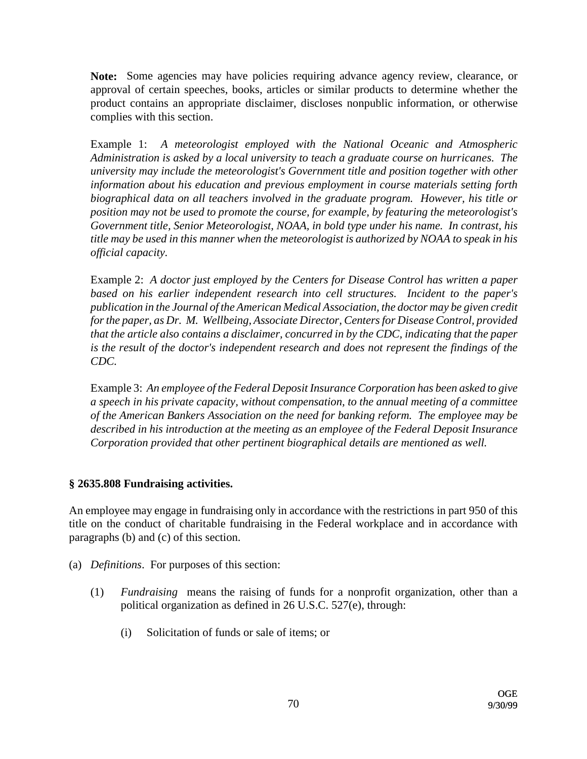**Note:** Some agencies may have policies requiring advance agency review, clearance, or approval of certain speeches, books, articles or similar products to determine whether the product contains an appropriate disclaimer, discloses nonpublic information, or otherwise complies with this section.

Example 1: *A meteorologist employed with the National Oceanic and Atmospheric Administration is asked by a local university to teach a graduate course on hurricanes. The university may include the meteorologist's Government title and position together with other information about his education and previous employment in course materials setting forth biographical data on all teachers involved in the graduate program. However, his title or position may not be used to promote the course, for example, by featuring the meteorologist's Government title, Senior Meteorologist, NOAA, in bold type under his name. In contrast, his title may be used in this manner when the meteorologist is authorized by NOAA to speak in his official capacity.*

Example 2: *A doctor just employed by the Centers for Disease Control has written a paper based on his earlier independent research into cell structures. Incident to the paper's publication in the Journal of the American Medical Association, the doctor may be given credit for the paper, as Dr. M. Wellbeing, Associate Director, Centers for Disease Control, provided that the article also contains a disclaimer, concurred in by the CDC, indicating that the paper is the result of the doctor's independent research and does not represent the findings of the CDC.*

Example 3: *An employee of the Federal Deposit Insurance Corporation has been asked to give a speech in his private capacity, without compensation, to the annual meeting of a committee of the American Bankers Association on the need for banking reform. The employee may be described in his introduction at the meeting as an employee of the Federal Deposit Insurance Corporation provided that other pertinent biographical details are mentioned as well.*

### § 2635.808 Fundraising activities.

An employee may engage in fundraising only in accordance with the restrictions in part 950 of this title on the conduct of charitable fundraising in the Federal workplace and in accordance with paragraphs (b) and (c) of this section.

(a) *Definitions*. For purposes of this section:

   (1) *Fundraising* means the raising of funds for a nonprofit organization, other than a political organization as defined in 26 U.S.C. 527(e), through:

      (i) Solicitation of funds or sale of items; or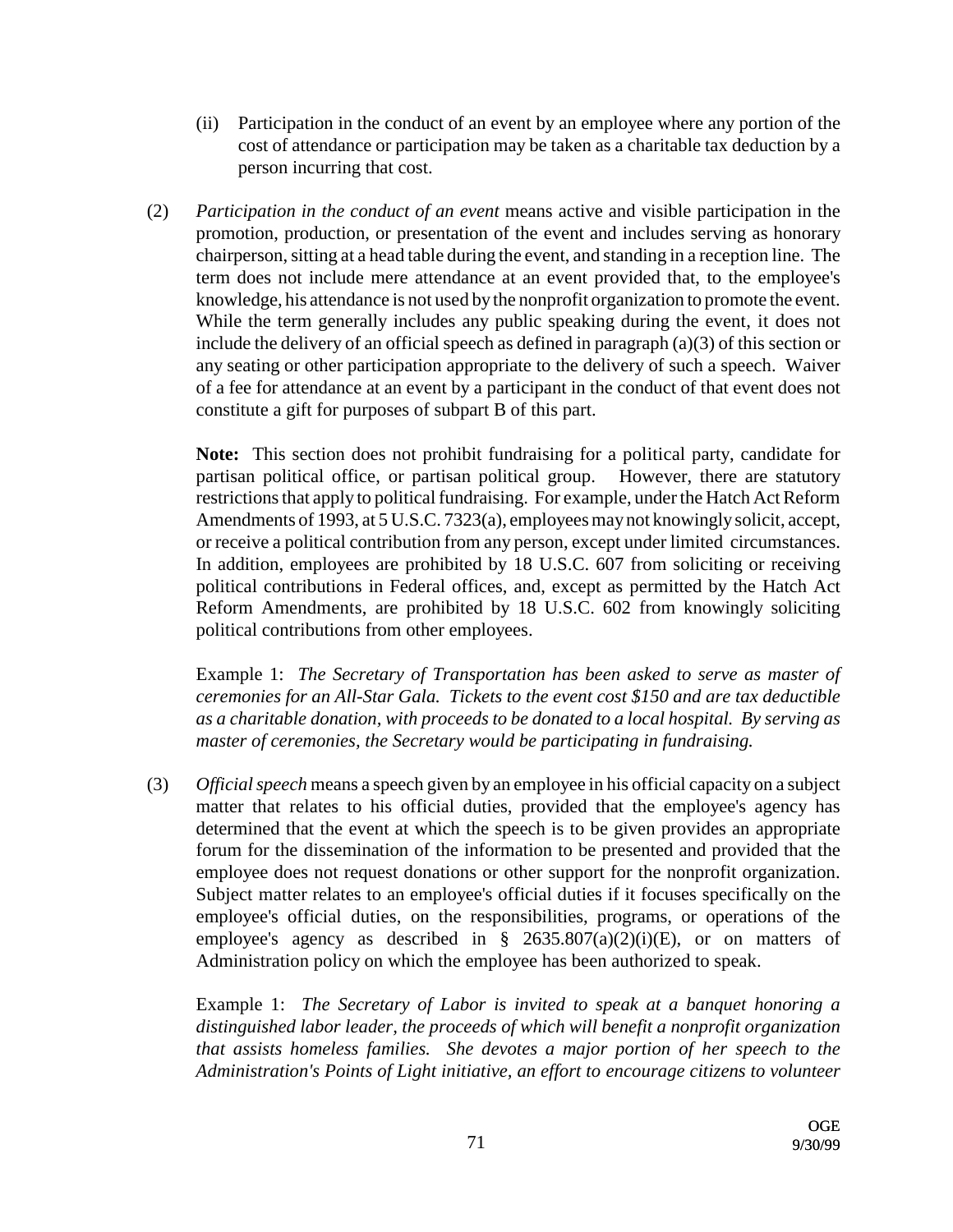(ii) Participation in the conduct of an event by an employee where any portion of the cost of attendance or participation may be taken as a charitable tax deduction by a person incurring that cost.

(2) *Participation in the conduct of an event* means active and visible participation in the promotion, production, or presentation of the event and includes serving as honorary chairperson, sitting at a head table during the event, and standing in a reception line. The term does not include mere attendance at an event provided that, to the employee's knowledge, his attendance is not used by the nonprofit organization to promote the event. While the term generally includes any public speaking during the event, it does not include the delivery of an official speech as defined in paragraph (a)(3) of this section or any seating or other participation appropriate to the delivery of such a speech. Waiver of a fee for attendance at an event by a participant in the conduct of that event does not constitute a gift for purposes of subpart B of this part.

**Note:** This section does not prohibit fundraising for a political party, candidate for partisan political office, or partisan political group. However, there are statutory restrictions that apply to political fundraising. For example, under the Hatch Act Reform Amendments of 1993, at 5 U.S.C. 7323(a), employees may not knowingly solicit, accept, or receive a political contribution from any person, except under limited circumstances. In addition, employees are prohibited by 18 U.S.C. 607 from soliciting or receiving political contributions in Federal offices, and, except as permitted by the Hatch Act Reform Amendments, are prohibited by 18 U.S.C. 602 from knowingly soliciting political contributions from other employees.

Example 1: *The Secretary of Transportation has been asked to serve as master of ceremonies for an All-Star Gala. Tickets to the event cost $150 and are tax deductible as a charitable donation, with proceeds to be donated to a local hospital. By serving as master of ceremonies, the Secretary would be participating in fundraising.*

(3) *Official speech* means a speech given by an employee in his official capacity on a subject matter that relates to his official duties, provided that the employee's agency has determined that the event at which the speech is to be given provides an appropriate forum for the dissemination of the information to be presented and provided that the employee does not request donations or other support for the nonprofit organization. Subject matter relates to an employee's official duties if it focuses specifically on the employee's official duties, on the responsibilities, programs, or operations of the employee's agency as described in § 2635.807(a)(2)(i)(E), or on matters of Administration policy on which the employee has been authorized to speak.

Example 1: *The Secretary of Labor is invited to speak at a banquet honoring a distinguished labor leader, the proceeds of which will benefit a nonprofit organization that assists homeless families. She devotes a major portion of her speech to the Administration's Points of Light initiative, an effort to encourage citizens to volunteer*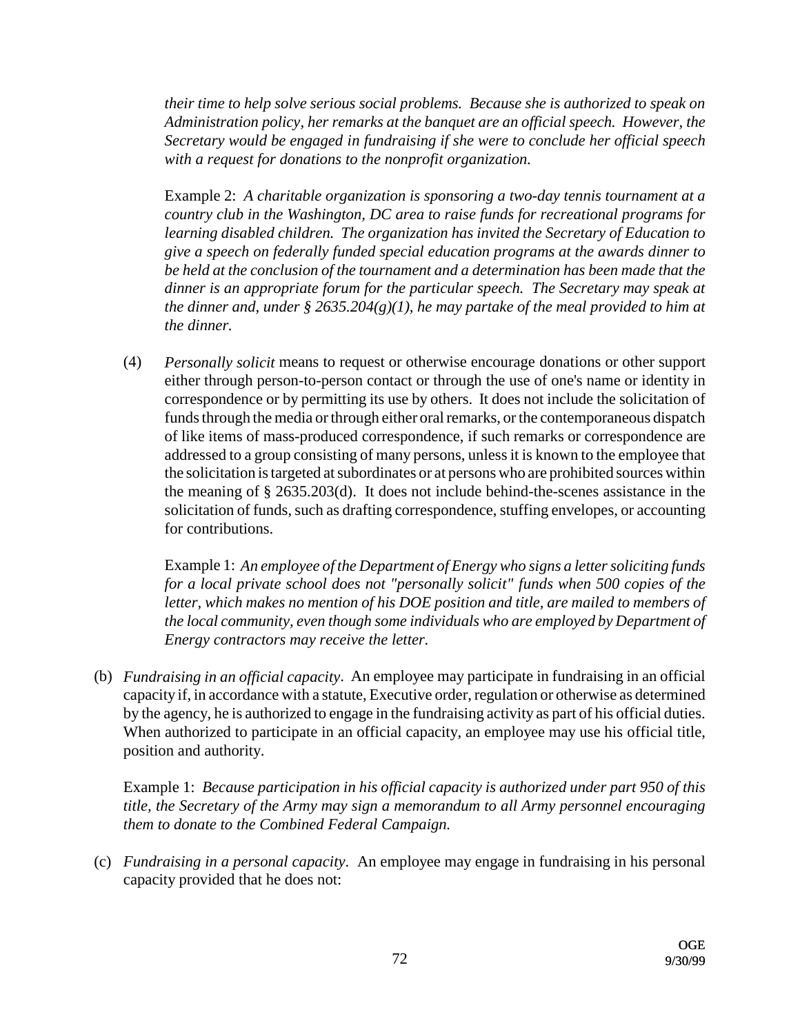*their time to help solve serious social problems. Because she is authorized to speak on Administration policy, her remarks at the banquet are an official speech. However, the Secretary would be engaged in fundraising if she were to conclude her official speech with a request for donations to the nonprofit organization.*

Example 2: *A charitable organization is sponsoring a two-day tennis tournament at a country club in the Washington, DC area to raise funds for recreational programs for learning disabled children. The organization has invited the Secretary of Education to give a speech on federally funded special education programs at the awards dinner to be held at the conclusion of the tournament and a determination has been made that the dinner is an appropriate forum for the particular speech. The Secretary may speak at the dinner and, under § 2635.204(g)(1), he may partake of the meal provided to him at the dinner.*

(4) *Personally solicit* means to request or otherwise encourage donations or other support either through person-to-person contact or through the use of one's name or identity in correspondence or by permitting its use by others. It does not include the solicitation of funds through the media or through either oral remarks, or the contemporaneous dispatch of like items of mass-produced correspondence, if such remarks or correspondence are addressed to a group consisting of many persons, unless it is known to the employee that the solicitation is targeted at subordinates or at persons who are prohibited sources within the meaning of § 2635.203(d). It does not include behind-the-scenes assistance in the solicitation of funds, such as drafting correspondence, stuffing envelopes, or accounting for contributions.

Example 1: *An employee of the Department of Energy who signs a letter soliciting funds for a local private school does not "personally solicit" funds when 500 copies of the letter, which makes no mention of his DOE position and title, are mailed to members of the local community, even though some individuals who are employed by Department of Energy contractors may receive the letter.*

(b) *Fundraising in an official capacity*. An employee may participate in fundraising in an official capacity if, in accordance with a statute, Executive order, regulation or otherwise as determined by the agency, he is authorized to engage in the fundraising activity as part of his official duties. When authorized to participate in an official capacity, an employee may use his official title, position and authority.

Example 1: *Because participation in his official capacity is authorized under part 950 of this title, the Secretary of the Army may sign a memorandum to all Army personnel encouraging them to donate to the Combined Federal Campaign.*

(c) *Fundraising in a personal capacity*. An employee may engage in fundraising in his personal capacity provided that he does not: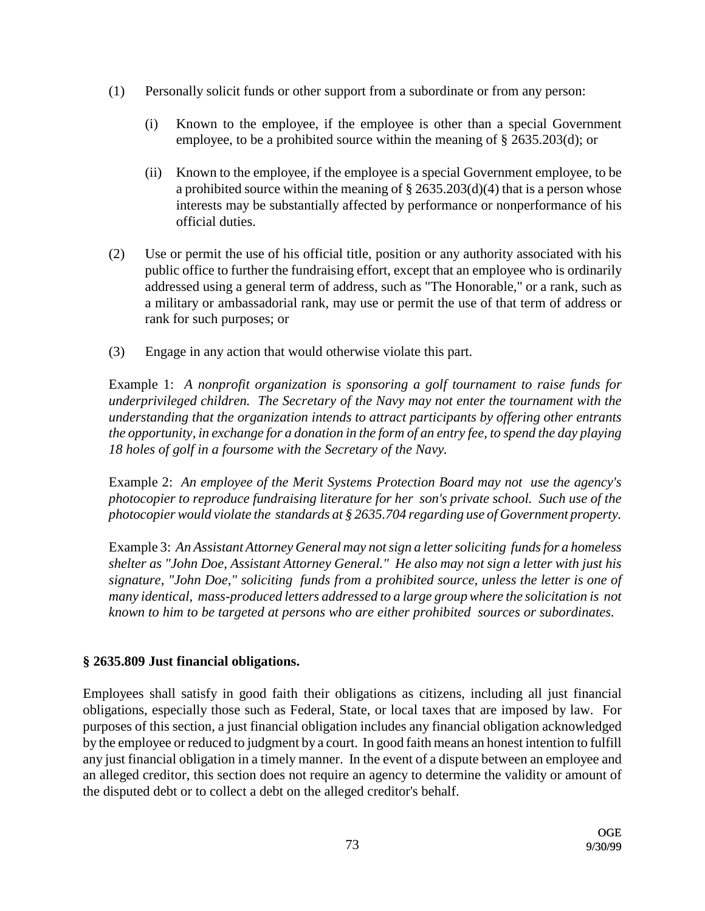(1) Personally solicit funds or other support from a subordinate or from any person:

   (i) Known to the employee, if the employee is other than a special Government employee, to be a prohibited source within the meaning of § 2635.203(d); or

   (ii) Known to the employee, if the employee is a special Government employee, to be a prohibited source within the meaning of § 2635.203(d)(4) that is a person whose interests may be substantially affected by performance or nonperformance of his official duties.

(2) Use or permit the use of his official title, position or any authority associated with his public office to further the fundraising effort, except that an employee who is ordinarily addressed using a general term of address, such as "The Honorable," or a rank, such as a military or ambassadorial rank, may use or permit the use of that term of address or rank for such purposes; or

(3) Engage in any action that would otherwise violate this part.

Example 1: *A nonprofit organization is sponsoring a golf tournament to raise funds for underprivileged children. The Secretary of the Navy may not enter the tournament with the understanding that the organization intends to attract participants by offering other entrants the opportunity, in exchange for a donation in the form of an entry fee, to spend the day playing 18 holes of golf in a foursome with the Secretary of the Navy.*

Example 2: *An employee of the Merit Systems Protection Board may not use the agency's photocopier to reproduce fundraising literature for her son's private school. Such use of the photocopier would violate the standards at § 2635.704 regarding use of Government property.*

Example 3: *An Assistant Attorney General may not sign a letter soliciting funds for a homeless shelter as "John Doe, Assistant Attorney General." He also may not sign a letter with just his signature, "John Doe," soliciting funds from a prohibited source, unless the letter is one of many identical, mass-produced letters addressed to a large group where the solicitation is not known to him to be targeted at persons who are either prohibited sources or subordinates.*

**§ 2635.809 Just financial obligations.**

Employees shall satisfy in good faith their obligations as citizens, including all just financial obligations, especially those such as Federal, State, or local taxes that are imposed by law. For purposes of this section, a just financial obligation includes any financial obligation acknowledged by the employee or reduced to judgment by a court. In good faith means an honest intention to fulfill any just financial obligation in a timely manner. In the event of a dispute between an employee and an alleged creditor, this section does not require an agency to determine the validity or amount of the disputed debt or to collect a debt on the alleged creditor's behalf.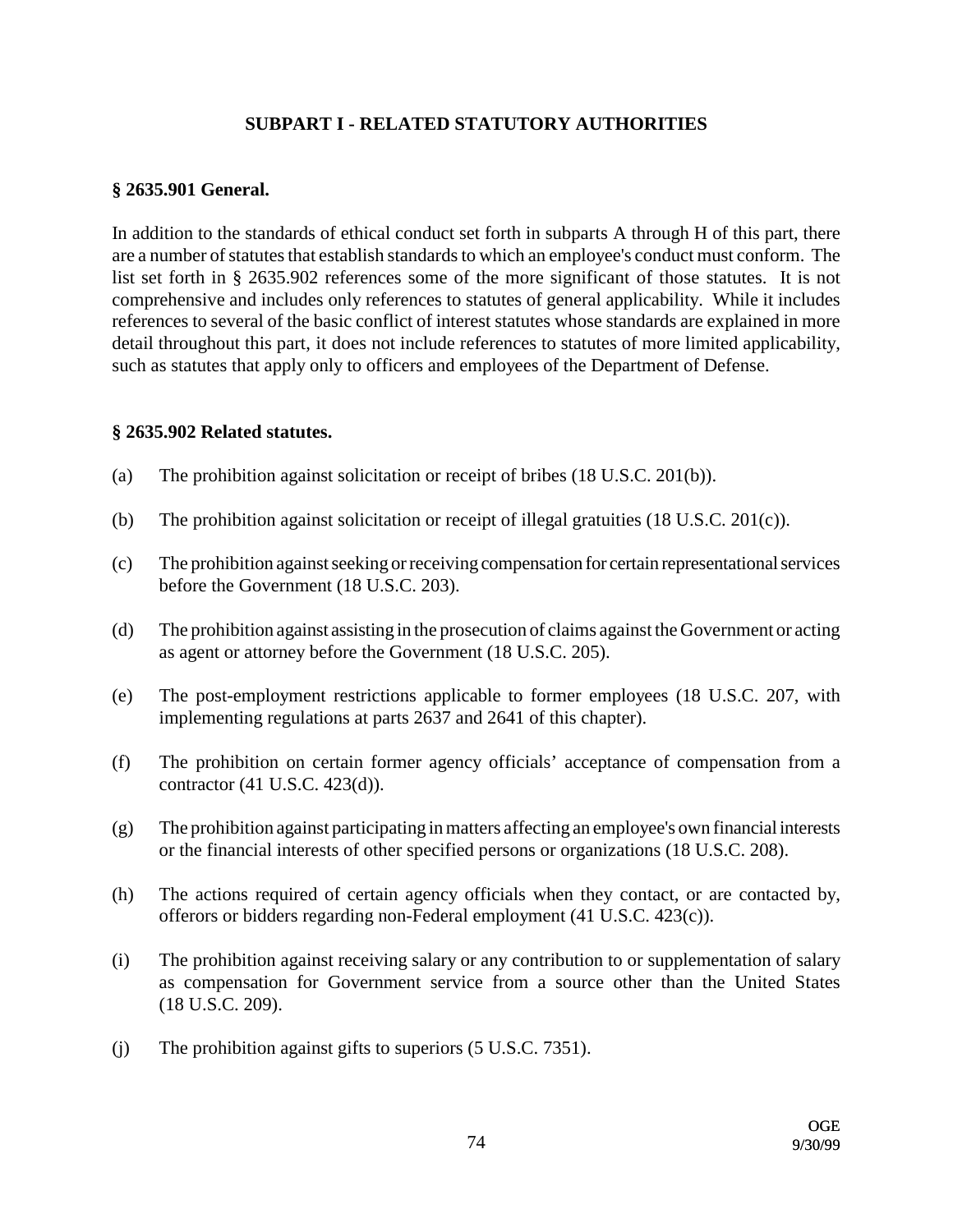## SUBPART I - RELATED STATUTORY AUTHORITIES

### § 2635.901 General.

In addition to the standards of ethical conduct set forth in subparts A through H of this part, there are a number of statutes that establish standards to which an employee's conduct must conform. The list set forth in § 2635.902 references some of the more significant of those statutes. It is not comprehensive and includes only references to statutes of general applicability. While it includes references to several of the basic conflict of interest statutes whose standards are explained in more detail throughout this part, it does not include references to statutes of more limited applicability, such as statutes that apply only to officers and employees of the Department of Defense.

### § 2635.902 Related statutes.

(a) The prohibition against solicitation or receipt of bribes (18 U.S.C. 201(b)).

(b) The prohibition against solicitation or receipt of illegal gratuities (18 U.S.C. 201(c)).

(c) The prohibition against seeking or receiving compensation for certain representational services before the Government (18 U.S.C. 203).

(d) The prohibition against assisting in the prosecution of claims against the Government or acting as agent or attorney before the Government (18 U.S.C. 205).

(e) The post-employment restrictions applicable to former employees (18 U.S.C. 207, with implementing regulations at parts 2637 and 2641 of this chapter).

(f) The prohibition on certain former agency officials' acceptance of compensation from a contractor (41 U.S.C. 423(d)).

(g) The prohibition against participating in matters affecting an employee's own financial interests or the financial interests of other specified persons or organizations (18 U.S.C. 208).

(h) The actions required of certain agency officials when they contact, or are contacted by, offerors or bidders regarding non-Federal employment (41 U.S.C. 423(c)).

(i) The prohibition against receiving salary or any contribution to or supplementation of salary as compensation for Government service from a source other than the United States (18 U.S.C. 209).

(j) The prohibition against gifts to superiors (5 U.S.C. 7351).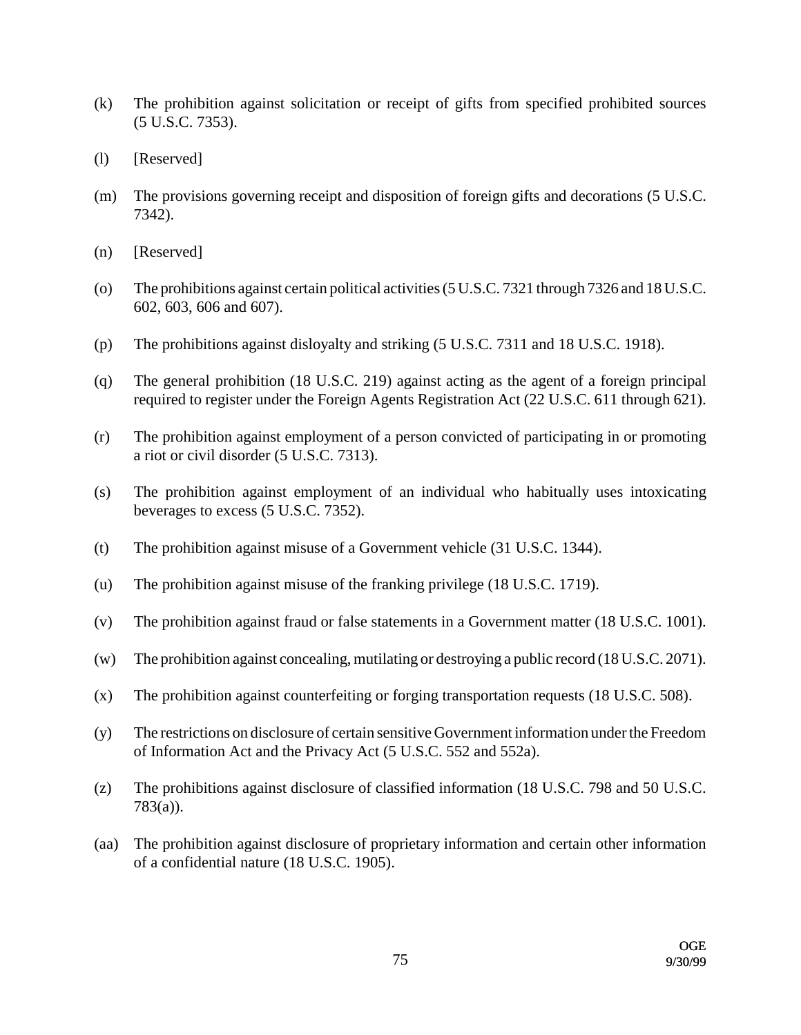(k) The prohibition against solicitation or receipt of gifts from specified prohibited sources (5 U.S.C. 7353).

(l) [Reserved]

(m) The provisions governing receipt and disposition of foreign gifts and decorations (5 U.S.C. 7342).

(n) [Reserved]

(o) The prohibitions against certain political activities (5 U.S.C. 7321 through 7326 and 18 U.S.C. 602, 603, 606 and 607).

(p) The prohibitions against disloyalty and striking (5 U.S.C. 7311 and 18 U.S.C. 1918).

(q) The general prohibition (18 U.S.C. 219) against acting as the agent of a foreign principal required to register under the Foreign Agents Registration Act (22 U.S.C. 611 through 621).

(r) The prohibition against employment of a person convicted of participating in or promoting a riot or civil disorder (5 U.S.C. 7313).

(s) The prohibition against employment of an individual who habitually uses intoxicating beverages to excess (5 U.S.C. 7352).

(t) The prohibition against misuse of a Government vehicle (31 U.S.C. 1344).

(u) The prohibition against misuse of the franking privilege (18 U.S.C. 1719).

(v) The prohibition against fraud or false statements in a Government matter (18 U.S.C. 1001).

(w) The prohibition against concealing, mutilating or destroying a public record (18 U.S.C. 2071).

(x) The prohibition against counterfeiting or forging transportation requests (18 U.S.C. 508).

(y) The restrictions on disclosure of certain sensitive Government information under the Freedom of Information Act and the Privacy Act (5 U.S.C. 552 and 552a).

(z) The prohibitions against disclosure of classified information (18 U.S.C. 798 and 50 U.S.C. 783(a)).

(aa) The prohibition against disclosure of proprietary information and certain other information of a confidential nature (18 U.S.C. 1905).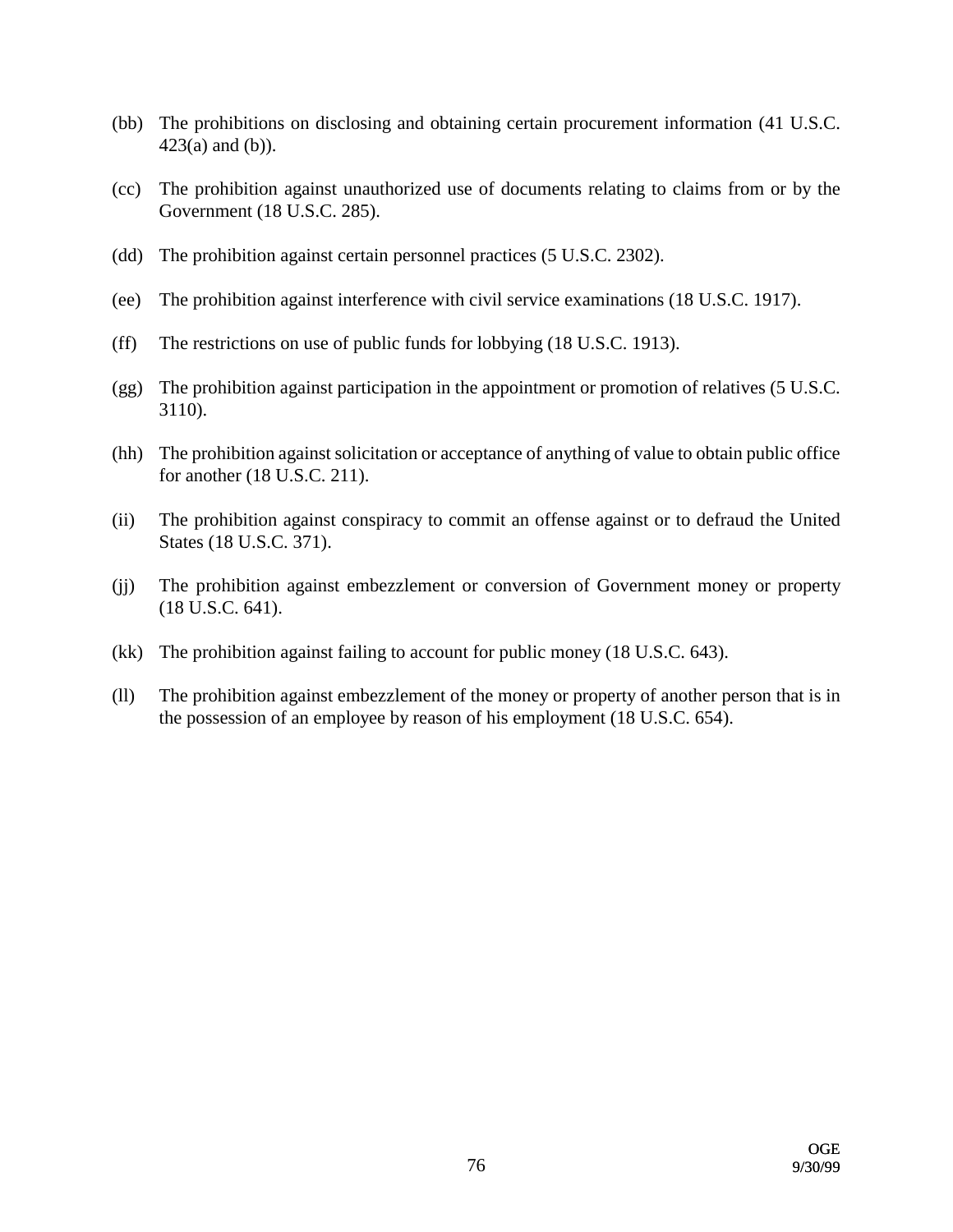(bb) The prohibitions on disclosing and obtaining certain procurement information (41 U.S.C. 423(a) and (b)).

(cc) The prohibition against unauthorized use of documents relating to claims from or by the Government (18 U.S.C. 285).

(dd) The prohibition against certain personnel practices (5 U.S.C. 2302).

(ee) The prohibition against interference with civil service examinations (18 U.S.C. 1917).

(ff) The restrictions on use of public funds for lobbying (18 U.S.C. 1913).

(gg) The prohibition against participation in the appointment or promotion of relatives (5 U.S.C. 3110).

(hh) The prohibition against solicitation or acceptance of anything of value to obtain public office for another (18 U.S.C. 211).

(ii) The prohibition against conspiracy to commit an offense against or to defraud the United States (18 U.S.C. 371).

(jj) The prohibition against embezzlement or conversion of Government money or property (18 U.S.C. 641).

(kk) The prohibition against failing to account for public money (18 U.S.C. 643).

(ll) The prohibition against embezzlement of the money or property of another person that is in the possession of an employee by reason of his employment (18 U.S.C. 654).